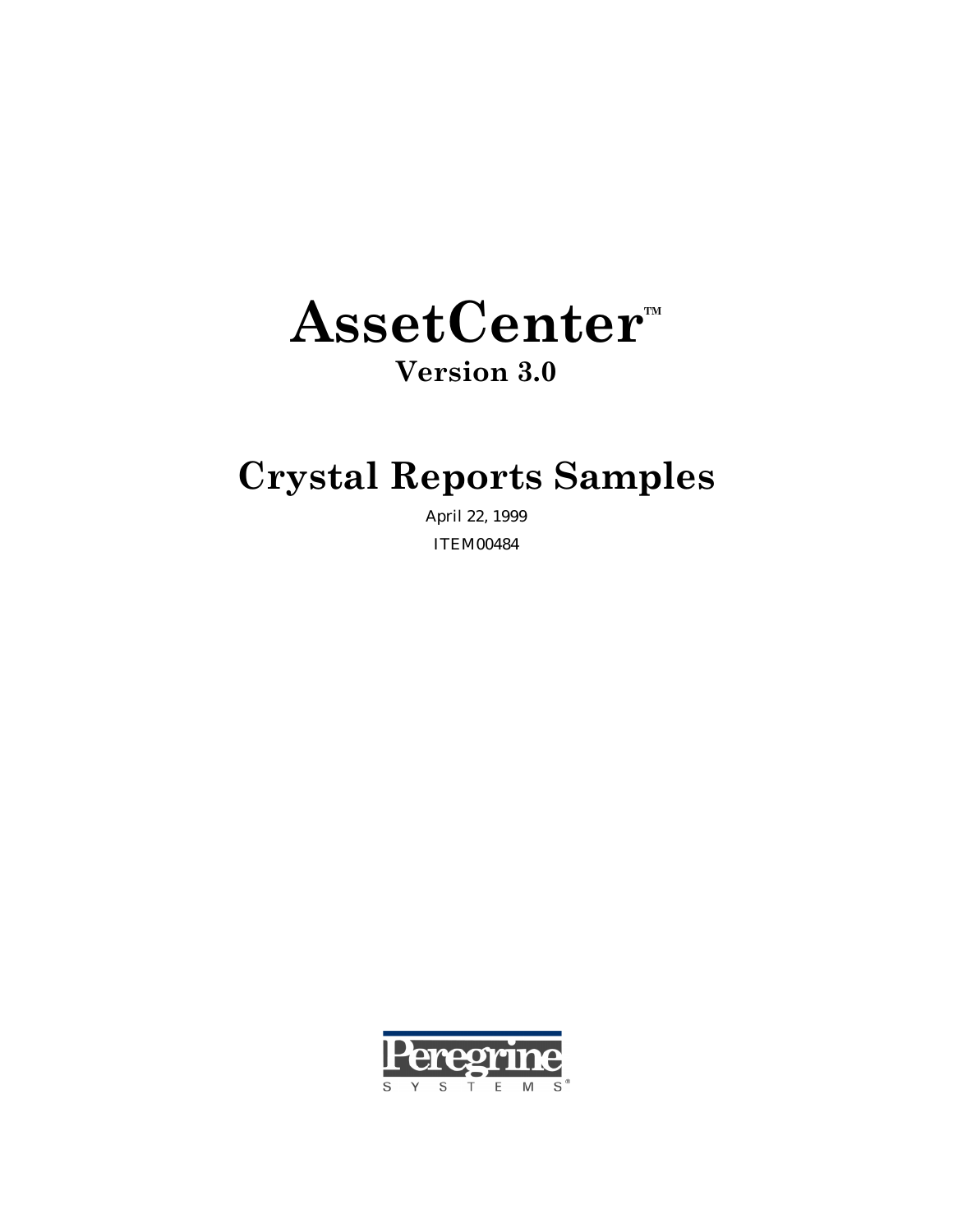# AssetCenter™

## Version 3.0

# Crystal Reports Samples

April 22, 1999

ITEM00484

Peregrine
SYSTEMS®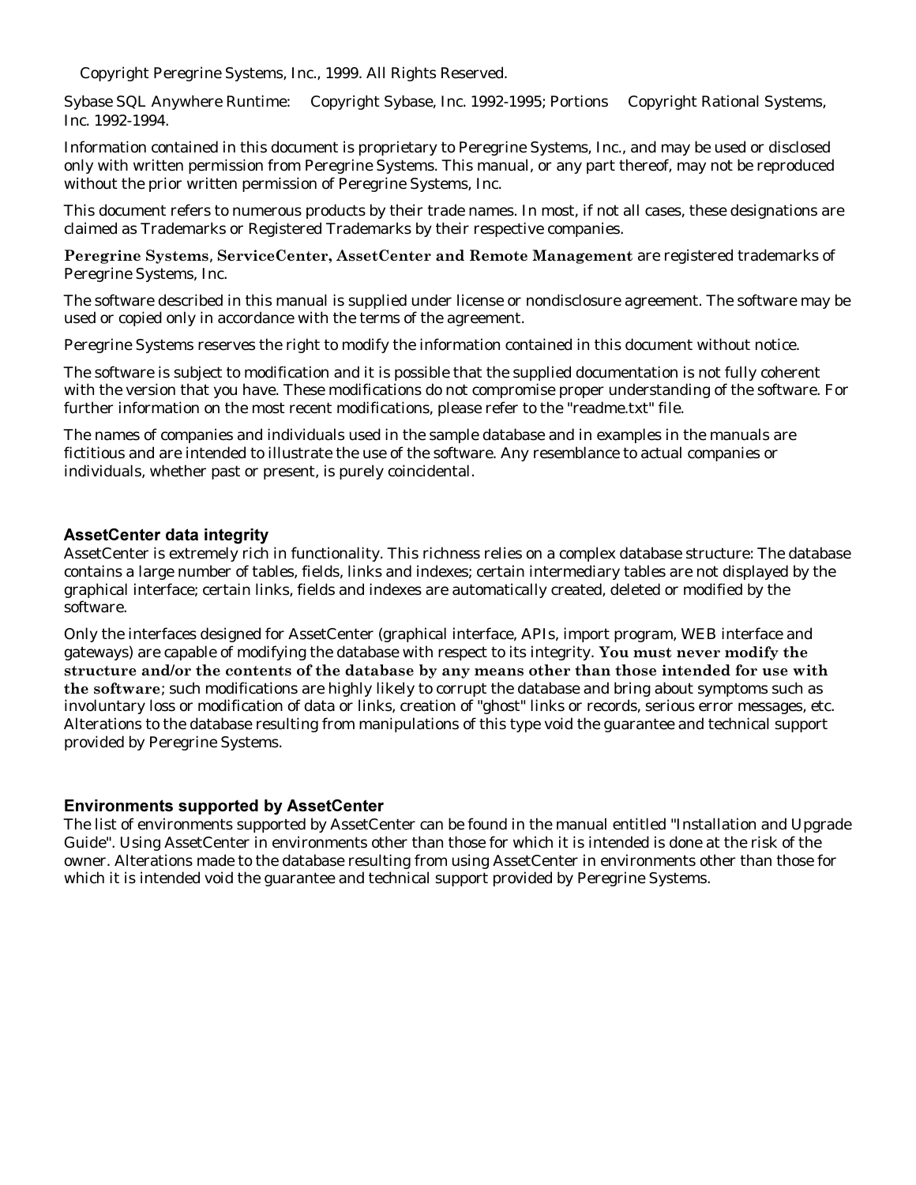Copyright Peregrine Systems, Inc., 1999. All Rights Reserved.

Sybase SQL Anywhere Runtime: Copyright Sybase, Inc. 1992-1995; Portions Copyright Rational Systems, Inc. 1992-1994.

Information contained in this document is proprietary to Peregrine Systems, Inc., and may be used or disclosed only with written permission from Peregrine Systems. This manual, or any part thereof, may not be reproduced without the prior written permission of Peregrine Systems, Inc.

This document refers to numerous products by their trade names. In most, if not all cases, these designations are claimed as Trademarks or Registered Trademarks by their respective companies.

**Peregrine Systems**, **ServiceCenter, AssetCenter and Remote Management** are registered trademarks of Peregrine Systems, Inc.

The software described in this manual is supplied under license or nondisclosure agreement. The software may be used or copied only in accordance with the terms of the agreement.

Peregrine Systems reserves the right to modify the information contained in this document without notice.

The software is subject to modification and it is possible that the supplied documentation is not fully coherent with the version that you have. These modifications do not compromise proper understanding of the software. For further information on the most recent modifications, please refer to the "readme.txt" file.

The names of companies and individuals used in the sample database and in examples in the manuals are fictitious and are intended to illustrate the use of the software. Any resemblance to actual companies or individuals, whether past or present, is purely coincidental.

### AssetCenter data integrity

AssetCenter is extremely rich in functionality. This richness relies on a complex database structure: The database contains a large number of tables, fields, links and indexes; certain intermediary tables are not displayed by the graphical interface; certain links, fields and indexes are automatically created, deleted or modified by the software.

Only the interfaces designed for AssetCenter (graphical interface, APIs, import program, WEB interface and gateways) are capable of modifying the database with respect to its integrity. **You must never modify the structure and/or the contents of the database by any means other than those intended for use with the software**; such modifications are highly likely to corrupt the database and bring about symptoms such as involuntary loss or modification of data or links, creation of "ghost" links or records, serious error messages, etc. Alterations to the database resulting from manipulations of this type void the guarantee and technical support provided by Peregrine Systems.

### Environments supported by AssetCenter

The list of environments supported by AssetCenter can be found in the manual entitled "Installation and Upgrade Guide". Using AssetCenter in environments other than those for which it is intended is done at the risk of the owner. Alterations made to the database resulting from using AssetCenter in environments other than those for which it is intended void the guarantee and technical support provided by Peregrine Systems.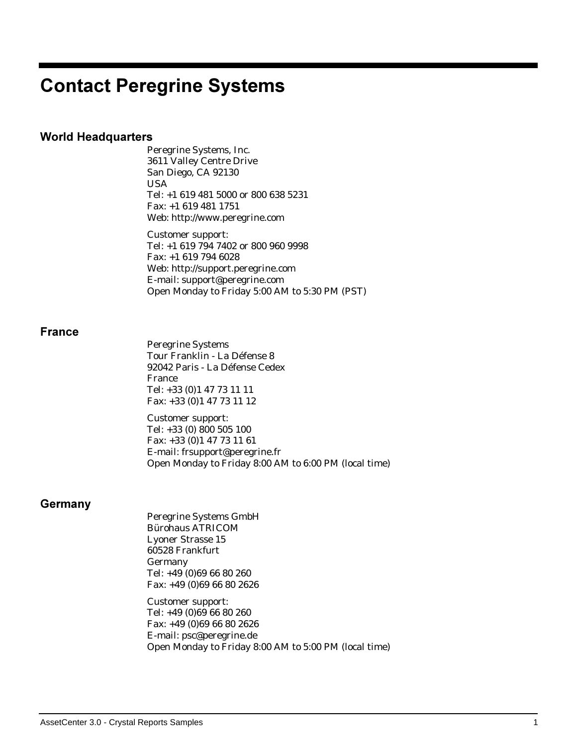# Contact Peregrine Systems

## World Headquarters

Peregrine Systems, Inc.
3611 Valley Centre Drive
San Diego, CA 92130
USA
Tel: +1 619 481 5000 or 800 638 5231
Fax: +1 619 481 1751
Web: http://www.peregrine.com

Customer support:
Tel: +1 619 794 7402 or 800 960 9998
Fax: +1 619 794 6028
Web: http://support.peregrine.com
E-mail: support@peregrine.com
Open Monday to Friday 5:00 AM to 5:30 PM (PST)

## France

Peregrine Systems
Tour Franklin - La Défense 8
92042 Paris - La Défense Cedex
France
Tel: +33 (0)1 47 73 11 11
Fax: +33 (0)1 47 73 11 12

Customer support:
Tel: +33 (0) 800 505 100
Fax: +33 (0)1 47 73 11 61
E-mail: frsupport@peregrine.fr
Open Monday to Friday 8:00 AM to 6:00 PM (local time)

## Germany

Peregrine Systems GmbH
Bürohaus ATRICOM
Lyoner Strasse 15
60528 Frankfurt
Germany
Tel: +49 (0)69 66 80 260
Fax: +49 (0)69 66 80 2626

Customer support:
Tel: +49 (0)69 66 80 260
Fax: +49 (0)69 66 80 2626
E-mail: psc@peregrine.de
Open Monday to Friday 8:00 AM to 5:00 PM (local time)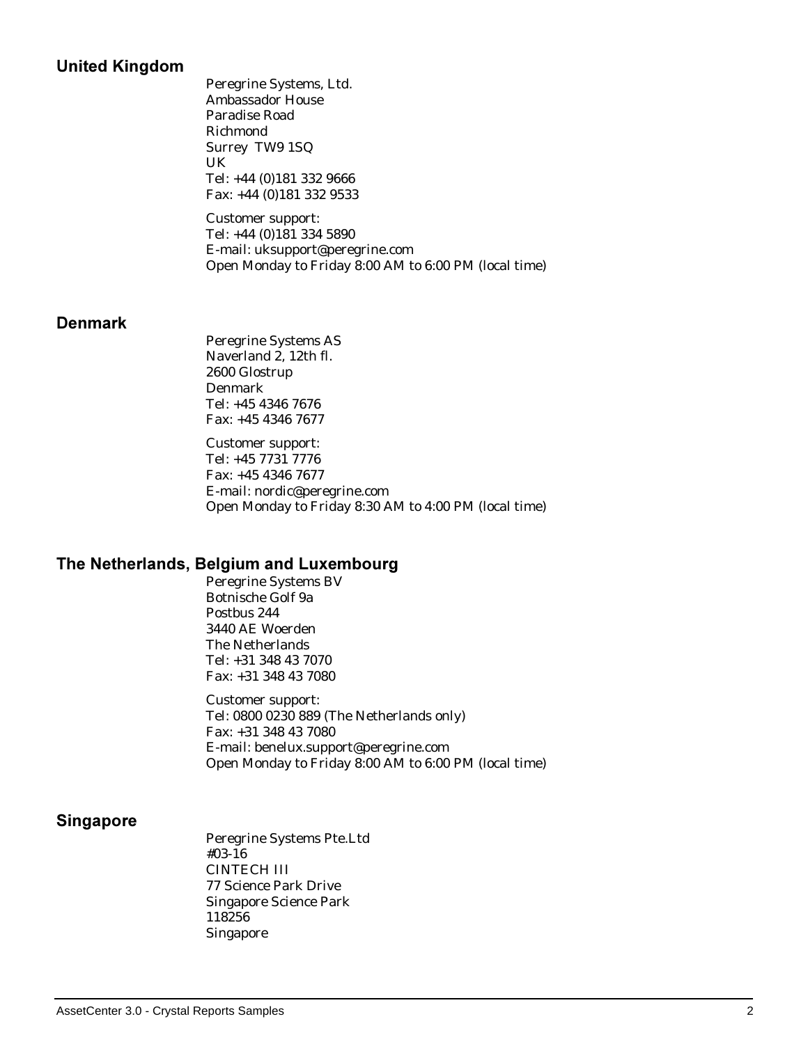## United Kingdom

Peregrine Systems, Ltd.
Ambassador House
Paradise Road
Richmond
Surrey TW9 1SQ
UK
Tel: +44 (0)181 332 9666
Fax: +44 (0)181 332 9533

Customer support:
Tel: +44 (0)181 334 5890
E-mail: uksupport@peregrine.com
Open Monday to Friday 8:00 AM to 6:00 PM (local time)

## Denmark

Peregrine Systems AS
Naverland 2, 12th fl.
2600 Glostrup
Denmark
Tel: +45 4346 7676
Fax: +45 4346 7677

Customer support:
Tel: +45 7731 7776
Fax: +45 4346 7677
E-mail: nordic@peregrine.com
Open Monday to Friday 8:30 AM to 4:00 PM (local time)

## The Netherlands, Belgium and Luxembourg

Peregrine Systems BV
Botnische Golf 9a
Postbus 244
3440 AE Woerden
The Netherlands
Tel: +31 348 43 7070
Fax: +31 348 43 7080

Customer support:
Tel: 0800 0230 889 (The Netherlands only)
Fax: +31 348 43 7080
E-mail: benelux.support@peregrine.com
Open Monday to Friday 8:00 AM to 6:00 PM (local time)

## Singapore

Peregrine Systems Pte.Ltd
#03-16
CINTECH III
77 Science Park Drive
Singapore Science Park
118256
Singapore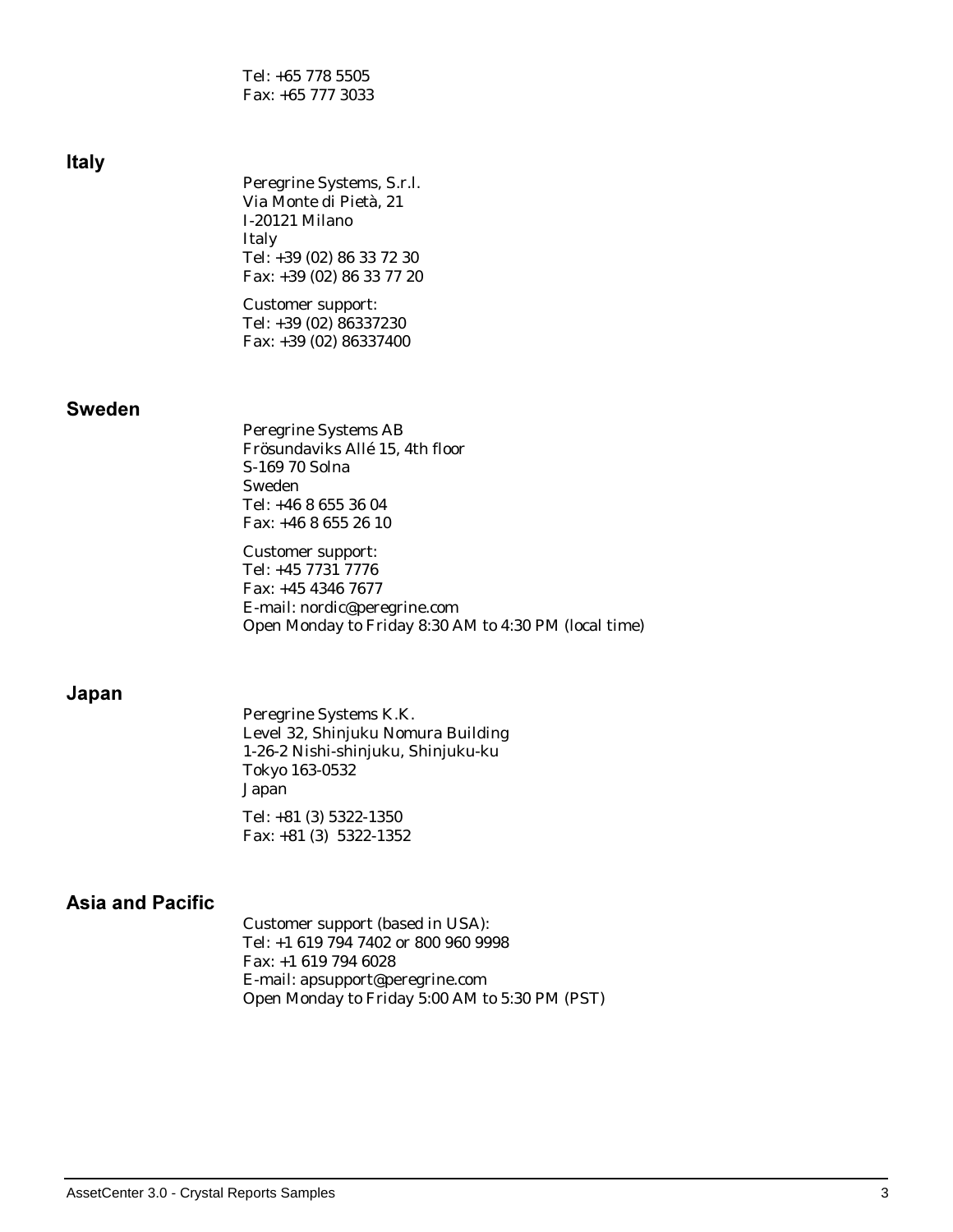Tel: +65 778 5505
Fax: +65 777 3033

## Italy

Peregrine Systems, S.r.l.
Via Monte di Pietà, 21
I-20121 Milano
Italy
Tel: +39 (02) 86 33 72 30
Fax: +39 (02) 86 33 77 20

Customer support:
Tel: +39 (02) 86337230
Fax: +39 (02) 86337400

## Sweden

Peregrine Systems AB
Frösundaviks Allé 15, 4th floor
S-169 70 Solna
Sweden
Tel: +46 8 655 36 04
Fax: +46 8 655 26 10

Customer support:
Tel: +45 7731 7776
Fax: +45 4346 7677
E-mail: nordic@peregrine.com
Open Monday to Friday 8:30 AM to 4:30 PM (local time)

## Japan

Peregrine Systems K.K.
Level 32, Shinjuku Nomura Building
1-26-2 Nishi-shinjuku, Shinjuku-ku
Tokyo 163-0532
Japan

Tel: +81 (3) 5322-1350
Fax: +81 (3) 5322-1352

## Asia and Pacific

Customer support (based in USA):
Tel: +1 619 794 7402 or 800 960 9998
Fax: +1 619 794 6028
E-mail: apsupport@peregrine.com
Open Monday to Friday 5:00 AM to 5:30 PM (PST)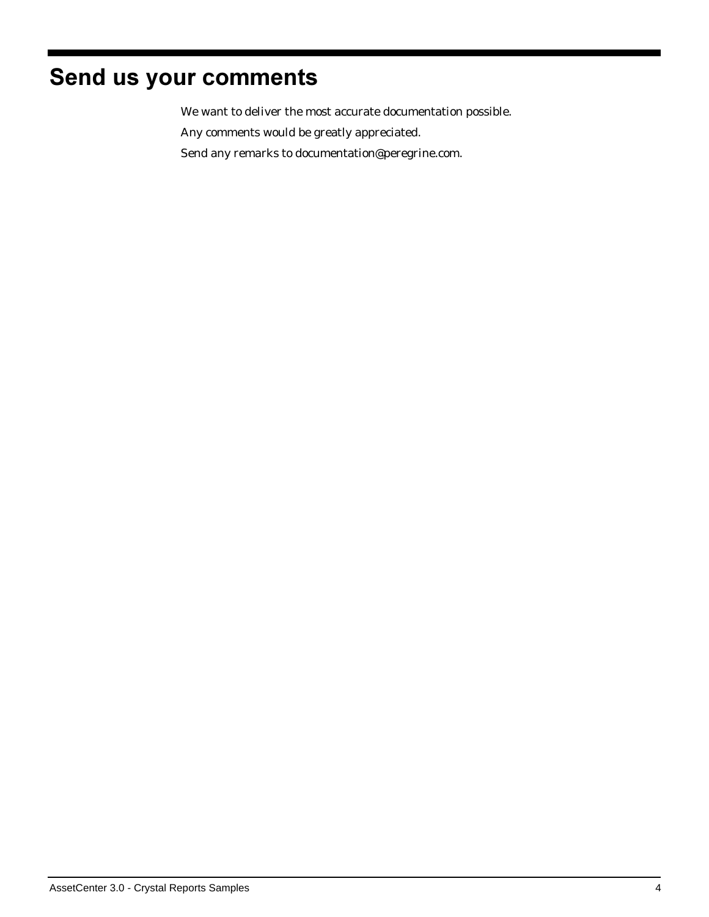# Send us your comments

We want to deliver the most accurate documentation possible.

Any comments would be greatly appreciated.

Send any remarks to documentation@peregrine.com.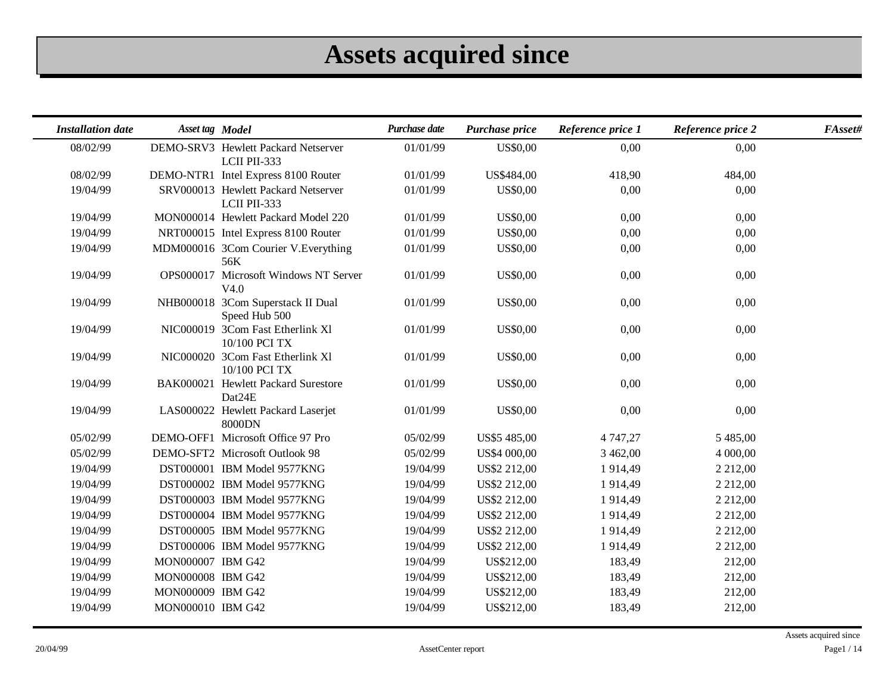# Assets acquired since

| Installation date | Asset tag | Model | Purchase date | Purchase price | Reference price 1 | Reference price 2 | FAsset# |
|---|---|---|---|---|---|---|---|
| 08/02/99 | DEMO-SRV3 | Hewlett Packard Netserver LCII PII-333 | 01/01/99 | US$0,00 | 0,00 | 0,00 | |
| 08/02/99 | DEMO-NTR1 | Intel Express 8100 Router | 01/01/99 | US$484,00 | 418,90 | 484,00 | |
| 19/04/99 | SRV000013 | Hewlett Packard Netserver LCII PII-333 | 01/01/99 | US$0,00 | 0,00 | 0,00 | |
| 19/04/99 | MON000014 | Hewlett Packard Model 220 | 01/01/99 | US$0,00 | 0,00 | 0,00 | |
| 19/04/99 | NRT000015 | Intel Express 8100 Router | 01/01/99 | US$0,00 | 0,00 | 0,00 | |
| 19/04/99 | MDM000016 | 3Com Courier V.Everything 56K | 01/01/99 | US$0,00 | 0,00 | 0,00 | |
| 19/04/99 | OPS000017 | Microsoft Windows NT Server V4.0 | 01/01/99 | US$0,00 | 0,00 | 0,00 | |
| 19/04/99 | NHB000018 | 3Com Superstack II Dual Speed Hub 500 | 01/01/99 | US$0,00 | 0,00 | 0,00 | |
| 19/04/99 | NIC000019 | 3Com Fast Etherlink Xl 10/100 PCI TX | 01/01/99 | US$0,00 | 0,00 | 0,00 | |
| 19/04/99 | NIC000020 | 3Com Fast Etherlink Xl 10/100 PCI TX | 01/01/99 | US$0,00 | 0,00 | 0,00 | |
| 19/04/99 | BAK000021 | Hewlett Packard Surestore Dat24E | 01/01/99 | US$0,00 | 0,00 | 0,00 | |
| 19/04/99 | LAS000022 | Hewlett Packard Laserjet 8000DN | 01/01/99 | US$0,00 | 0,00 | 0,00 | |
| 05/02/99 | DEMO-OFF1 | Microsoft Office 97 Pro | 05/02/99 | US$5 485,00 | 4 747,27 | 5 485,00 | |
| 05/02/99 | DEMO-SFT2 | Microsoft Outlook 98 | 05/02/99 | US$4 000,00 | 3 462,00 | 4 000,00 | |
| 19/04/99 | DST000001 | IBM Model 9577KNG | 19/04/99 | US$2 212,00 | 1 914,49 | 2 212,00 | |
| 19/04/99 | DST000002 | IBM Model 9577KNG | 19/04/99 | US$2 212,00 | 1 914,49 | 2 212,00 | |
| 19/04/99 | DST000003 | IBM Model 9577KNG | 19/04/99 | US$2 212,00 | 1 914,49 | 2 212,00 | |
| 19/04/99 | DST000004 | IBM Model 9577KNG | 19/04/99 | US$2 212,00 | 1 914,49 | 2 212,00 | |
| 19/04/99 | DST000005 | IBM Model 9577KNG | 19/04/99 | US$2 212,00 | 1 914,49 | 2 212,00 | |
| 19/04/99 | DST000006 | IBM Model 9577KNG | 19/04/99 | US$2 212,00 | 1 914,49 | 2 212,00 | |
| 19/04/99 | MON000007 | IBM G42 | 19/04/99 | US$212,00 | 183,49 | 212,00 | |
| 19/04/99 | MON000008 | IBM G42 | 19/04/99 | US$212,00 | 183,49 | 212,00 | |
| 19/04/99 | MON000009 | IBM G42 | 19/04/99 | US$212,00 | 183,49 | 212,00 | |
| 19/04/99 | MON000010 | IBM G42 | 19/04/99 | US$212,00 | 183,49 | 212,00 | |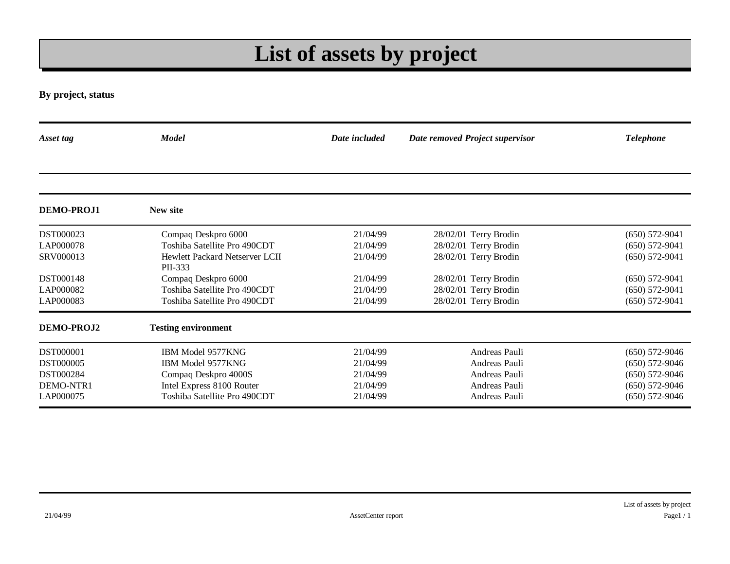# List of assets by project

**By project, status**

| *Asset tag* | *Model* | *Date included* | *Date removed* | *Project supervisor* | *Telephone* |
|---|---|---|---|---|---|
| **DEMO-PROJ1** | **New site** | | | | |
| DST000023 | Compaq Deskpro 6000 | 21/04/99 | 28/02/01 | Terry Brodin | (650) 572-9041 |
| LAP000078 | Toshiba Satellite Pro 490CDT | 21/04/99 | 28/02/01 | Terry Brodin | (650) 572-9041 |
| SRV000013 | Hewlett Packard Netserver LCII PII-333 | 21/04/99 | 28/02/01 | Terry Brodin | (650) 572-9041 |
| DST000148 | Compaq Deskpro 6000 | 21/04/99 | 28/02/01 | Terry Brodin | (650) 572-9041 |
| LAP000082 | Toshiba Satellite Pro 490CDT | 21/04/99 | 28/02/01 | Terry Brodin | (650) 572-9041 |
| LAP000083 | Toshiba Satellite Pro 490CDT | 21/04/99 | 28/02/01 | Terry Brodin | (650) 572-9041 |
| **DEMO-PROJ2** | **Testing environment** | | | | |
| DST000001 | IBM Model 9577KNG | 21/04/99 | | Andreas Pauli | (650) 572-9046 |
| DST000005 | IBM Model 9577KNG | 21/04/99 | | Andreas Pauli | (650) 572-9046 |
| DST000284 | Compaq Deskpro 4000S | 21/04/99 | | Andreas Pauli | (650) 572-9046 |
| DEMO-NTR1 | Intel Express 8100 Router | 21/04/99 | | Andreas Pauli | (650) 572-9046 |
| LAP000075 | Toshiba Satellite Pro 490CDT | 21/04/99 | | Andreas Pauli | (650) 572-9046 |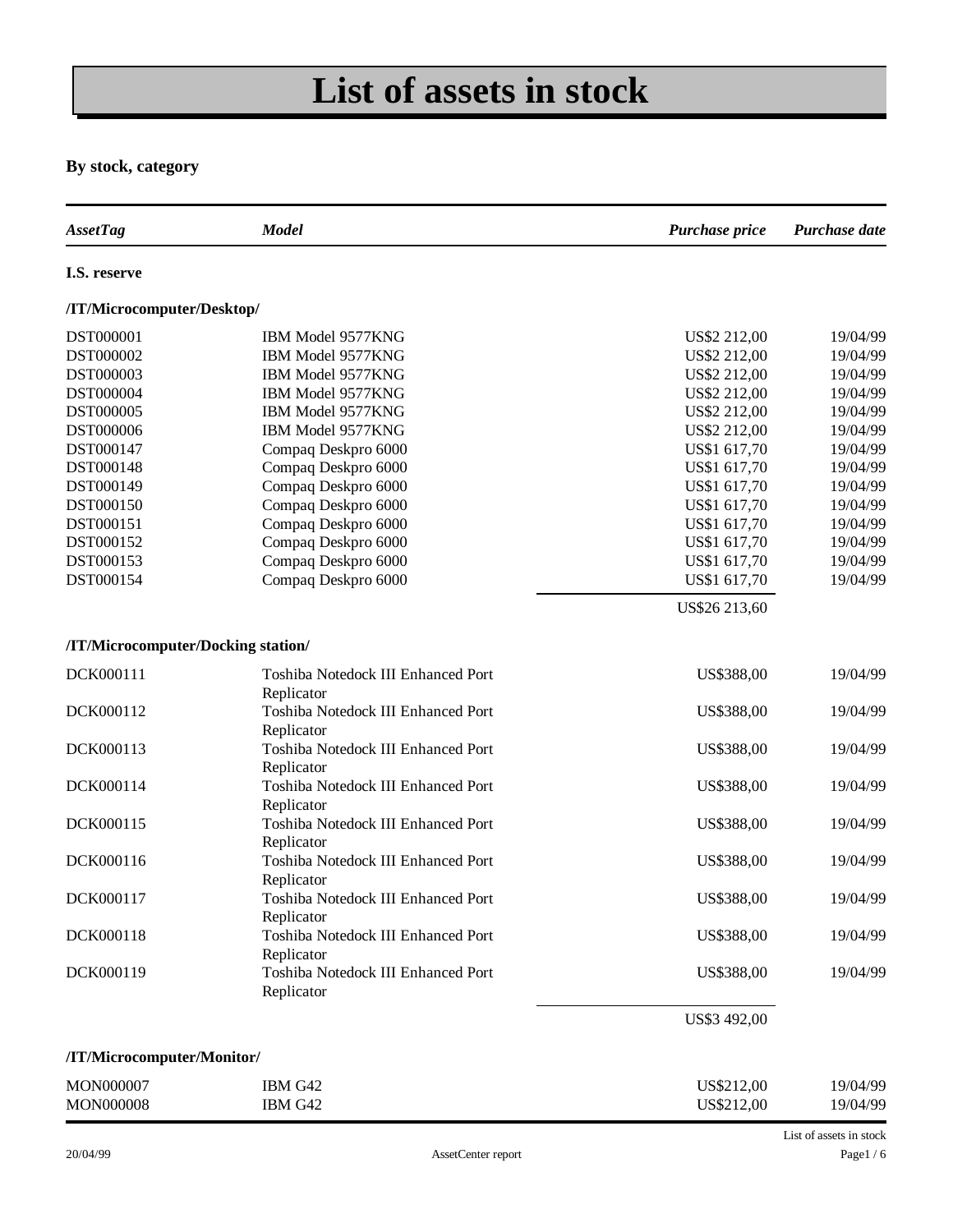# List of assets in stock

**By stock, category**

| *AssetTag* | *Model* | *Purchase price* | *Purchase date* |
|---|---|---|---|
| **I.S. reserve** | | | |
| **/IT/Microcomputer/Desktop/** | | | |
| DST000001 | IBM Model 9577KNG | US$2 212,00 | 19/04/99 |
| DST000002 | IBM Model 9577KNG | US$2 212,00 | 19/04/99 |
| DST000003 | IBM Model 9577KNG | US$2 212,00 | 19/04/99 |
| DST000004 | IBM Model 9577KNG | US$2 212,00 | 19/04/99 |
| DST000005 | IBM Model 9577KNG | US$2 212,00 | 19/04/99 |
| DST000006 | IBM Model 9577KNG | US$2 212,00 | 19/04/99 |
| DST000147 | Compaq Deskpro 6000 | US$1 617,70 | 19/04/99 |
| DST000148 | Compaq Deskpro 6000 | US$1 617,70 | 19/04/99 |
| DST000149 | Compaq Deskpro 6000 | US$1 617,70 | 19/04/99 |
| DST000150 | Compaq Deskpro 6000 | US$1 617,70 | 19/04/99 |
| DST000151 | Compaq Deskpro 6000 | US$1 617,70 | 19/04/99 |
| DST000152 | Compaq Deskpro 6000 | US$1 617,70 | 19/04/99 |
| DST000153 | Compaq Deskpro 6000 | US$1 617,70 | 19/04/99 |
| DST000154 | Compaq Deskpro 6000 | US$1 617,70 | 19/04/99 |
| | | US$26 213,60 | |
| **/IT/Microcomputer/Docking station/** | | | |
| DCK000111 | Toshiba Notedock III Enhanced Port Replicator | US$388,00 | 19/04/99 |
| DCK000112 | Toshiba Notedock III Enhanced Port Replicator | US$388,00 | 19/04/99 |
| DCK000113 | Toshiba Notedock III Enhanced Port Replicator | US$388,00 | 19/04/99 |
| DCK000114 | Toshiba Notedock III Enhanced Port Replicator | US$388,00 | 19/04/99 |
| DCK000115 | Toshiba Notedock III Enhanced Port Replicator | US$388,00 | 19/04/99 |
| DCK000116 | Toshiba Notedock III Enhanced Port Replicator | US$388,00 | 19/04/99 |
| DCK000117 | Toshiba Notedock III Enhanced Port Replicator | US$388,00 | 19/04/99 |
| DCK000118 | Toshiba Notedock III Enhanced Port Replicator | US$388,00 | 19/04/99 |
| DCK000119 | Toshiba Notedock III Enhanced Port Replicator | US$388,00 | 19/04/99 |
| | | US$3 492,00 | |
| **/IT/Microcomputer/Monitor/** | | | |
| MON000007 | IBM G42 | US$212,00 | 19/04/99 |
| MON000008 | IBM G42 | US$212,00 | 19/04/99 |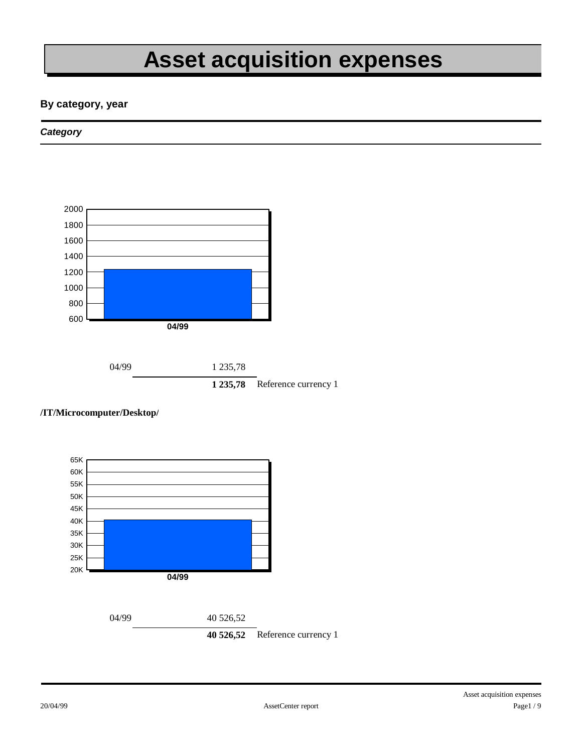# Asset acquisition expenses

### By category, year

***Category***

| | | |
|---|---|---|
| 04/99 | 1 235,78 | |
| | **1 235,78** | Reference currency 1 |

**/IT/Microcomputer/Desktop/**

| | | |
|---|---|---|
| 04/99 | 40 526,52 | |
| | **40 526,52** | Reference currency 1 |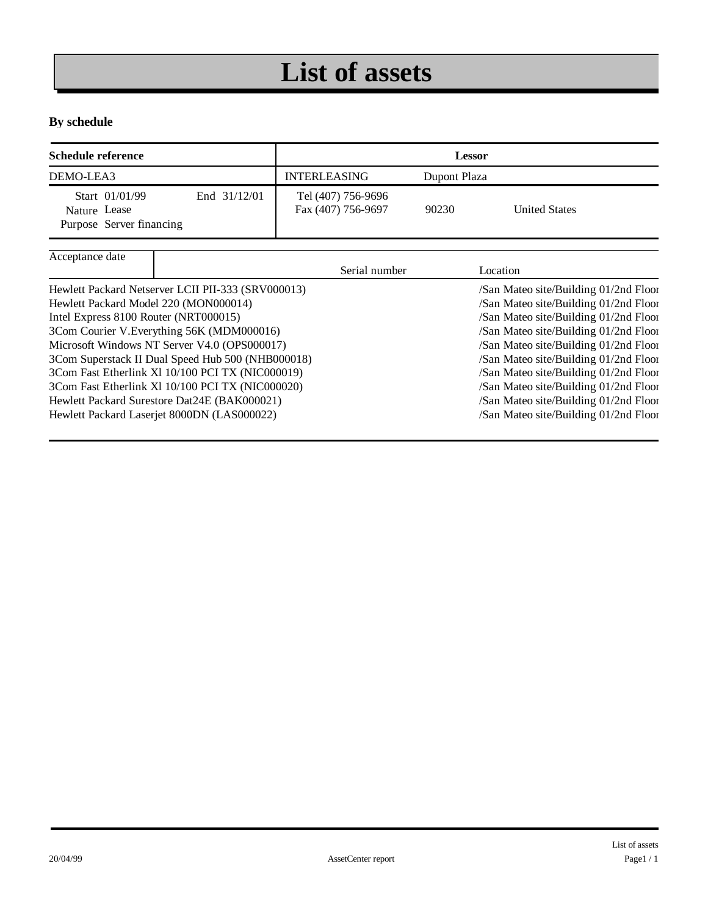# List of assets

**By schedule**

| Schedule reference | | Lessor | | |
|---|---|---|---|---|
| DEMO-LEA3 | | INTERLEASING | Dupont Plaza | |
| Start 01/01/99<br>Nature Lease<br>Purpose Server financing | End 31/12/01 | Tel (407) 756-9696<br>Fax (407) 756-9697 | 90230 | United States |

| Acceptance date | Serial number | Location |
|---|---|---|
| Hewlett Packard Netserver LCII PII-333 (SRV000013) | | /San Mateo site/Building 01/2nd Floor |
| Hewlett Packard Model 220 (MON000014) | | /San Mateo site/Building 01/2nd Floor |
| Intel Express 8100 Router (NRT000015) | | /San Mateo site/Building 01/2nd Floor |
| 3Com Courier V.Everything 56K (MDM000016) | | /San Mateo site/Building 01/2nd Floor |
| Microsoft Windows NT Server V4.0 (OPS000017) | | /San Mateo site/Building 01/2nd Floor |
| 3Com Superstack II Dual Speed Hub 500 (NHB000018) | | /San Mateo site/Building 01/2nd Floor |
| 3Com Fast Etherlink Xl 10/100 PCI TX (NIC000019) | | /San Mateo site/Building 01/2nd Floor |
| 3Com Fast Etherlink Xl 10/100 PCI TX (NIC000020) | | /San Mateo site/Building 01/2nd Floor |
| Hewlett Packard Surestore Dat24E (BAK000021) | | /San Mateo site/Building 01/2nd Floor |
| Hewlett Packard Laserjet 8000DN (LAS000022) | | /San Mateo site/Building 01/2nd Floor |

20/04/99 AssetCenter report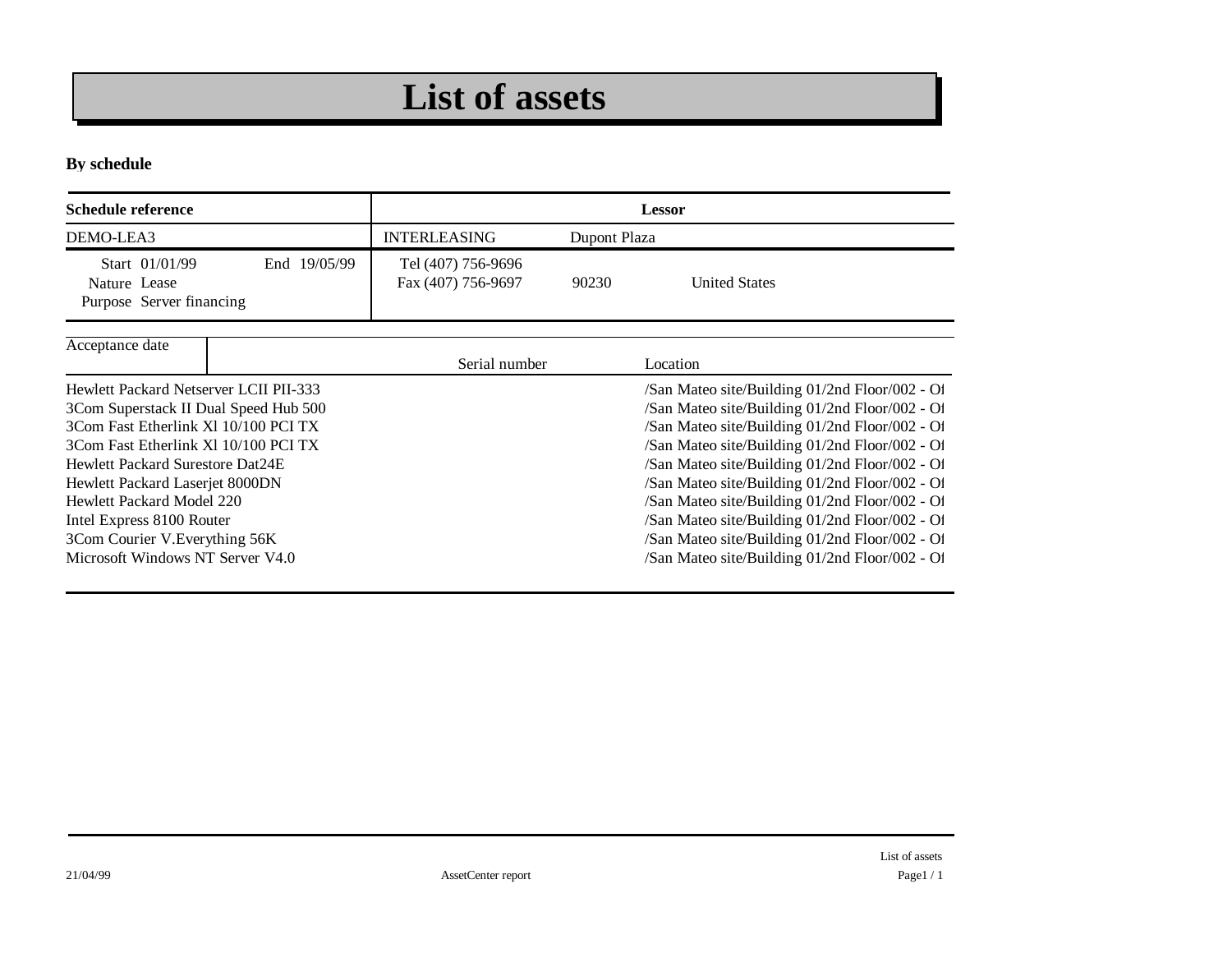# List of assets

**By schedule**

| Schedule reference | | Lessor | | |
|---|---|---|---|---|
| DEMO-LEA3 | | INTERLEASING | Dupont Plaza | |
| Start 01/01/99<br>Nature Lease<br>Purpose Server financing | End 19/05/99 | Tel (407) 756-9696<br>Fax (407) 756-9697 | 90230 | United States |

| Acceptance date | Serial number | Location |
|---|---|---|
| Hewlett Packard Netserver LCII PII-333 | | /San Mateo site/Building 01/2nd Floor/002 - Of |
| 3Com Superstack II Dual Speed Hub 500 | | /San Mateo site/Building 01/2nd Floor/002 - Of |
| 3Com Fast Etherlink Xl 10/100 PCI TX | | /San Mateo site/Building 01/2nd Floor/002 - Of |
| 3Com Fast Etherlink Xl 10/100 PCI TX | | /San Mateo site/Building 01/2nd Floor/002 - Of |
| Hewlett Packard Surestore Dat24E | | /San Mateo site/Building 01/2nd Floor/002 - Of |
| Hewlett Packard Laserjet 8000DN | | /San Mateo site/Building 01/2nd Floor/002 - Of |
| Hewlett Packard Model 220 | | /San Mateo site/Building 01/2nd Floor/002 - Of |
| Intel Express 8100 Router | | /San Mateo site/Building 01/2nd Floor/002 - Of |
| 3Com Courier V.Everything 56K | | /San Mateo site/Building 01/2nd Floor/002 - Of |
| Microsoft Windows NT Server V4.0 | | /San Mateo site/Building 01/2nd Floor/002 - Of |

21/04/99 AssetCenter report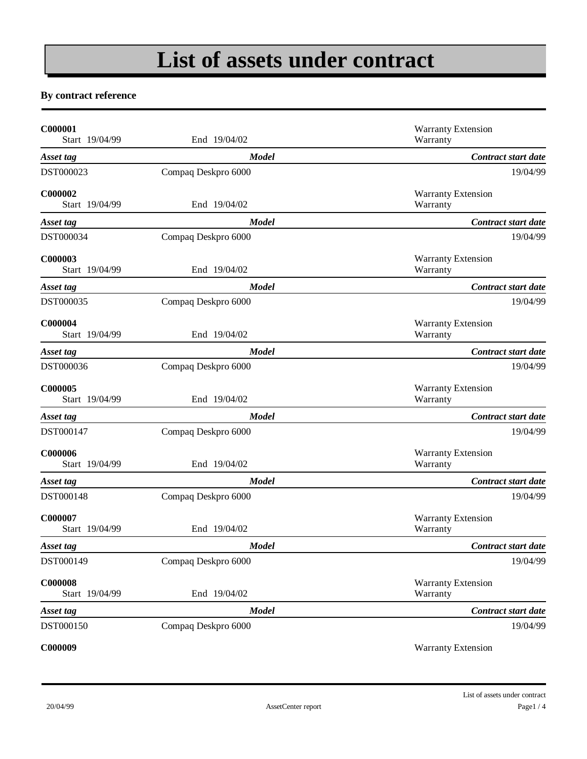# List of assets under contract

**By contract reference**

**C000001** Warranty Extension
Start 19/04/99 End 19/04/02 Warranty

| *Asset tag* | *Model* | *Contract start date* |
| --- | --- | --- |
| DST000023 | Compaq Deskpro 6000 | 19/04/99 |

**C000002** Warranty Extension
Start 19/04/99 End 19/04/02 Warranty

| *Asset tag* | *Model* | *Contract start date* |
| --- | --- | --- |
| DST000034 | Compaq Deskpro 6000 | 19/04/99 |

**C000003** Warranty Extension
Start 19/04/99 End 19/04/02 Warranty

| *Asset tag* | *Model* | *Contract start date* |
| --- | --- | --- |
| DST000035 | Compaq Deskpro 6000 | 19/04/99 |

**C000004** Warranty Extension
Start 19/04/99 End 19/04/02 Warranty

| *Asset tag* | *Model* | *Contract start date* |
| --- | --- | --- |
| DST000036 | Compaq Deskpro 6000 | 19/04/99 |

**C000005** Warranty Extension
Start 19/04/99 End 19/04/02 Warranty

| *Asset tag* | *Model* | *Contract start date* |
| --- | --- | --- |
| DST000147 | Compaq Deskpro 6000 | 19/04/99 |

**C000006** Warranty Extension
Start 19/04/99 End 19/04/02 Warranty

| *Asset tag* | *Model* | *Contract start date* |
| --- | --- | --- |
| DST000148 | Compaq Deskpro 6000 | 19/04/99 |

**C000007** Warranty Extension
Start 19/04/99 End 19/04/02 Warranty

| *Asset tag* | *Model* | *Contract start date* |
| --- | --- | --- |
| DST000149 | Compaq Deskpro 6000 | 19/04/99 |

**C000008** Warranty Extension
Start 19/04/99 End 19/04/02 Warranty

| *Asset tag* | *Model* | *Contract start date* |
| --- | --- | --- |
| DST000150 | Compaq Deskpro 6000 | 19/04/99 |

**C000009** Warranty Extension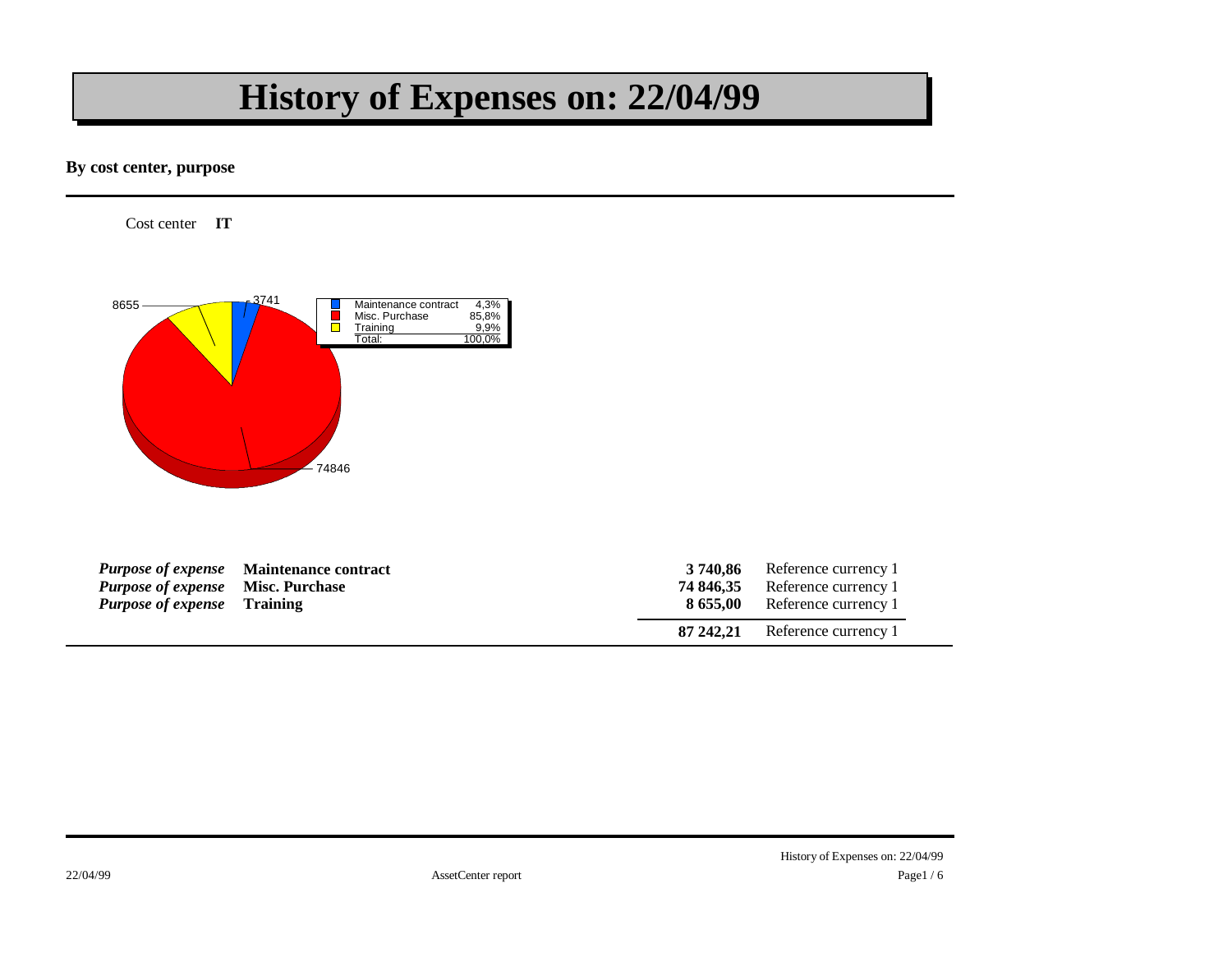# History of Expenses on: 22/04/99

**By cost center, purpose**

Cost center **IT**

| | | | |
|---|---|---|---|
| ***Purpose of expense*** | **Maintenance contract** | **3 740,86** | Reference currency 1 |
| ***Purpose of expense*** | **Misc. Purchase** | **74 846,35** | Reference currency 1 |
| ***Purpose of expense*** | **Training** | **8 655,00** | Reference currency 1 |
| | | **87 242,21** | Reference currency 1 |

22/04/99 AssetCenter report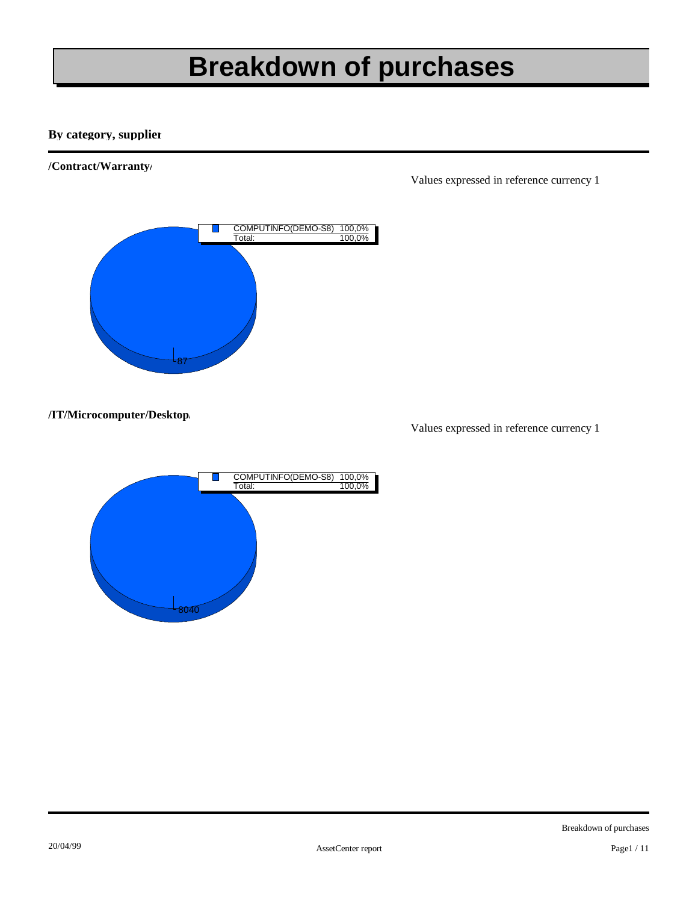# Breakdown of purchases

**By category, supplier**

**/Contract/Warranty/**

Values expressed in reference currency 1

| | |
|---|---|
| COMPUTINFO(DEMO-S8) | 100,0% |
| Total: | 100,0% |

87

**/IT/Microcomputer/Desktop/**

Values expressed in reference currency 1

| | |
|---|---|
| COMPUTINFO(DEMO-S8) | 100,0% |
| Total: | 100,0% |

8040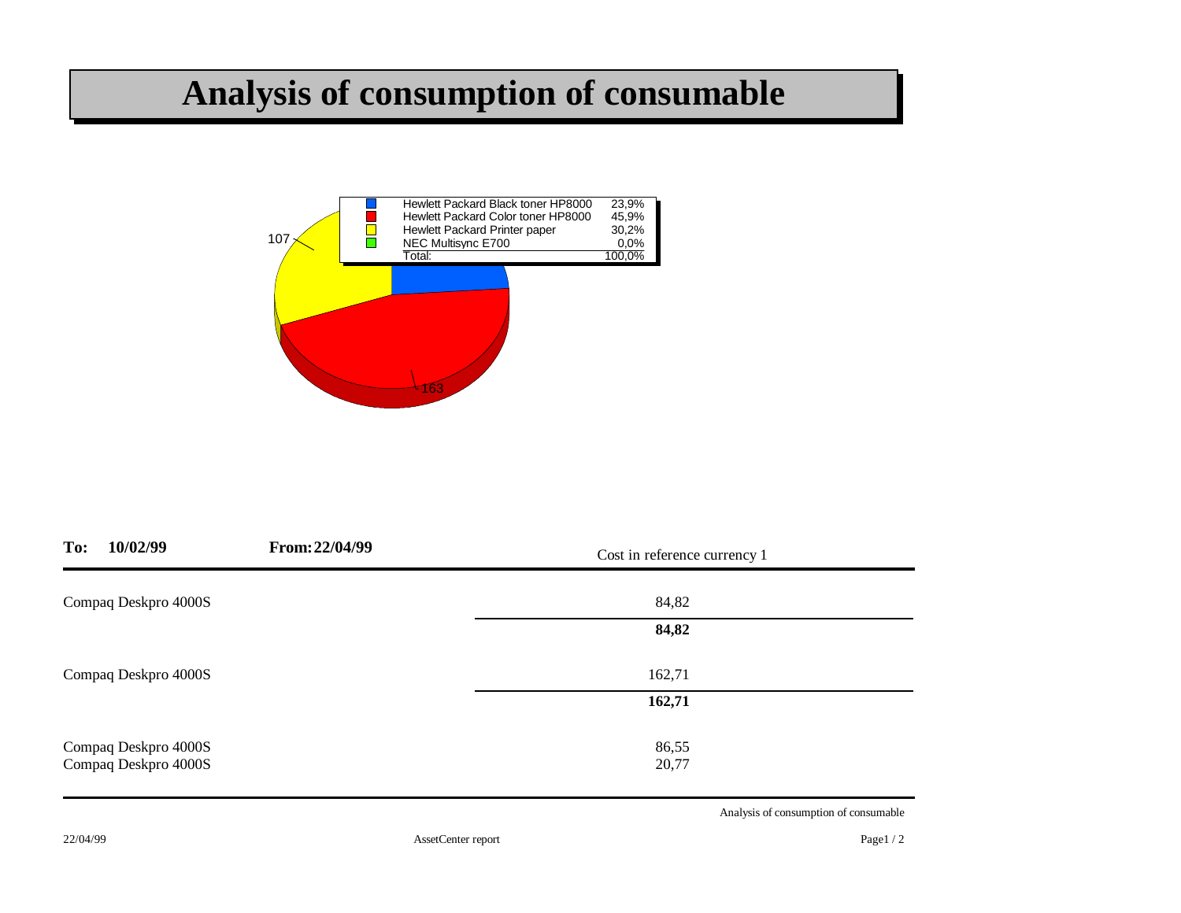# Analysis of consumption of consumable

| | | |
|---|---|---|
| ■ | Hewlett Packard Black toner HP8000 | 23,9% |
| ■ | Hewlett Packard Color toner HP8000 | 45,9% |
| ■ | Hewlett Packard Printer paper | 30,2% |
| ■ | NEC Multisync E700 | 0,0% |
| | Total: | 100,0% |

107

163

| **To: 10/02/99** | **From: 22/04/99** | Cost in reference currency 1 |
|---|---|---|
| Compaq Deskpro 4000S | | 84,82 |
| | | **84,82** |
| Compaq Deskpro 4000S | | 162,71 |
| | | **162,71** |
| Compaq Deskpro 4000S | | 86,55 |
| Compaq Deskpro 4000S | | 20,77 |

Analysis of consumption of consumable

22/04/99 AssetCenter report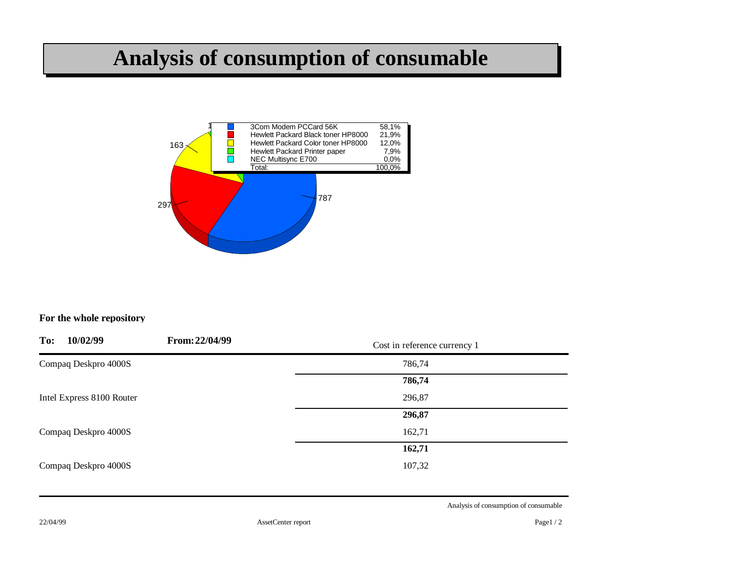# Analysis of consumption of consumable

| | |
|---|---|
| 3Com Modem PCCard 56K | 58,1% |
| Hewlett Packard Black toner HP8000 | 21,9% |
| Hewlett Packard Color toner HP8000 | 12,0% |
| Hewlett Packard Printer paper | 7,9% |
| NEC Multisync E700 | 0,0% |
| Total: | 100,0% |

787

297

163

1

**For the whole repository**

| **To: 10/02/99** | **From: 22/04/99** | Cost in reference currency 1 |
|---|---|---|
| Compaq Deskpro 4000S | | 786,74 |
| | | **786,74** |
| Intel Express 8100 Router | | 296,87 |
| | | **296,87** |
| Compaq Deskpro 4000S | | 162,71 |
| | | **162,71** |
| Compaq Deskpro 4000S | | 107,32 |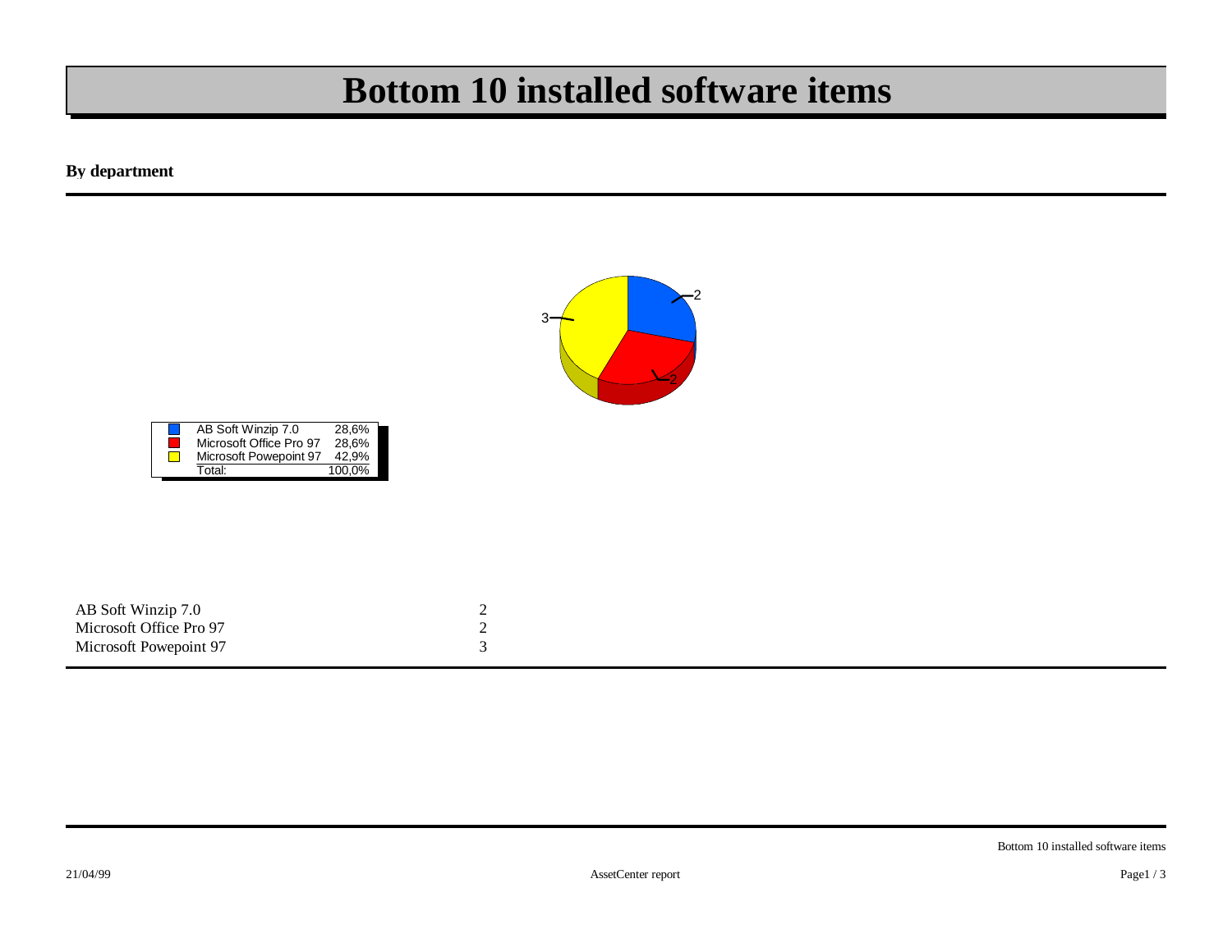# Bottom 10 installed software items

**By department**

| | | |
|---|---|---|
| AB Soft Winzip 7.0 | 28,6% |
| Microsoft Office Pro 97 | 28,6% |
| Microsoft Powepoint 97 | 42,9% |
| Total: | 100,0% |

| | |
|---|---|
| AB Soft Winzip 7.0 | 2 |
| Microsoft Office Pro 97 | 2 |
| Microsoft Powepoint 97 | 3 |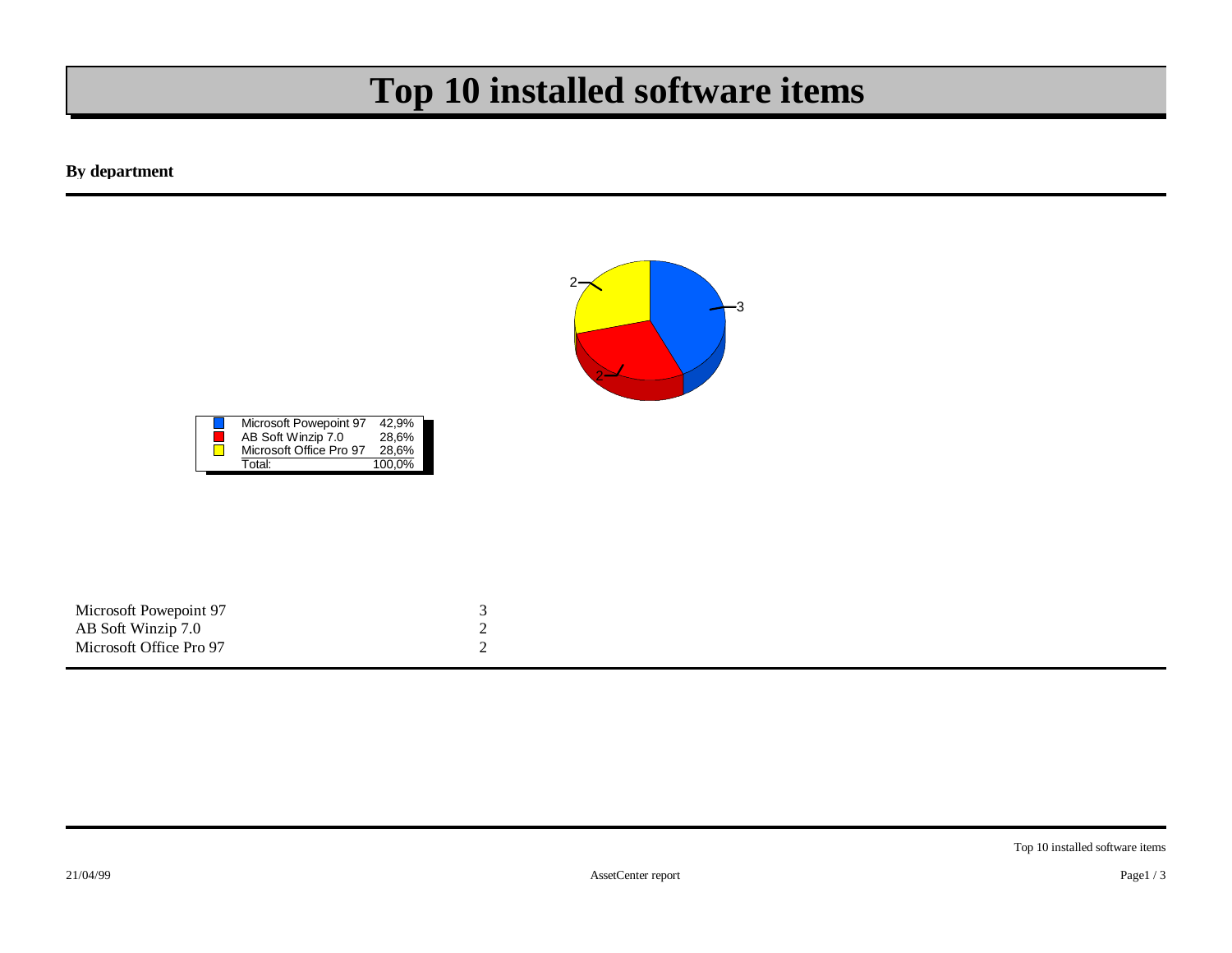# Top 10 installed software items

**By department**

| | | |
|---|---|---|
| Microsoft Powepoint 97 | 42,9% |
| AB Soft Winzip 7.0 | 28,6% |
| Microsoft Office Pro 97 | 28,6% |
| Total: | 100,0% |

| | |
|---|---|
| Microsoft Powepoint 97 | 3 |
| AB Soft Winzip 7.0 | 2 |
| Microsoft Office Pro 97 | 2 |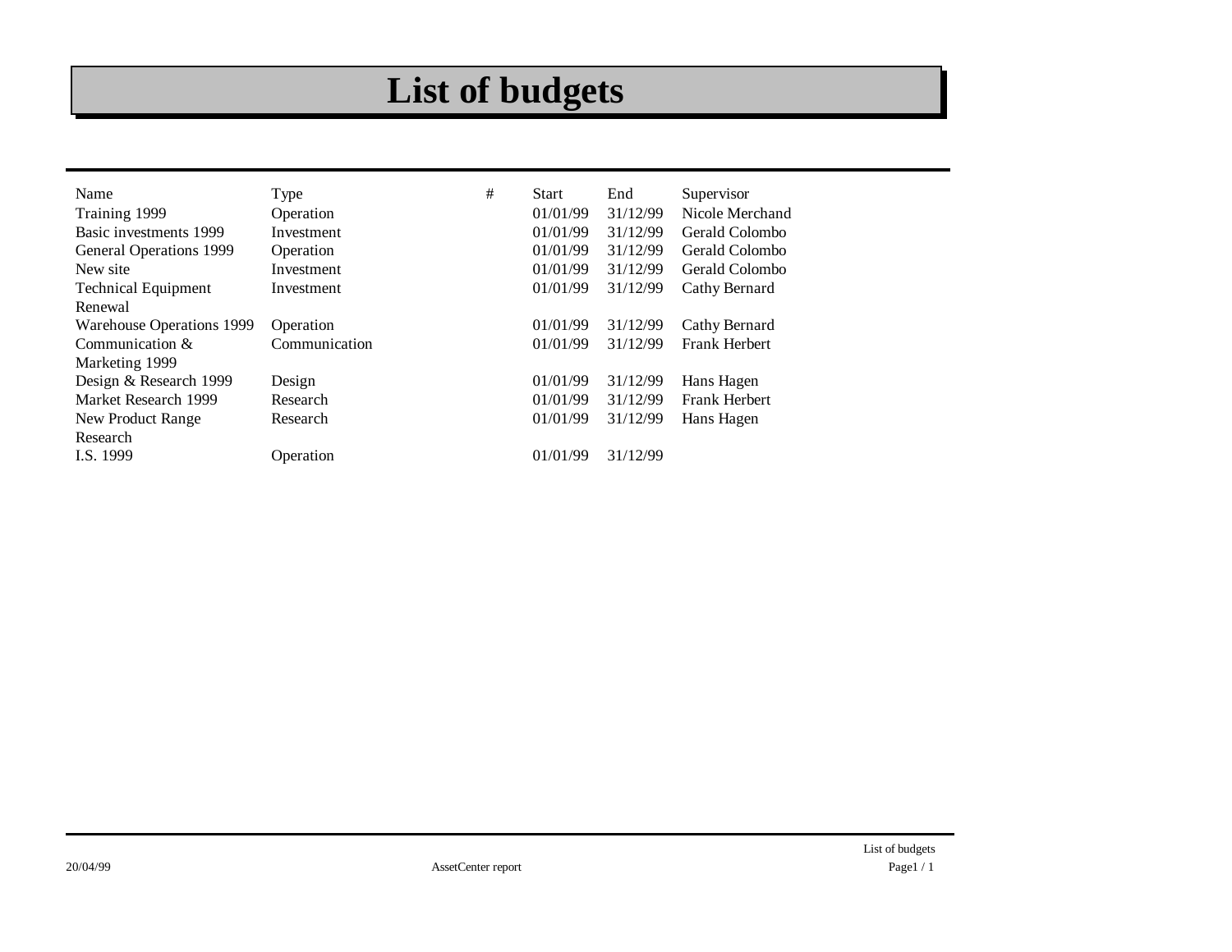# List of budgets

| Name | Type | # | Start | End | Supervisor |
|---|---|---|---|---|---|
| Training 1999 | Operation | | 01/01/99 | 31/12/99 | Nicole Merchand |
| Basic investments 1999 | Investment | | 01/01/99 | 31/12/99 | Gerald Colombo |
| General Operations 1999 | Operation | | 01/01/99 | 31/12/99 | Gerald Colombo |
| New site | Investment | | 01/01/99 | 31/12/99 | Gerald Colombo |
| Technical Equipment Renewal | Investment | | 01/01/99 | 31/12/99 | Cathy Bernard |
| Warehouse Operations 1999 | Operation | | 01/01/99 | 31/12/99 | Cathy Bernard |
| Communication & Marketing 1999 | Communication | | 01/01/99 | 31/12/99 | Frank Herbert |
| Design & Research 1999 | Design | | 01/01/99 | 31/12/99 | Hans Hagen |
| Market Research 1999 | Research | | 01/01/99 | 31/12/99 | Frank Herbert |
| New Product Range Research | Research | | 01/01/99 | 31/12/99 | Hans Hagen |
| I.S. 1999 | Operation | | 01/01/99 | 31/12/99 | |

20/04/99 AssetCenter report List of budgets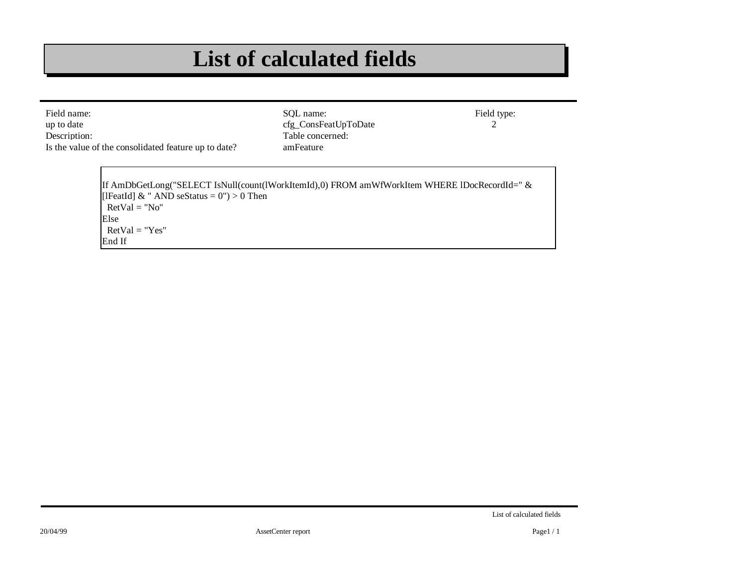# List of calculated fields

| Field name: | SQL name: | Field type: |
| --- | --- | --- |
| up to date | cfg_ConsFeatUpToDate | 2 |
| Description: | Table concerned: | |
| Is the value of the consolidated feature up to date? | amFeature | |

```
If AmDbGetLong("SELECT IsNull(count(lWorkItemId),0) FROM amWfWorkItem WHERE lDocRecordId=" &
[lFeatId] & " AND seStatus = 0") > 0 Then
  RetVal = "No"
Else
  RetVal = "Yes"
End If
```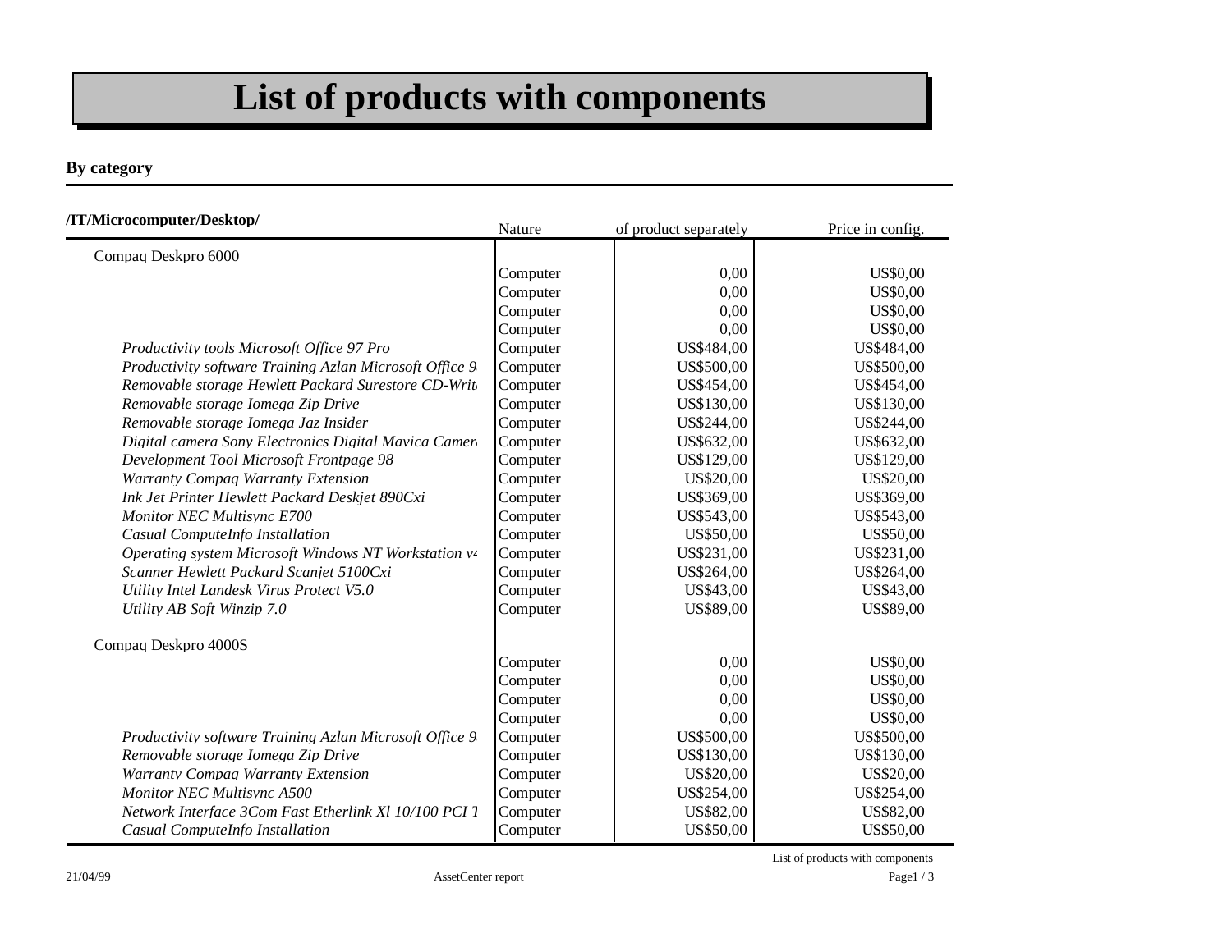# List of products with components

**By category**

**/IT/Microcomputer/Desktop/**

| | Nature | of product separately | Price in config. |
|---|---|---|---|
| Compaq Deskpro 6000 | | | |
| | Computer | 0,00 | US$0,00 |
| | Computer | 0,00 | US$0,00 |
| | Computer | 0,00 | US$0,00 |
| | Computer | 0,00 | US$0,00 |
| *Productivity tools Microsoft Office 97 Pro* | Computer | US$484,00 | US$484,00 |
| *Productivity software Training Azlan Microsoft Office 9* | Computer | US$500,00 | US$500,00 |
| *Removable storage Hewlett Packard Surestore CD-Writ* | Computer | US$454,00 | US$454,00 |
| *Removable storage Iomega Zip Drive* | Computer | US$130,00 | US$130,00 |
| *Removable storage Iomega Jaz Insider* | Computer | US$244,00 | US$244,00 |
| *Digital camera Sony Electronics Digital Mavica Camer* | Computer | US$632,00 | US$632,00 |
| *Development Tool Microsoft Frontpage 98* | Computer | US$129,00 | US$129,00 |
| *Warranty Compaq Warranty Extension* | Computer | US$20,00 | US$20,00 |
| *Ink Jet Printer Hewlett Packard Deskjet 890Cxi* | Computer | US$369,00 | US$369,00 |
| *Monitor NEC Multisync E700* | Computer | US$543,00 | US$543,00 |
| *Casual ComputeInfo Installation* | Computer | US$50,00 | US$50,00 |
| *Operating system Microsoft Windows NT Workstation v4* | Computer | US$231,00 | US$231,00 |
| *Scanner Hewlett Packard Scanjet 5100Cxi* | Computer | US$264,00 | US$264,00 |
| *Utility Intel Landesk Virus Protect V5.0* | Computer | US$43,00 | US$43,00 |
| *Utility AB Soft Winzip 7.0* | Computer | US$89,00 | US$89,00 |
| Compaq Deskpro 4000S | | | |
| | Computer | 0,00 | US$0,00 |
| | Computer | 0,00 | US$0,00 |
| | Computer | 0,00 | US$0,00 |
| | Computer | 0,00 | US$0,00 |
| *Productivity software Training Azlan Microsoft Office 9* | Computer | US$500,00 | US$500,00 |
| *Removable storage Iomega Zip Drive* | Computer | US$130,00 | US$130,00 |
| *Warranty Compaq Warranty Extension* | Computer | US$20,00 | US$20,00 |
| *Monitor NEC Multisync A500* | Computer | US$254,00 | US$254,00 |
| *Network Interface 3Com Fast Etherlink Xl 10/100 PCI T* | Computer | US$82,00 | US$82,00 |
| *Casual ComputeInfo Installation* | Computer | US$50,00 | US$50,00 |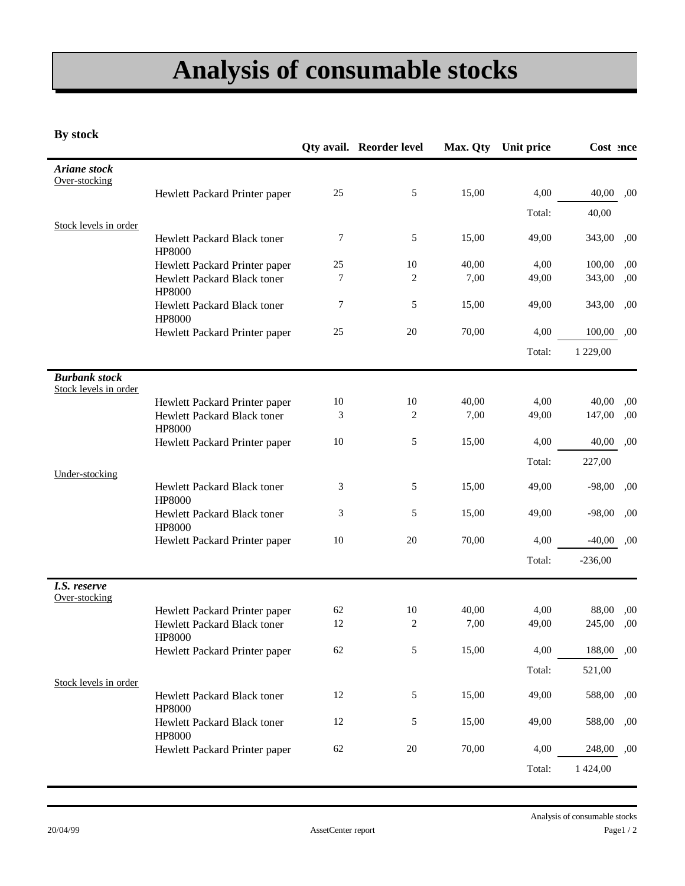# Analysis of consumable stocks

**By stock**

| | | Qty avail. | Reorder level | Max. Qty | Unit price | Cost | ence |
|---|---|---|---|---|---|---|---|
| ***Ariane stock*** | | | | | | | |
| Over-stocking | | | | | | | |
| | Hewlett Packard Printer paper | 25 | 5 | 15,00 | 4,00 | 40,00 | ,00 |
| | | | | | Total: | 40,00 | |
| Stock levels in order | | | | | | | |
| | Hewlett Packard Black toner HP8000 | 7 | 5 | 15,00 | 49,00 | 343,00 | ,00 |
| | Hewlett Packard Printer paper | 25 | 10 | 40,00 | 4,00 | 100,00 | ,00 |
| | Hewlett Packard Black toner HP8000 | 7 | 2 | 7,00 | 49,00 | 343,00 | ,00 |
| | Hewlett Packard Black toner HP8000 | 7 | 5 | 15,00 | 49,00 | 343,00 | ,00 |
| | Hewlett Packard Printer paper | 25 | 20 | 70,00 | 4,00 | 100,00 | ,00 |
| | | | | | Total: | 1 229,00 | |
| ***Burbank stock*** | | | | | | | |
| Stock levels in order | | | | | | | |
| | Hewlett Packard Printer paper | 10 | 10 | 40,00 | 4,00 | 40,00 | ,00 |
| | Hewlett Packard Black toner HP8000 | 3 | 2 | 7,00 | 49,00 | 147,00 | ,00 |
| | Hewlett Packard Printer paper | 10 | 5 | 15,00 | 4,00 | 40,00 | ,00 |
| | | | | | Total: | 227,00 | |
| Under-stocking | | | | | | | |
| | Hewlett Packard Black toner HP8000 | 3 | 5 | 15,00 | 49,00 | -98,00 | ,00 |
| | Hewlett Packard Black toner HP8000 | 3 | 5 | 15,00 | 49,00 | -98,00 | ,00 |
| | Hewlett Packard Printer paper | 10 | 20 | 70,00 | 4,00 | -40,00 | ,00 |
| | | | | | Total: | -236,00 | |
| ***I.S. reserve*** | | | | | | | |
| Over-stocking | | | | | | | |
| | Hewlett Packard Printer paper | 62 | 10 | 40,00 | 4,00 | 88,00 | ,00 |
| | Hewlett Packard Black toner HP8000 | 12 | 2 | 7,00 | 49,00 | 245,00 | ,00 |
| | Hewlett Packard Printer paper | 62 | 5 | 15,00 | 4,00 | 188,00 | ,00 |
| | | | | | Total: | 521,00 | |
| Stock levels in order | | | | | | | |
| | Hewlett Packard Black toner HP8000 | 12 | 5 | 15,00 | 49,00 | 588,00 | ,00 |
| | Hewlett Packard Black toner HP8000 | 12 | 5 | 15,00 | 49,00 | 588,00 | ,00 |
| | Hewlett Packard Printer paper | 62 | 20 | 70,00 | 4,00 | 248,00 | ,00 |
| | | | | | Total: | 1 424,00 | |

20/04/99 AssetCenter report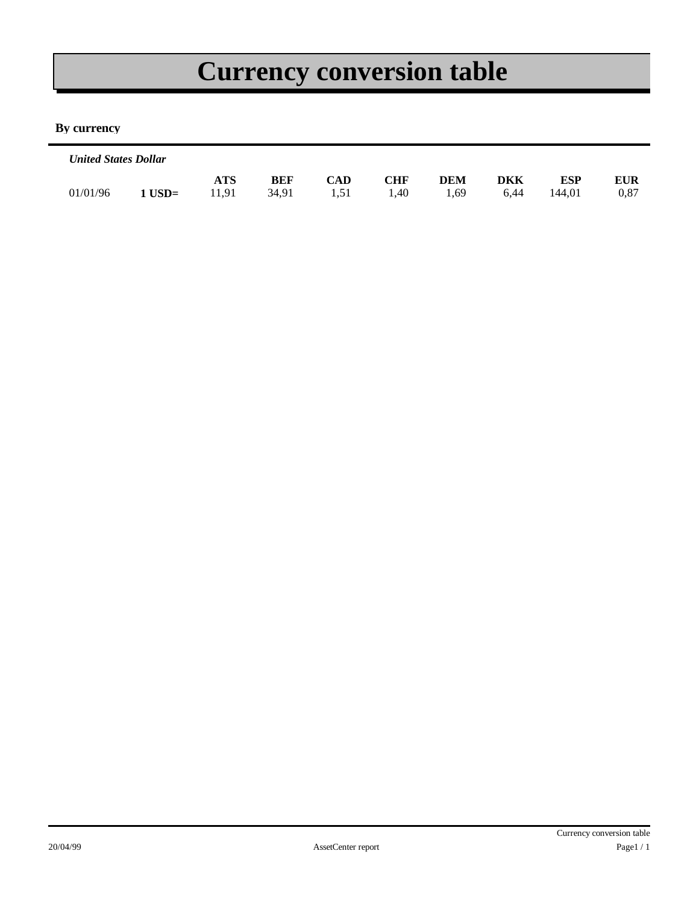# Currency conversion table

**By currency**

***United States Dollar***

| | | ATS | BEF | CAD | CHF | DEM | DKK | ESP | EUR |
|---|---|---|---|---|---|---|---|---|---|
| 01/01/96 | **1 USD=** | 11,91 | 34,91 | 1,51 | 1,40 | 1,69 | 6,44 | 144,01 | 0,87 |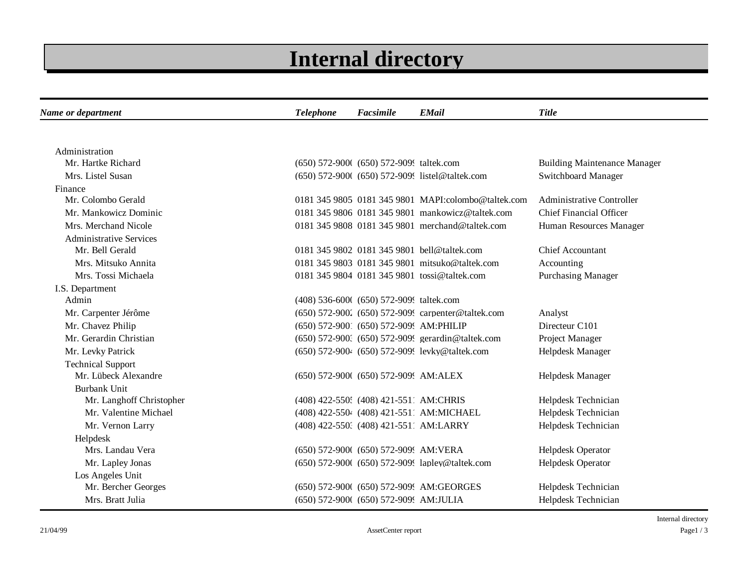# Internal directory

| *Name or department* | *Telephone* | *Facsimile* | *EMail* | *Title* |
|---|---|---|---|---|
| Administration | | | | |
| Mr. Hartke Richard | (650) 572-900( | (650) 572-909( | taltek.com | Building Maintenance Manager |
| Mrs. Listel Susan | (650) 572-900( | (650) 572-909( | listel@taltek.com | Switchboard Manager |
| Finance | | | | |
| Mr. Colombo Gerald | 0181 345 9805 | 0181 345 9801 | MAPI:colombo@taltek.com | Administrative Controller |
| Mr. Mankowicz Dominic | 0181 345 9806 | 0181 345 9801 | mankowicz@taltek.com | Chief Financial Officer |
| Mrs. Merchand Nicole | 0181 345 9808 | 0181 345 9801 | merchand@taltek.com | Human Resources Manager |
| Administrative Services | | | | |
| Mr. Bell Gerald | 0181 345 9802 | 0181 345 9801 | bell@taltek.com | Chief Accountant |
| Mrs. Mitsuko Annita | 0181 345 9803 | 0181 345 9801 | mitsuko@taltek.com | Accounting |
| Mrs. Tossi Michaela | 0181 345 9804 | 0181 345 9801 | tossi@taltek.com | Purchasing Manager |
| I.S. Department | | | | |
| Admin | (408) 536-600( | (650) 572-909( | taltek.com | |
| Mr. Carpenter Jérôme | (650) 572-900( | (650) 572-909( | carpenter@taltek.com | Analyst |
| Mr. Chavez Philip | (650) 572-900( | (650) 572-909( | AM:PHILIP | Directeur C101 |
| Mr. Gerardin Christian | (650) 572-900( | (650) 572-909( | gerardin@taltek.com | Project Manager |
| Mr. Levky Patrick | (650) 572-900( | (650) 572-909( | levky@taltek.com | Helpdesk Manager |
| Technical Support | | | | |
| Mr. Lübeck Alexandre | (650) 572-900( | (650) 572-909( | AM:ALEX | Helpdesk Manager |
| Burbank Unit | | | | |
| Mr. Langhoff Christopher | (408) 422-550( | (408) 421-551( | AM:CHRIS | Helpdesk Technician |
| Mr. Valentine Michael | (408) 422-550( | (408) 421-551( | AM:MICHAEL | Helpdesk Technician |
| Mr. Vernon Larry | (408) 422-550( | (408) 421-551( | AM:LARRY | Helpdesk Technician |
| Helpdesk | | | | |
| Mrs. Landau Vera | (650) 572-900( | (650) 572-909( | AM:VERA | Helpdesk Operator |
| Mr. Lapley Jonas | (650) 572-900( | (650) 572-909( | lapley@taltek.com | Helpdesk Operator |
| Los Angeles Unit | | | | |
| Mr. Bercher Georges | (650) 572-900( | (650) 572-909( | AM:GEORGES | Helpdesk Technician |
| Mrs. Bratt Julia | (650) 572-900( | (650) 572-909( | AM:JULIA | Helpdesk Technician |

21/04/99 AssetCenter report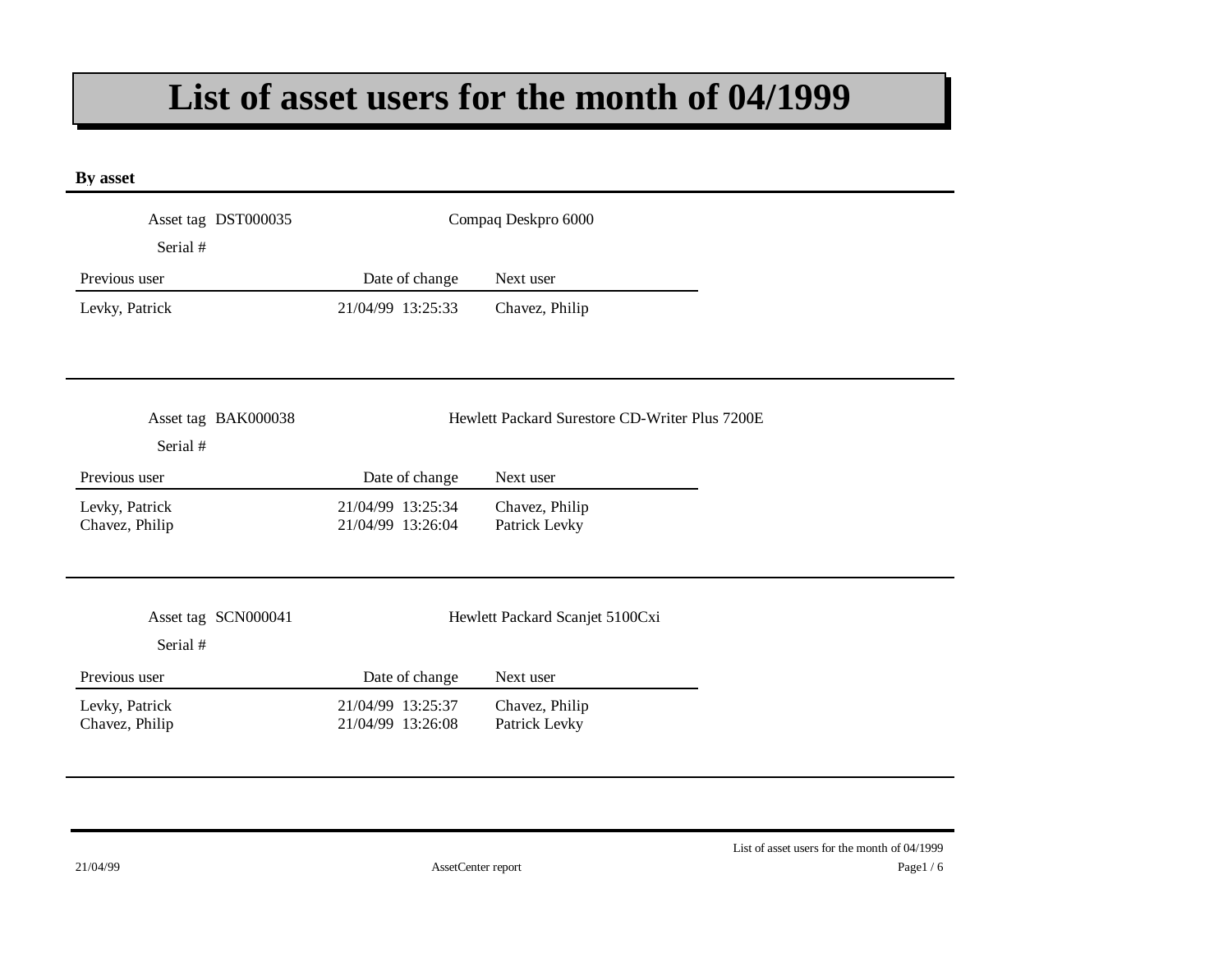# List of asset users for the month of 04/1999

**By asset**

Asset tag DST000035 — Compaq Deskpro 6000

Serial #

| Previous user | Date of change | Next user |
|---|---|---|
| Levky, Patrick | 21/04/99 13:25:33 | Chavez, Philip |

Asset tag BAK000038 — Hewlett Packard Surestore CD-Writer Plus 7200E

Serial #

| Previous user | Date of change | Next user |
|---|---|---|
| Levky, Patrick | 21/04/99 13:25:34 | Chavez, Philip |
| Chavez, Philip | 21/04/99 13:26:04 | Patrick Levky |

Asset tag SCN000041 — Hewlett Packard Scanjet 5100Cxi

Serial #

| Previous user | Date of change | Next user |
|---|---|---|
| Levky, Patrick | 21/04/99 13:25:37 | Chavez, Philip |
| Chavez, Philip | 21/04/99 13:26:08 | Patrick Levky |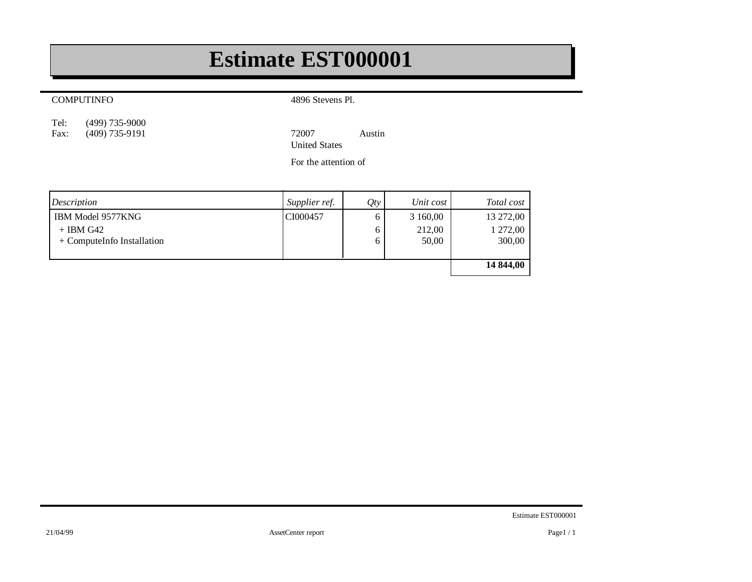# Estimate EST000001

COMPUTINFO

Tel: (499) 735-9000
Fax: (409) 735-9191

4896 Stevens Pl.

72007 Austin
United States

For the attention of

| *Description* | *Supplier ref.* | *Qty* | *Unit cost* | *Total cost* |
|---|---|---|---|---|
| IBM Model 9577KNG | CI000457 | 6 | 3 160,00 | 13 272,00 |
| + IBM G42 | | 6 | 212,00 | 1 272,00 |
| + ComputeInfo Installation | | 6 | 50,00 | 300,00 |
| | | | | **14 844,00** |

Estimate EST000001

21/04/99 AssetCenter report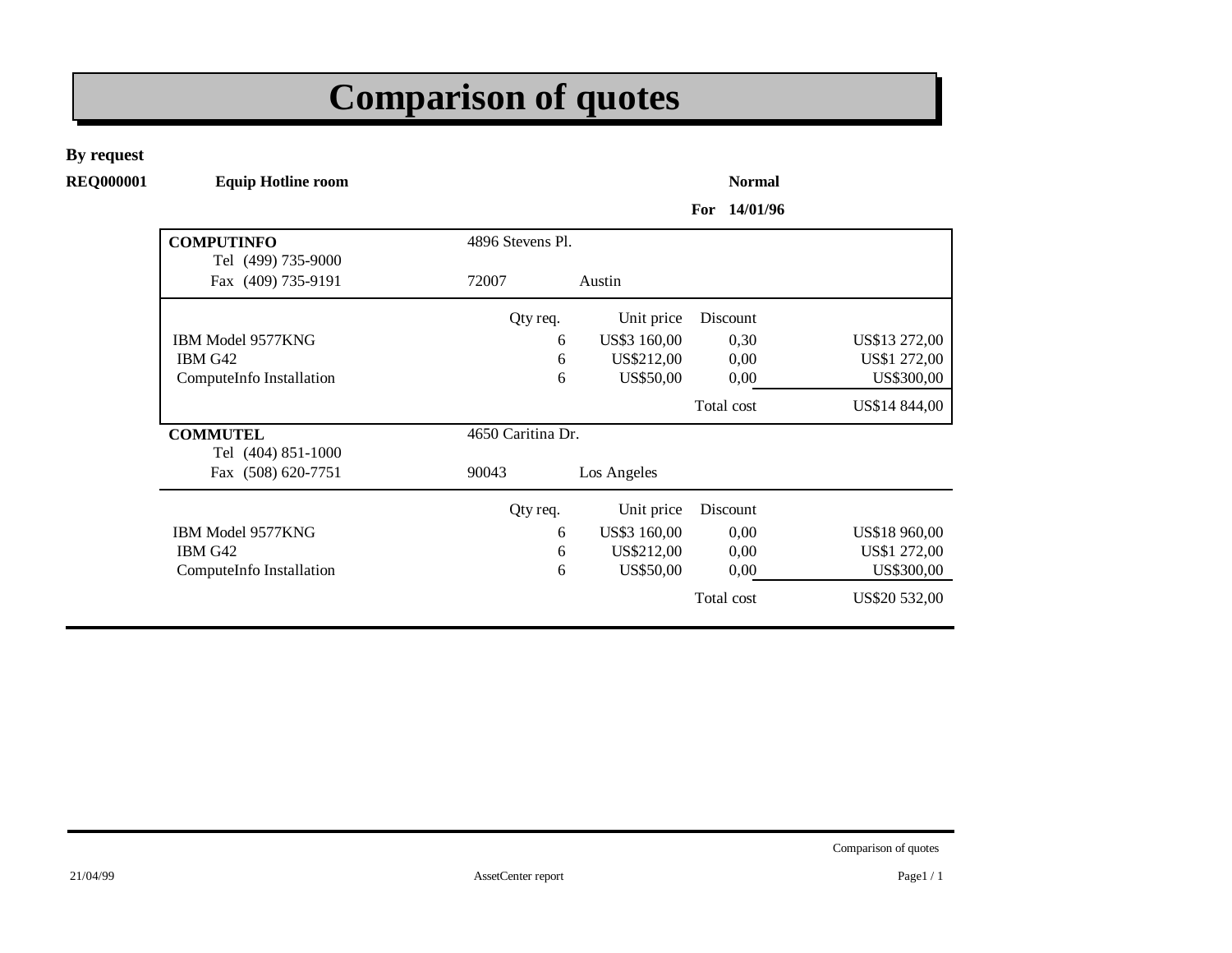# Comparison of quotes

**By request**

**REQ000001** **Equip Hotline room** **Normal**

**For 14/01/96**

**COMPUTINFO**
Tel (499) 735-9000
Fax (409) 735-9191

4896 Stevens Pl.
72007 Austin

| | Qty req. | Unit price | Discount | |
|---|---|---|---|---|
| IBM Model 9577KNG | 6 | US$3 160,00 | 0,30 | US$13 272,00 |
| IBM G42 | 6 | US$212,00 | 0,00 | US$1 272,00 |
| ComputeInfo Installation | 6 | US$50,00 | 0,00 | US$300,00 |
| | | | Total cost | US$14 844,00 |

**COMMUTEL**
Tel (404) 851-1000
Fax (508) 620-7751

4650 Caritina Dr.
90043 Los Angeles

| | Qty req. | Unit price | Discount | |
|---|---|---|---|---|
| IBM Model 9577KNG | 6 | US$3 160,00 | 0,00 | US$18 960,00 |
| IBM G42 | 6 | US$212,00 | 0,00 | US$1 272,00 |
| ComputeInfo Installation | 6 | US$50,00 | 0,00 | US$300,00 |
| | | | Total cost | US$20 532,00 |

Comparison of quotes

21/04/99 AssetCenter report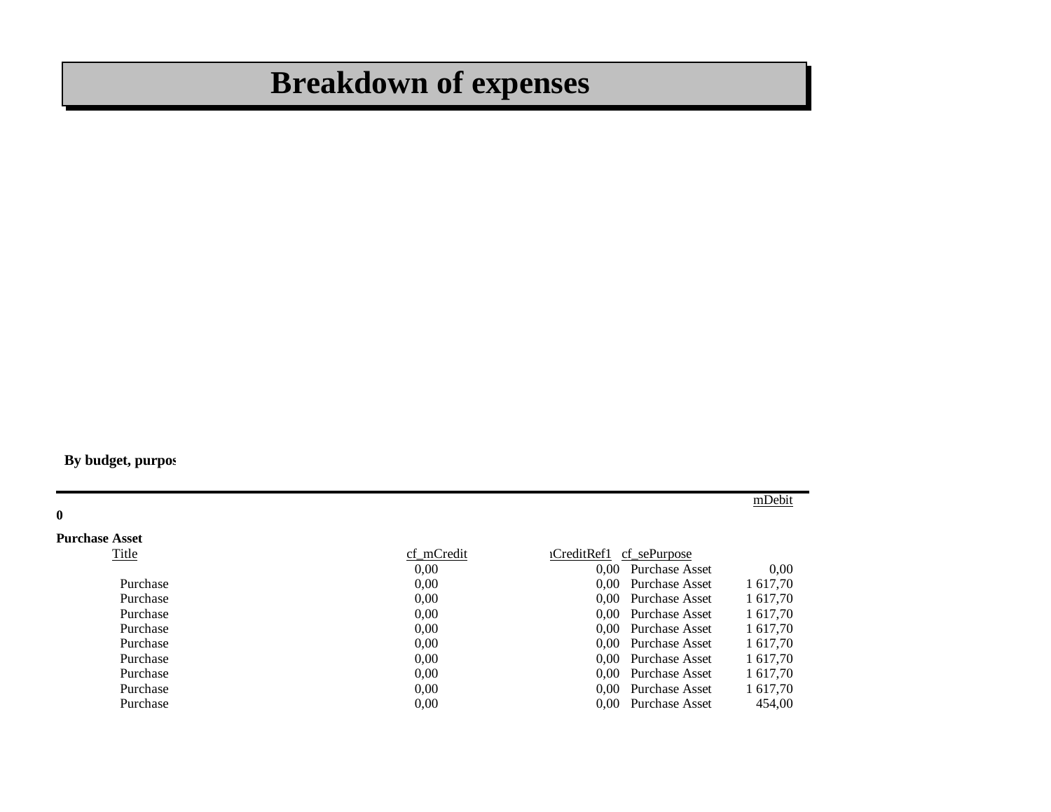# Breakdown of expenses

**By budget, purpos**

| | | | | mDebit |
|---|---|---|---|---|
| **0** | | | | |
| **Purchase Asset** | | | | |
| Title | cf_mCredit | ıCreditRef1 | cf_sePurpose | |
| | 0,00 | 0,00 | Purchase Asset | 0,00 |
| Purchase | 0,00 | 0,00 | Purchase Asset | 1 617,70 |
| Purchase | 0,00 | 0,00 | Purchase Asset | 1 617,70 |
| Purchase | 0,00 | 0,00 | Purchase Asset | 1 617,70 |
| Purchase | 0,00 | 0,00 | Purchase Asset | 1 617,70 |
| Purchase | 0,00 | 0,00 | Purchase Asset | 1 617,70 |
| Purchase | 0,00 | 0,00 | Purchase Asset | 1 617,70 |
| Purchase | 0,00 | 0,00 | Purchase Asset | 1 617,70 |
| Purchase | 0,00 | 0,00 | Purchase Asset | 1 617,70 |
| Purchase | 0,00 | 0,00 | Purchase Asset | 454,00 |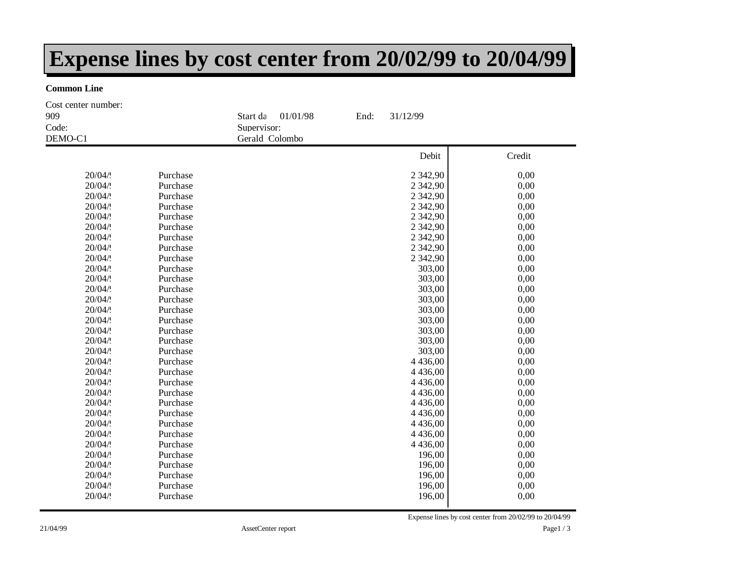# Expense lines by cost center from 20/02/99 to 20/04/99

**Common Line**

Cost center number: 909

Start da 01/01/98 End: 31/12/99

Code: DEMO-C1

Supervisor: Gerald Colombo

| | | Debit | Credit |
|---|---|---|---|
| 20/04/! | Purchase | 2 342,90 | 0,00 |
| 20/04/! | Purchase | 2 342,90 | 0,00 |
| 20/04/! | Purchase | 2 342,90 | 0,00 |
| 20/04/! | Purchase | 2 342,90 | 0,00 |
| 20/04/! | Purchase | 2 342,90 | 0,00 |
| 20/04/! | Purchase | 2 342,90 | 0,00 |
| 20/04/! | Purchase | 2 342,90 | 0,00 |
| 20/04/! | Purchase | 2 342,90 | 0,00 |
| 20/04/! | Purchase | 2 342,90 | 0,00 |
| 20/04/! | Purchase | 303,00 | 0,00 |
| 20/04/! | Purchase | 303,00 | 0,00 |
| 20/04/! | Purchase | 303,00 | 0,00 |
| 20/04/! | Purchase | 303,00 | 0,00 |
| 20/04/! | Purchase | 303,00 | 0,00 |
| 20/04/! | Purchase | 303,00 | 0,00 |
| 20/04/! | Purchase | 303,00 | 0,00 |
| 20/04/! | Purchase | 303,00 | 0,00 |
| 20/04/! | Purchase | 303,00 | 0,00 |
| 20/04/! | Purchase | 4 436,00 | 0,00 |
| 20/04/! | Purchase | 4 436,00 | 0,00 |
| 20/04/! | Purchase | 4 436,00 | 0,00 |
| 20/04/! | Purchase | 4 436,00 | 0,00 |
| 20/04/! | Purchase | 4 436,00 | 0,00 |
| 20/04/! | Purchase | 4 436,00 | 0,00 |
| 20/04/! | Purchase | 4 436,00 | 0,00 |
| 20/04/! | Purchase | 4 436,00 | 0,00 |
| 20/04/! | Purchase | 4 436,00 | 0,00 |
| 20/04/! | Purchase | 196,00 | 0,00 |
| 20/04/! | Purchase | 196,00 | 0,00 |
| 20/04/! | Purchase | 196,00 | 0,00 |
| 20/04/! | Purchase | 196,00 | 0,00 |
| 20/04/! | Purchase | 196,00 | 0,00 |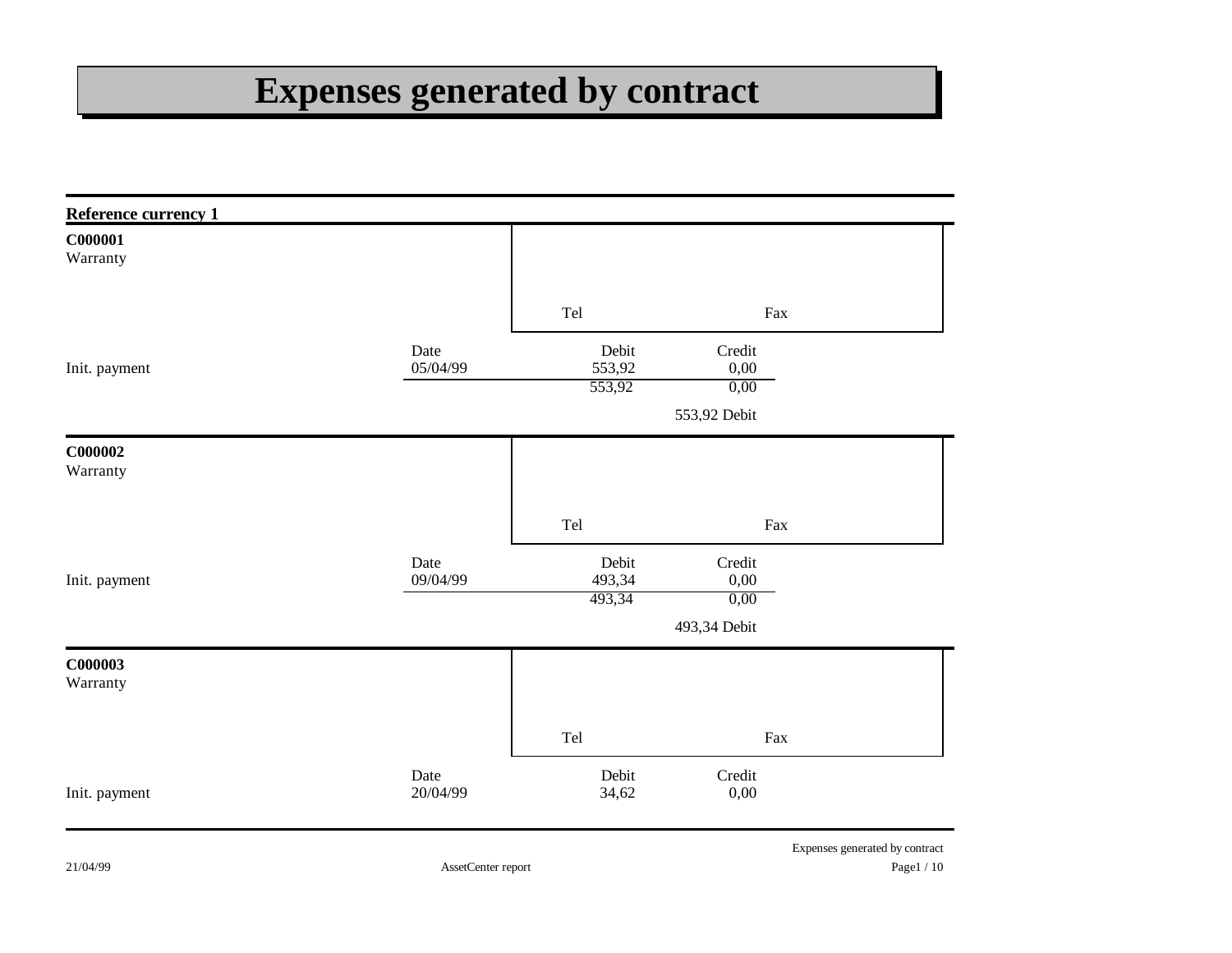# Expenses generated by contract

**Reference currency 1**

**C000001**
Warranty

Tel Fax

| | Date | Debit | Credit |
|---|---|---|---|
| Init. payment | 05/04/99 | 553,92 | 0,00 |
| | | 553,92 | 0,00 |

553,92 Debit

**C000002**
Warranty

Tel Fax

| | Date | Debit | Credit |
|---|---|---|---|
| Init. payment | 09/04/99 | 493,34 | 0,00 |
| | | 493,34 | 0,00 |

493,34 Debit

**C000003**
Warranty

Tel Fax

| | Date | Debit | Credit |
|---|---|---|---|
| Init. payment | 20/04/99 | 34,62 | 0,00 |

21/04/99 AssetCenter report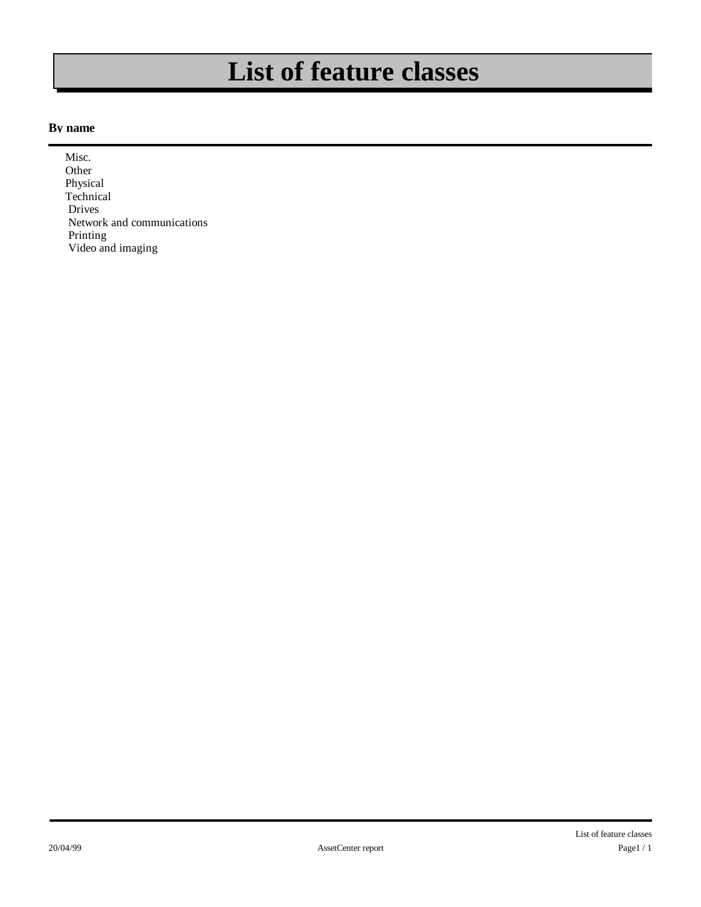# List of feature classes

**By name**

- Misc.
- Other
- Physical
- Technical
  - Drives
  - Network and communications
  - Printing
  - Video and imaging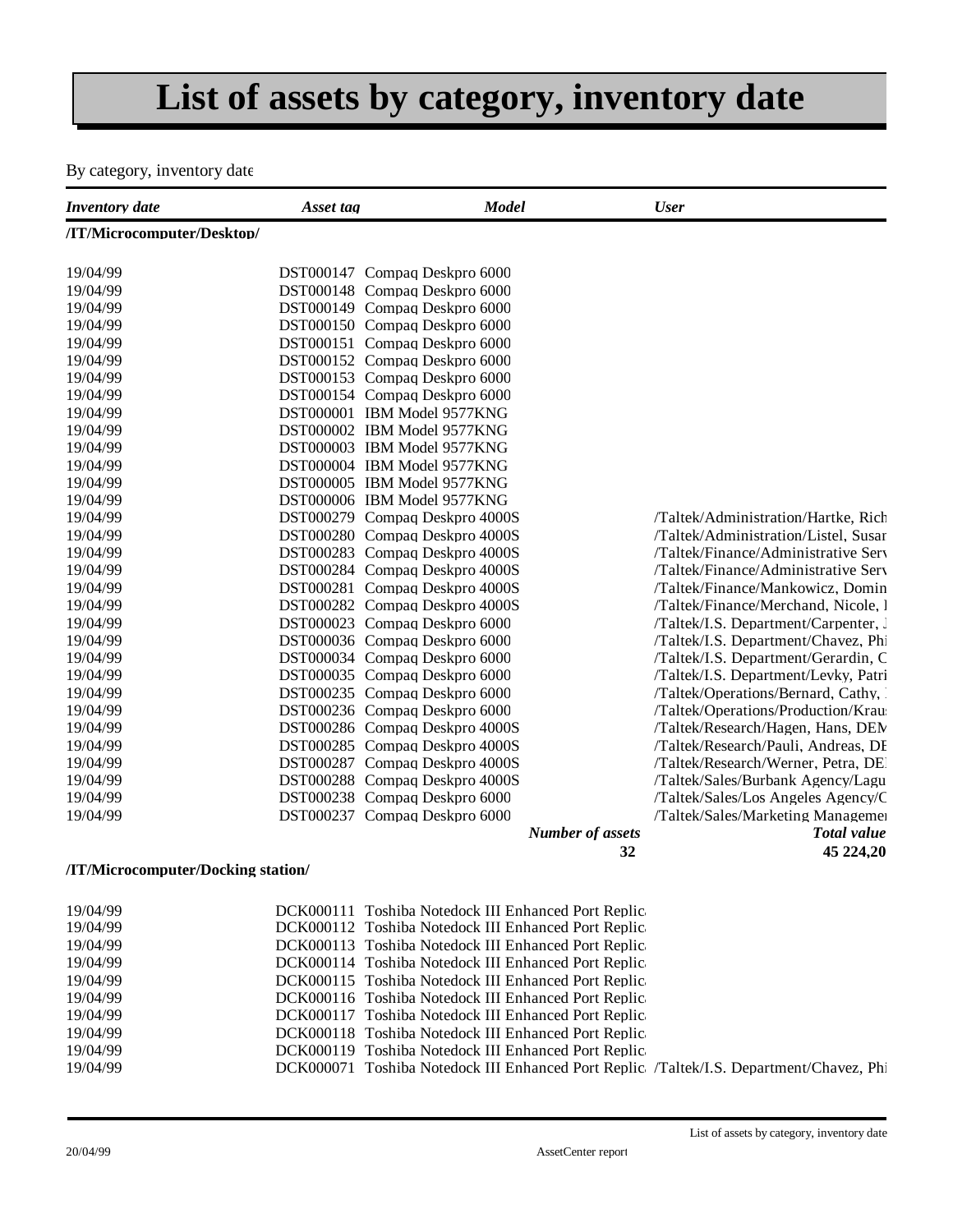# List of assets by category, inventory date

By category, inventory date

| Inventory date | Asset tag | Model | User |
|---|---|---|---|
| **/IT/Microcomputer/Desktop/** | | | |
| 19/04/99 | DST000147 | Compaq Deskpro 6000 | |
| 19/04/99 | DST000148 | Compaq Deskpro 6000 | |
| 19/04/99 | DST000149 | Compaq Deskpro 6000 | |
| 19/04/99 | DST000150 | Compaq Deskpro 6000 | |
| 19/04/99 | DST000151 | Compaq Deskpro 6000 | |
| 19/04/99 | DST000152 | Compaq Deskpro 6000 | |
| 19/04/99 | DST000153 | Compaq Deskpro 6000 | |
| 19/04/99 | DST000154 | Compaq Deskpro 6000 | |
| 19/04/99 | DST000001 | IBM Model 9577KNG | |
| 19/04/99 | DST000002 | IBM Model 9577KNG | |
| 19/04/99 | DST000003 | IBM Model 9577KNG | |
| 19/04/99 | DST000004 | IBM Model 9577KNG | |
| 19/04/99 | DST000005 | IBM Model 9577KNG | |
| 19/04/99 | DST000006 | IBM Model 9577KNG | |
| 19/04/99 | DST000279 | Compaq Deskpro 4000S | /Taltek/Administration/Hartke, Rich |
| 19/04/99 | DST000280 | Compaq Deskpro 4000S | /Taltek/Administration/Listel, Susan |
| 19/04/99 | DST000283 | Compaq Deskpro 4000S | /Taltek/Finance/Administrative Serv |
| 19/04/99 | DST000284 | Compaq Deskpro 4000S | /Taltek/Finance/Administrative Serv |
| 19/04/99 | DST000281 | Compaq Deskpro 4000S | /Taltek/Finance/Mankowicz, Domin |
| 19/04/99 | DST000282 | Compaq Deskpro 4000S | /Taltek/Finance/Merchand, Nicole, I |
| 19/04/99 | DST000023 | Compaq Deskpro 6000 | /Taltek/I.S. Department/Carpenter, J |
| 19/04/99 | DST000036 | Compaq Deskpro 6000 | /Taltek/I.S. Department/Chavez, Phi |
| 19/04/99 | DST000034 | Compaq Deskpro 6000 | /Taltek/I.S. Department/Gerardin, C |
| 19/04/99 | DST000035 | Compaq Deskpro 6000 | /Taltek/I.S. Department/Levky, Patri |
| 19/04/99 | DST000235 | Compaq Deskpro 6000 | /Taltek/Operations/Bernard, Cathy, |
| 19/04/99 | DST000236 | Compaq Deskpro 6000 | /Taltek/Operations/Production/Kraus |
| 19/04/99 | DST000286 | Compaq Deskpro 4000S | /Taltek/Research/Hagen, Hans, DEM |
| 19/04/99 | DST000285 | Compaq Deskpro 4000S | /Taltek/Research/Pauli, Andreas, DE |
| 19/04/99 | DST000287 | Compaq Deskpro 4000S | /Taltek/Research/Werner, Petra, DE |
| 19/04/99 | DST000288 | Compaq Deskpro 4000S | /Taltek/Sales/Burbank Agency/Lagu |
| 19/04/99 | DST000238 | Compaq Deskpro 6000 | /Taltek/Sales/Los Angeles Agency/C |
| 19/04/99 | DST000237 | Compaq Deskpro 6000 | /Taltek/Sales/Marketing Managemer |
| | | ***Number of assets*** | ***Total value*** |
| | | **32** | **45 224,20** |
| **/IT/Microcomputer/Docking station/** | | | |
| 19/04/99 | DCK000111 | Toshiba Notedock III Enhanced Port Replica | |
| 19/04/99 | DCK000112 | Toshiba Notedock III Enhanced Port Replica | |
| 19/04/99 | DCK000113 | Toshiba Notedock III Enhanced Port Replica | |
| 19/04/99 | DCK000114 | Toshiba Notedock III Enhanced Port Replica | |
| 19/04/99 | DCK000115 | Toshiba Notedock III Enhanced Port Replica | |
| 19/04/99 | DCK000116 | Toshiba Notedock III Enhanced Port Replica | |
| 19/04/99 | DCK000117 | Toshiba Notedock III Enhanced Port Replica | |
| 19/04/99 | DCK000118 | Toshiba Notedock III Enhanced Port Replica | |
| 19/04/99 | DCK000119 | Toshiba Notedock III Enhanced Port Replica | |
| 19/04/99 | DCK000071 | Toshiba Notedock III Enhanced Port Replica | /Taltek/I.S. Department/Chavez, Phi |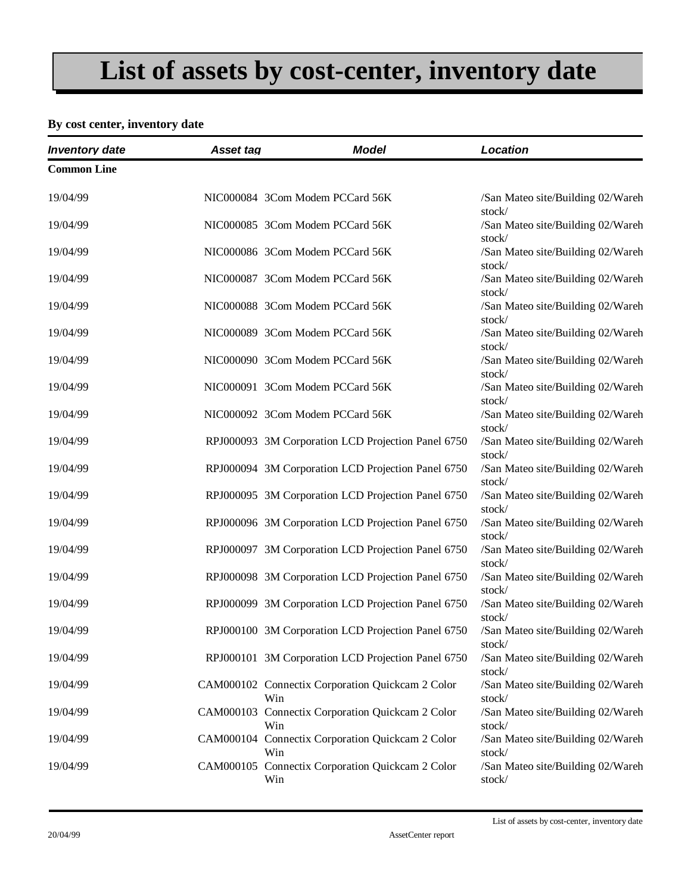# List of assets by cost-center, inventory date

**By cost center, inventory date**

| *Inventory date* | *Asset tag* | *Model* | *Location* |
|---|---|---|---|
| **Common Line** | | | |
| 19/04/99 | NIC000084 | 3Com Modem PCCard 56K | /San Mateo site/Building 02/Wareh stock/ |
| 19/04/99 | NIC000085 | 3Com Modem PCCard 56K | /San Mateo site/Building 02/Wareh stock/ |
| 19/04/99 | NIC000086 | 3Com Modem PCCard 56K | /San Mateo site/Building 02/Wareh stock/ |
| 19/04/99 | NIC000087 | 3Com Modem PCCard 56K | /San Mateo site/Building 02/Wareh stock/ |
| 19/04/99 | NIC000088 | 3Com Modem PCCard 56K | /San Mateo site/Building 02/Wareh stock/ |
| 19/04/99 | NIC000089 | 3Com Modem PCCard 56K | /San Mateo site/Building 02/Wareh stock/ |
| 19/04/99 | NIC000090 | 3Com Modem PCCard 56K | /San Mateo site/Building 02/Wareh stock/ |
| 19/04/99 | NIC000091 | 3Com Modem PCCard 56K | /San Mateo site/Building 02/Wareh stock/ |
| 19/04/99 | NIC000092 | 3Com Modem PCCard 56K | /San Mateo site/Building 02/Wareh stock/ |
| 19/04/99 | RPJ000093 | 3M Corporation LCD Projection Panel 6750 | /San Mateo site/Building 02/Wareh stock/ |
| 19/04/99 | RPJ000094 | 3M Corporation LCD Projection Panel 6750 | /San Mateo site/Building 02/Wareh stock/ |
| 19/04/99 | RPJ000095 | 3M Corporation LCD Projection Panel 6750 | /San Mateo site/Building 02/Wareh stock/ |
| 19/04/99 | RPJ000096 | 3M Corporation LCD Projection Panel 6750 | /San Mateo site/Building 02/Wareh stock/ |
| 19/04/99 | RPJ000097 | 3M Corporation LCD Projection Panel 6750 | /San Mateo site/Building 02/Wareh stock/ |
| 19/04/99 | RPJ000098 | 3M Corporation LCD Projection Panel 6750 | /San Mateo site/Building 02/Wareh stock/ |
| 19/04/99 | RPJ000099 | 3M Corporation LCD Projection Panel 6750 | /San Mateo site/Building 02/Wareh stock/ |
| 19/04/99 | RPJ000100 | 3M Corporation LCD Projection Panel 6750 | /San Mateo site/Building 02/Wareh stock/ |
| 19/04/99 | RPJ000101 | 3M Corporation LCD Projection Panel 6750 | /San Mateo site/Building 02/Wareh stock/ |
| 19/04/99 | CAM000102 | Connectix Corporation Quickcam 2 Color Win | /San Mateo site/Building 02/Wareh stock/ |
| 19/04/99 | CAM000103 | Connectix Corporation Quickcam 2 Color Win | /San Mateo site/Building 02/Wareh stock/ |
| 19/04/99 | CAM000104 | Connectix Corporation Quickcam 2 Color Win | /San Mateo site/Building 02/Wareh stock/ |
| 19/04/99 | CAM000105 | Connectix Corporation Quickcam 2 Color Win | /San Mateo site/Building 02/Wareh stock/ |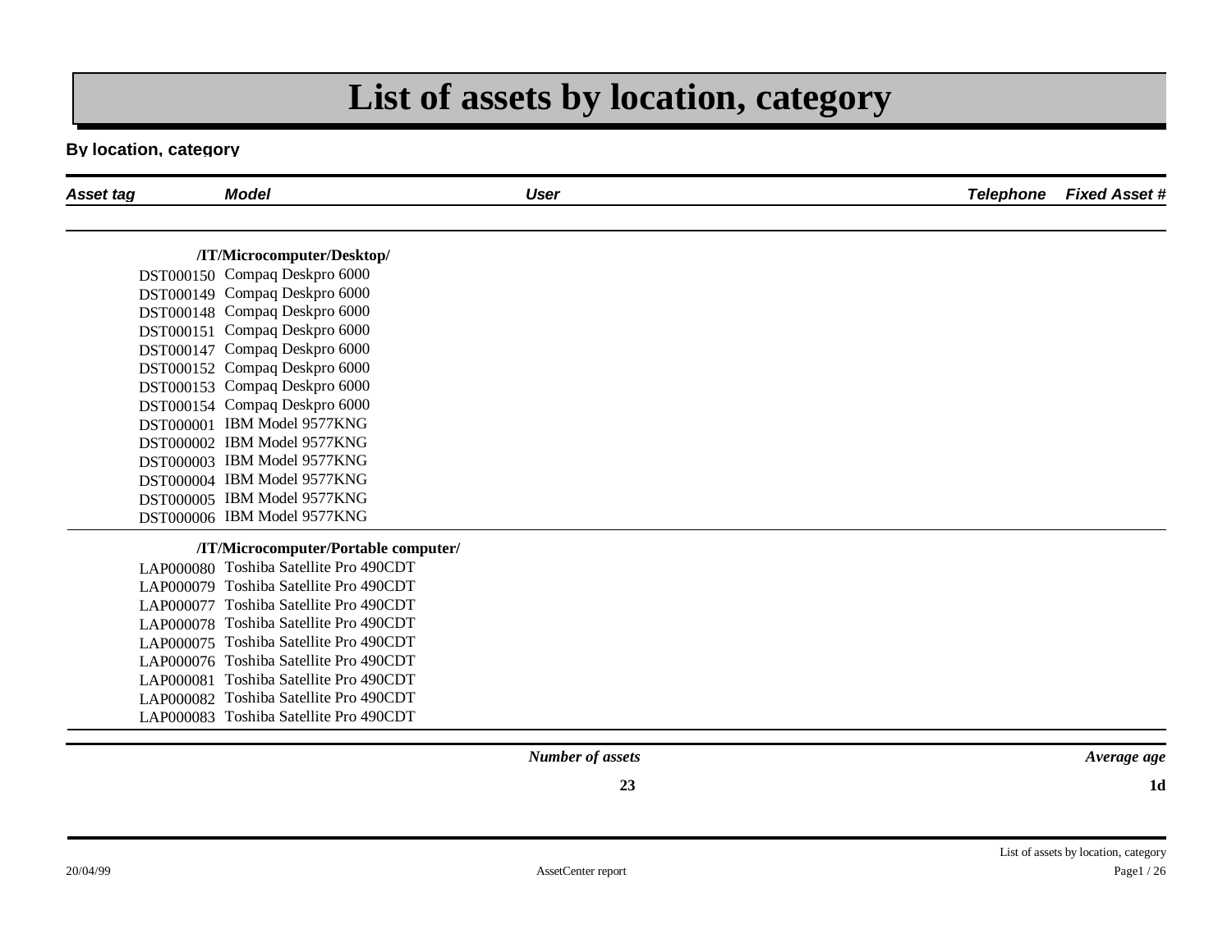# List of assets by location, category

**By location, category**

| Asset tag | Model | User | Telephone | Fixed Asset # |
|---|---|---|---|---|
| **/IT/Microcomputer/Desktop/** | | | | |
| DST000150 | Compaq Deskpro 6000 | | | |
| DST000149 | Compaq Deskpro 6000 | | | |
| DST000148 | Compaq Deskpro 6000 | | | |
| DST000151 | Compaq Deskpro 6000 | | | |
| DST000147 | Compaq Deskpro 6000 | | | |
| DST000152 | Compaq Deskpro 6000 | | | |
| DST000153 | Compaq Deskpro 6000 | | | |
| DST000154 | Compaq Deskpro 6000 | | | |
| DST000001 | IBM Model 9577KNG | | | |
| DST000002 | IBM Model 9577KNG | | | |
| DST000003 | IBM Model 9577KNG | | | |
| DST000004 | IBM Model 9577KNG | | | |
| DST000005 | IBM Model 9577KNG | | | |
| DST000006 | IBM Model 9577KNG | | | |
| **/IT/Microcomputer/Portable computer/** | | | | |
| LAP000080 | Toshiba Satellite Pro 490CDT | | | |
| LAP000079 | Toshiba Satellite Pro 490CDT | | | |
| LAP000077 | Toshiba Satellite Pro 490CDT | | | |
| LAP000078 | Toshiba Satellite Pro 490CDT | | | |
| LAP000075 | Toshiba Satellite Pro 490CDT | | | |
| LAP000076 | Toshiba Satellite Pro 490CDT | | | |
| LAP000081 | Toshiba Satellite Pro 490CDT | | | |
| LAP000082 | Toshiba Satellite Pro 490CDT | | | |
| LAP000083 | Toshiba Satellite Pro 490CDT | | | |

| *Number of assets* | *Average age* |
|---|---|
| **23** | **1d** |

20/04/99 AssetCenter report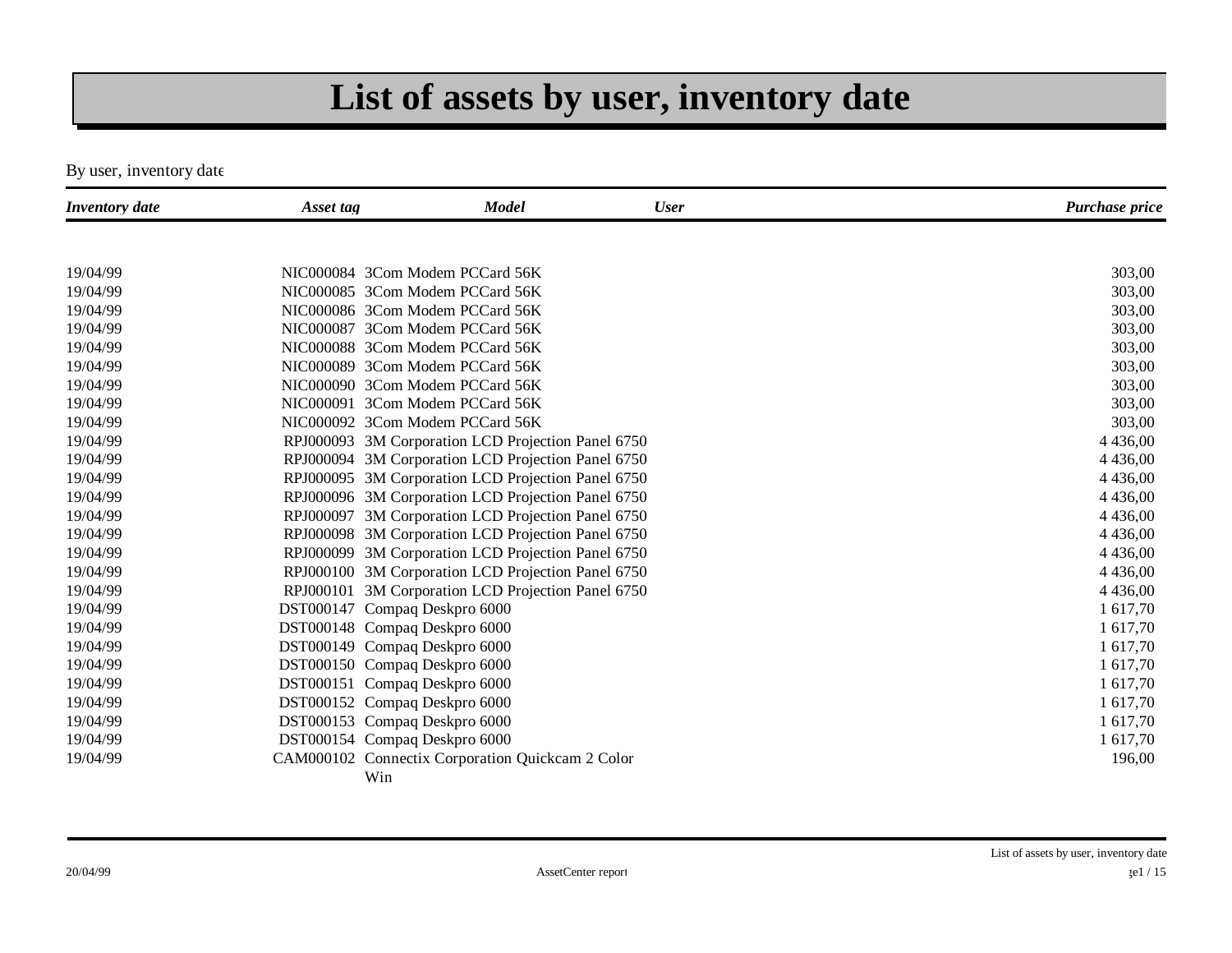# List of assets by user, inventory date

By user, inventory date

| *Inventory date* | *Asset tag* | *Model* | *User* | *Purchase price* |
|---|---|---|---|---|
| 19/04/99 | NIC000084 | 3Com Modem PCCard 56K | | 303,00 |
| 19/04/99 | NIC000085 | 3Com Modem PCCard 56K | | 303,00 |
| 19/04/99 | NIC000086 | 3Com Modem PCCard 56K | | 303,00 |
| 19/04/99 | NIC000087 | 3Com Modem PCCard 56K | | 303,00 |
| 19/04/99 | NIC000088 | 3Com Modem PCCard 56K | | 303,00 |
| 19/04/99 | NIC000089 | 3Com Modem PCCard 56K | | 303,00 |
| 19/04/99 | NIC000090 | 3Com Modem PCCard 56K | | 303,00 |
| 19/04/99 | NIC000091 | 3Com Modem PCCard 56K | | 303,00 |
| 19/04/99 | NIC000092 | 3Com Modem PCCard 56K | | 303,00 |
| 19/04/99 | RPJ000093 | 3M Corporation LCD Projection Panel 6750 | | 4 436,00 |
| 19/04/99 | RPJ000094 | 3M Corporation LCD Projection Panel 6750 | | 4 436,00 |
| 19/04/99 | RPJ000095 | 3M Corporation LCD Projection Panel 6750 | | 4 436,00 |
| 19/04/99 | RPJ000096 | 3M Corporation LCD Projection Panel 6750 | | 4 436,00 |
| 19/04/99 | RPJ000097 | 3M Corporation LCD Projection Panel 6750 | | 4 436,00 |
| 19/04/99 | RPJ000098 | 3M Corporation LCD Projection Panel 6750 | | 4 436,00 |
| 19/04/99 | RPJ000099 | 3M Corporation LCD Projection Panel 6750 | | 4 436,00 |
| 19/04/99 | RPJ000100 | 3M Corporation LCD Projection Panel 6750 | | 4 436,00 |
| 19/04/99 | RPJ000101 | 3M Corporation LCD Projection Panel 6750 | | 4 436,00 |
| 19/04/99 | DST000147 | Compaq Deskpro 6000 | | 1 617,70 |
| 19/04/99 | DST000148 | Compaq Deskpro 6000 | | 1 617,70 |
| 19/04/99 | DST000149 | Compaq Deskpro 6000 | | 1 617,70 |
| 19/04/99 | DST000150 | Compaq Deskpro 6000 | | 1 617,70 |
| 19/04/99 | DST000151 | Compaq Deskpro 6000 | | 1 617,70 |
| 19/04/99 | DST000152 | Compaq Deskpro 6000 | | 1 617,70 |
| 19/04/99 | DST000153 | Compaq Deskpro 6000 | | 1 617,70 |
| 19/04/99 | DST000154 | Compaq Deskpro 6000 | | 1 617,70 |
| 19/04/99 | CAM000102 | Connectix Corporation Quickcam 2 Color Win | | 196,00 |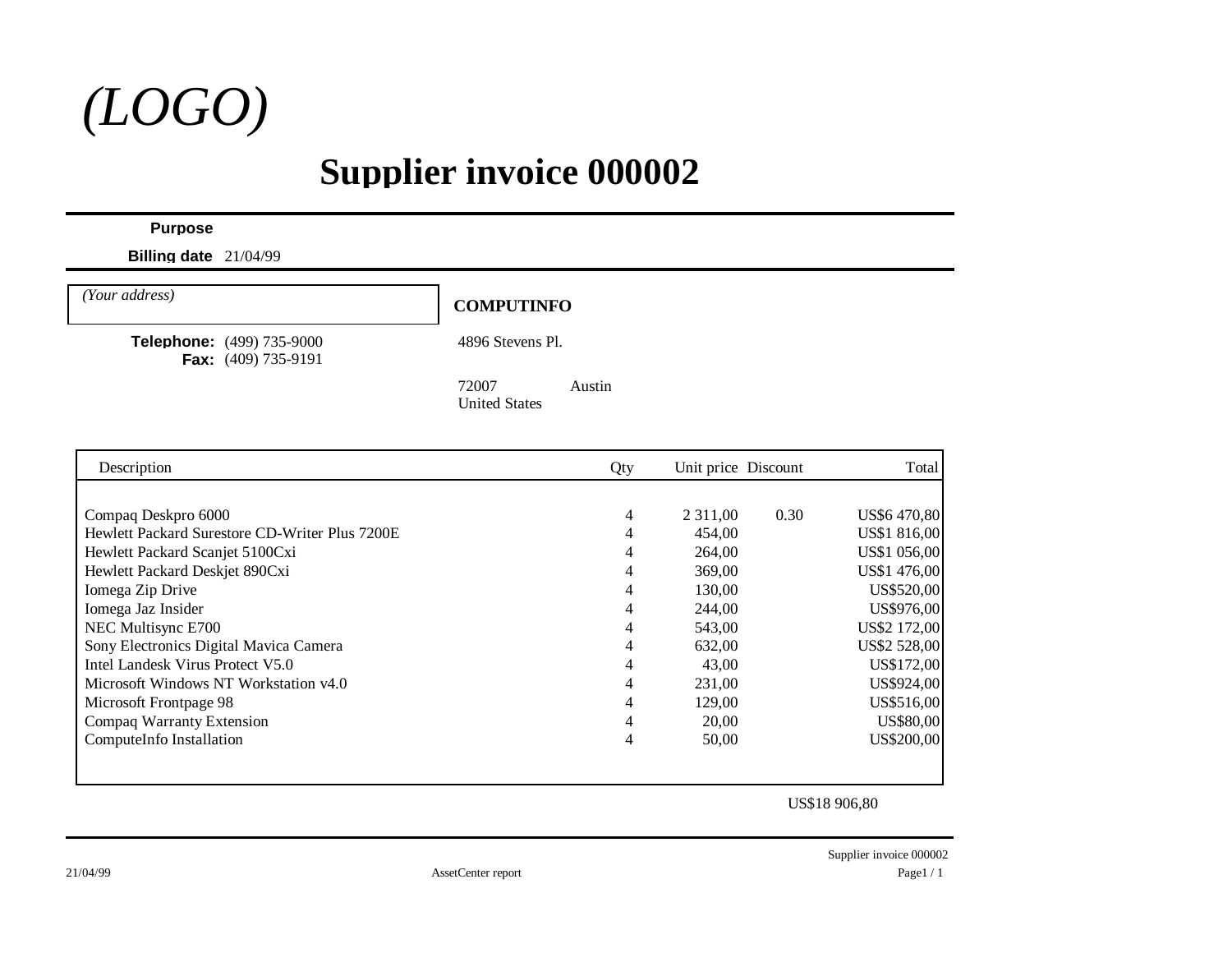(LOGO)

# Supplier invoice 000002

**Purpose**

**Billing date** 21/04/99

(Your address)

**Telephone:** (499) 735-9000
**Fax:** (409) 735-9191

**COMPUTINFO**

4896 Stevens Pl.

72007 Austin
United States

| Description | Qty | Unit price | Discount | Total |
|---|---|---|---|---|
| Compaq Deskpro 6000 | 4 | 2 311,00 | 0.30 | US$6 470,80 |
| Hewlett Packard Surestore CD-Writer Plus 7200E | 4 | 454,00 | | US$1 816,00 |
| Hewlett Packard Scanjet 5100Cxi | 4 | 264,00 | | US$1 056,00 |
| Hewlett Packard Deskjet 890Cxi | 4 | 369,00 | | US$1 476,00 |
| Iomega Zip Drive | 4 | 130,00 | | US$520,00 |
| Iomega Jaz Insider | 4 | 244,00 | | US$976,00 |
| NEC Multisync E700 | 4 | 543,00 | | US$2 172,00 |
| Sony Electronics Digital Mavica Camera | 4 | 632,00 | | US$2 528,00 |
| Intel Landesk Virus Protect V5.0 | 4 | 43,00 | | US$172,00 |
| Microsoft Windows NT Workstation v4.0 | 4 | 231,00 | | US$924,00 |
| Microsoft Frontpage 98 | 4 | 129,00 | | US$516,00 |
| Compaq Warranty Extension | 4 | 20,00 | | US$80,00 |
| ComputeInfo Installation | 4 | 50,00 | | US$200,00 |

US$18 906,80

Supplier invoice 000002

21/04/99 AssetCenter report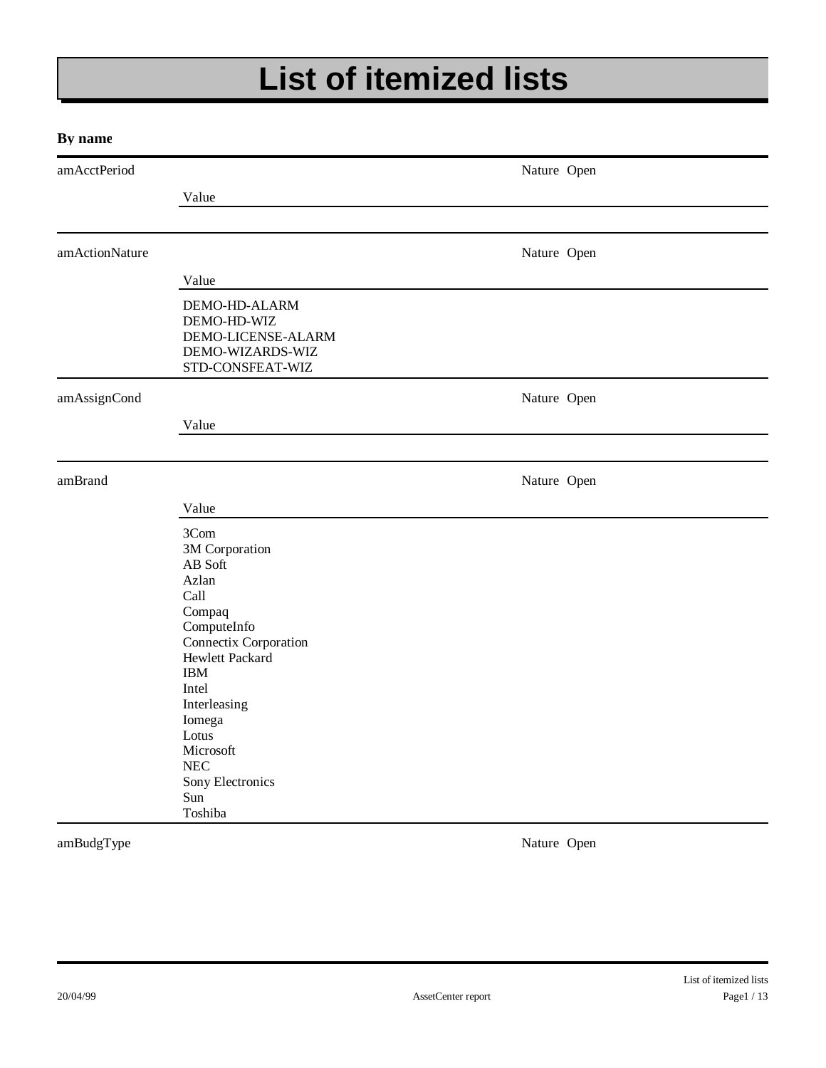# List of itemized lists

**By name**

amAcctPeriod — Nature Open

| Value |
| --- |
| |

amActionNature — Nature Open

| Value |
| --- |
| DEMO-HD-ALARM |
| DEMO-HD-WIZ |
| DEMO-LICENSE-ALARM |
| DEMO-WIZARDS-WIZ |
| STD-CONSFEAT-WIZ |

amAssignCond — Nature Open

| Value |
| --- |
| |

amBrand — Nature Open

| Value |
| --- |
| 3Com |
| 3M Corporation |
| AB Soft |
| Azlan |
| Call |
| Compaq |
| ComputeInfo |
| Connectix Corporation |
| Hewlett Packard |
| IBM |
| Intel |
| Interleasing |
| Iomega |
| Lotus |
| Microsoft |
| NEC |
| Sony Electronics |
| Sun |
| Toshiba |

amBudgType — Nature Open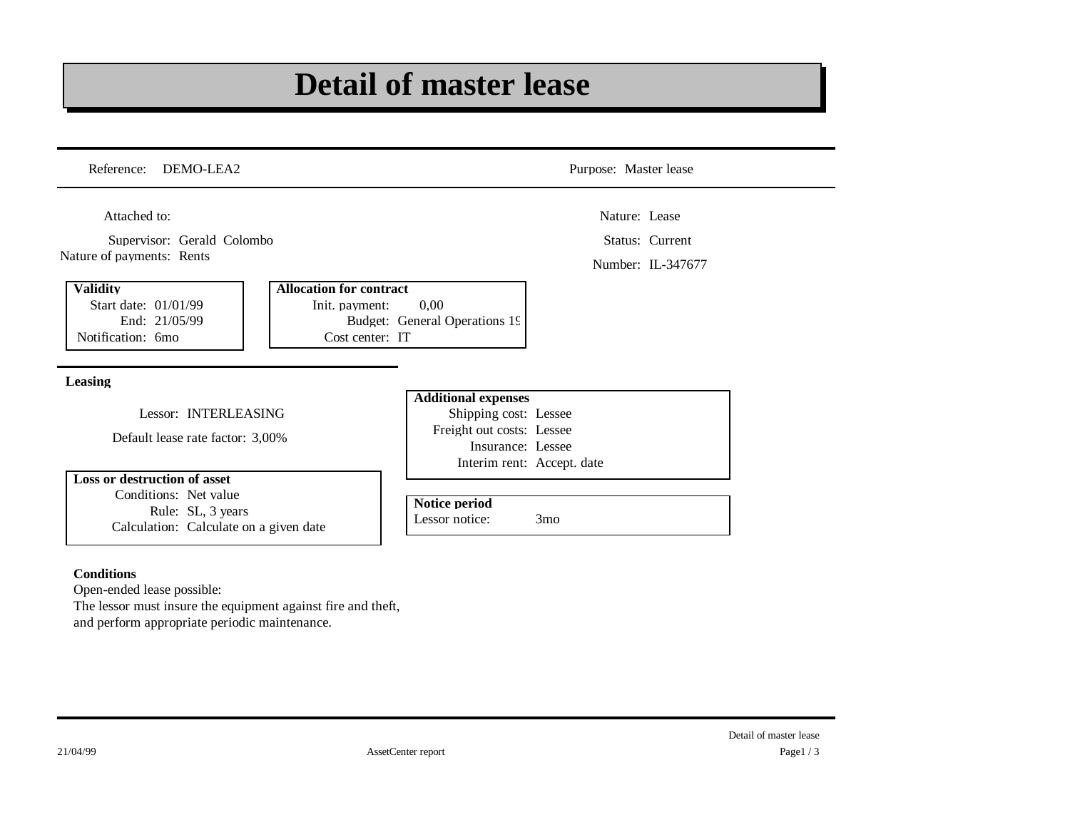# Detail of master lease

Reference: DEMO-LEA2

Purpose: Master lease

Attached to:

Supervisor: Gerald Colombo

Nature of payments: Rents

Nature: Lease

Status: Current

Number: IL-347677

**Validity**

Start date: 01/01/99

End: 21/05/99

Notification: 6mo

**Allocation for contract**

Init. payment: 0,00

Budget: General Operations 19

Cost center: IT

**Leasing**

Lessor: INTERLEASING

Default lease rate factor: 3,00%

**Additional expenses**

Shipping cost: Lessee

Freight out costs: Lessee

Insurance: Lessee

Interim rent: Accept. date

**Loss or destruction of asset**

Conditions: Net value

Rule: SL, 3 years

Calculation: Calculate on a given date

**Notice period**

Lessor notice: 3mo

**Conditions**

Open-ended lease possible:

The lessor must insure the equipment against fire and theft, and perform appropriate periodic maintenance.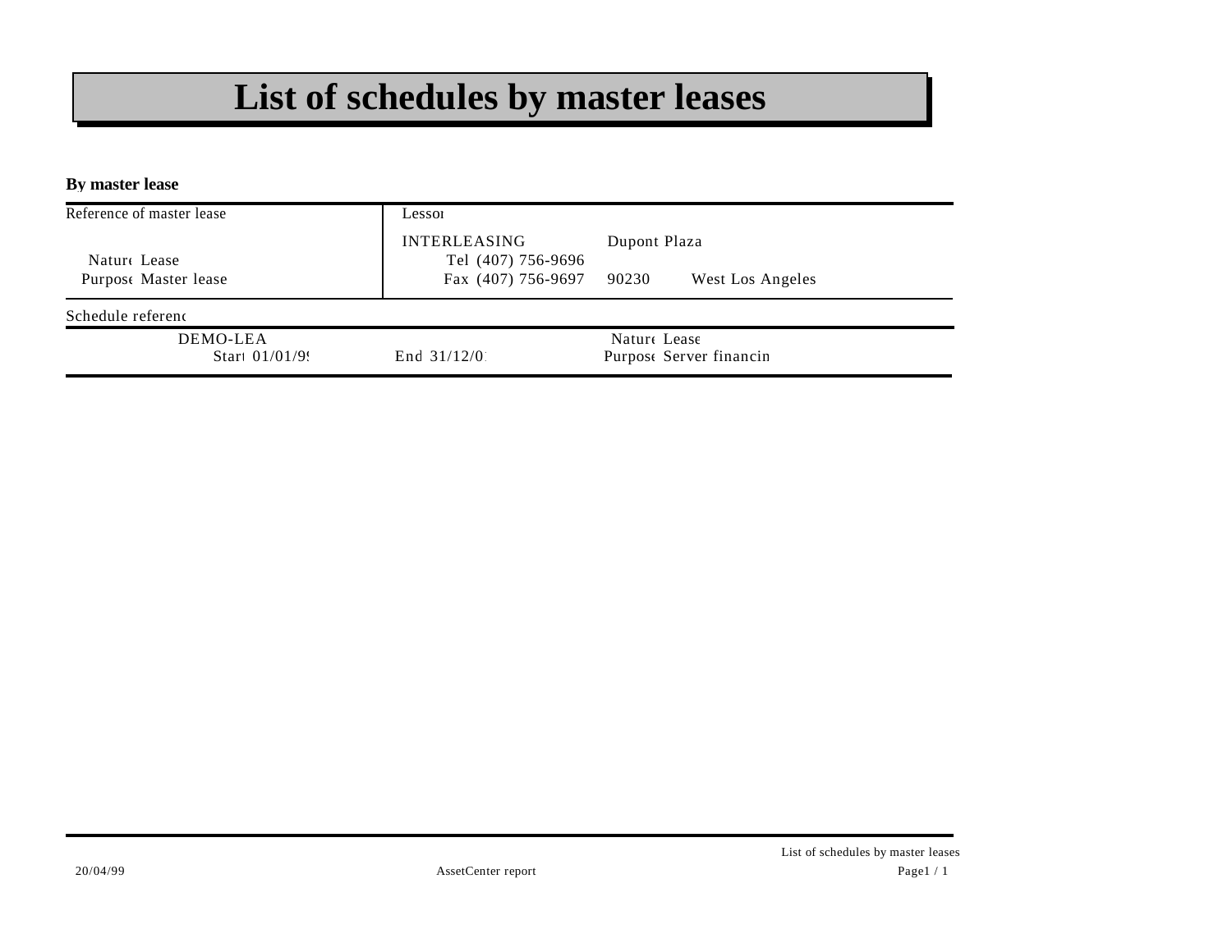# List of schedules by master leases

**By master lease**

| Reference of master lease | Lessor | | |
|---|---|---|---|
| | INTERLEASING | Dupont Plaza | |
| Nature Lease | Tel (407) 756-9696 | | |
| Purpose Master lease | Fax (407) 756-9697 | 90230 | West Los Angeles |

| Schedule reference | | |
|---|---|---|
| DEMO-LEA | | Nature Lease |
| Start 01/01/9 | End 31/12/0 | Purpose Server financin |

20/04/99 AssetCenter report List of schedules by master leases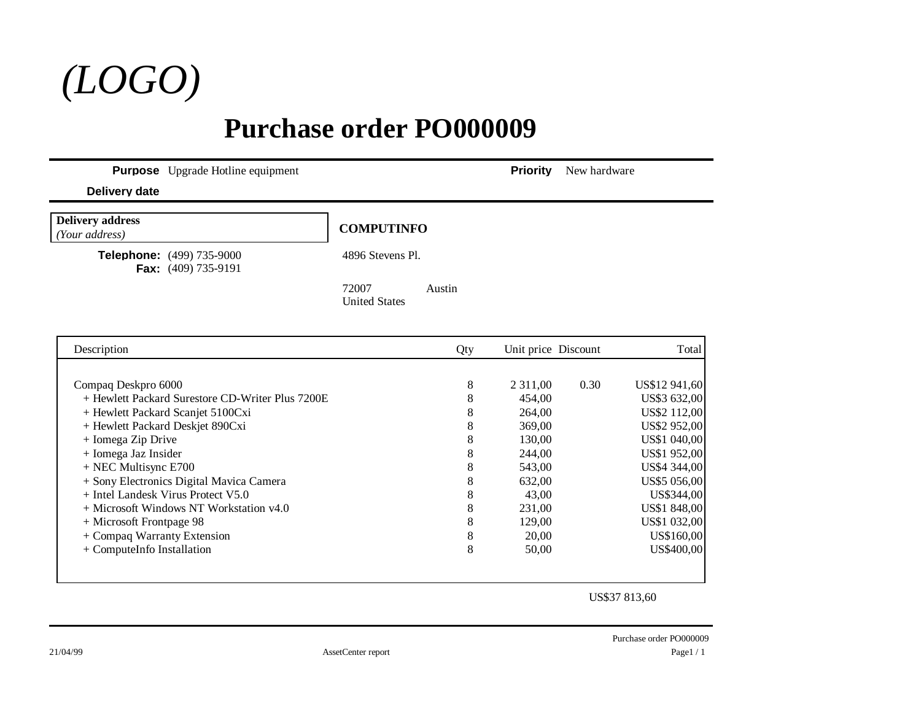*(LOGO)*

# Purchase order PO000009

**Purpose** Upgrade Hotline equipment **Priority** New hardware

**Delivery date**

**Delivery address**
*(Your address)*

**COMPUTINFO**

**Telephone:** (499) 735-9000
**Fax:** (409) 735-9191

4896 Stevens Pl.

72007 Austin
United States

| Description | Qty | Unit price | Discount | Total |
|---|---|---|---|---|
| Compaq Deskpro 6000 | 8 | 2 311,00 | 0.30 | US$12 941,60 |
| + Hewlett Packard Surestore CD-Writer Plus 7200E | 8 | 454,00 | | US$3 632,00 |
| + Hewlett Packard Scanjet 5100Cxi | 8 | 264,00 | | US$2 112,00 |
| + Hewlett Packard Deskjet 890Cxi | 8 | 369,00 | | US$2 952,00 |
| + Iomega Zip Drive | 8 | 130,00 | | US$1 040,00 |
| + Iomega Jaz Insider | 8 | 244,00 | | US$1 952,00 |
| + NEC Multisync E700 | 8 | 543,00 | | US$4 344,00 |
| + Sony Electronics Digital Mavica Camera | 8 | 632,00 | | US$5 056,00 |
| + Intel Landesk Virus Protect V5.0 | 8 | 43,00 | | US$344,00 |
| + Microsoft Windows NT Workstation v4.0 | 8 | 231,00 | | US$1 848,00 |
| + Microsoft Frontpage 98 | 8 | 129,00 | | US$1 032,00 |
| + Compaq Warranty Extension | 8 | 20,00 | | US$160,00 |
| + ComputeInfo Installation | 8 | 50,00 | | US$400,00 |

US$37 813,60

21/04/99 AssetCenter report Purchase order PO000009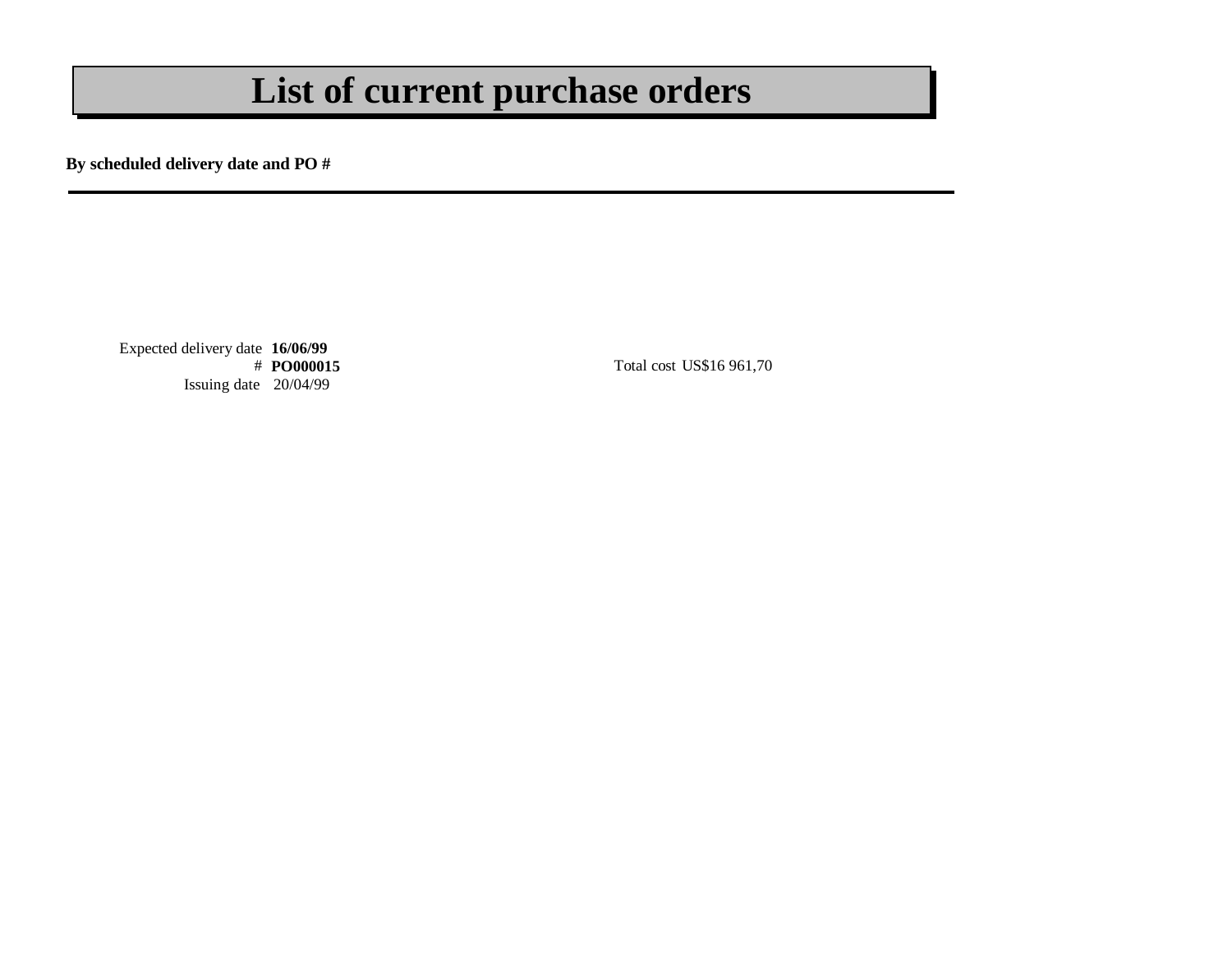# List of current purchase orders

**By scheduled delivery date and PO #**

---

Expected delivery date **16/06/99**
\# **PO000015**
Issuing date 20/04/99

Total cost US$16 961,70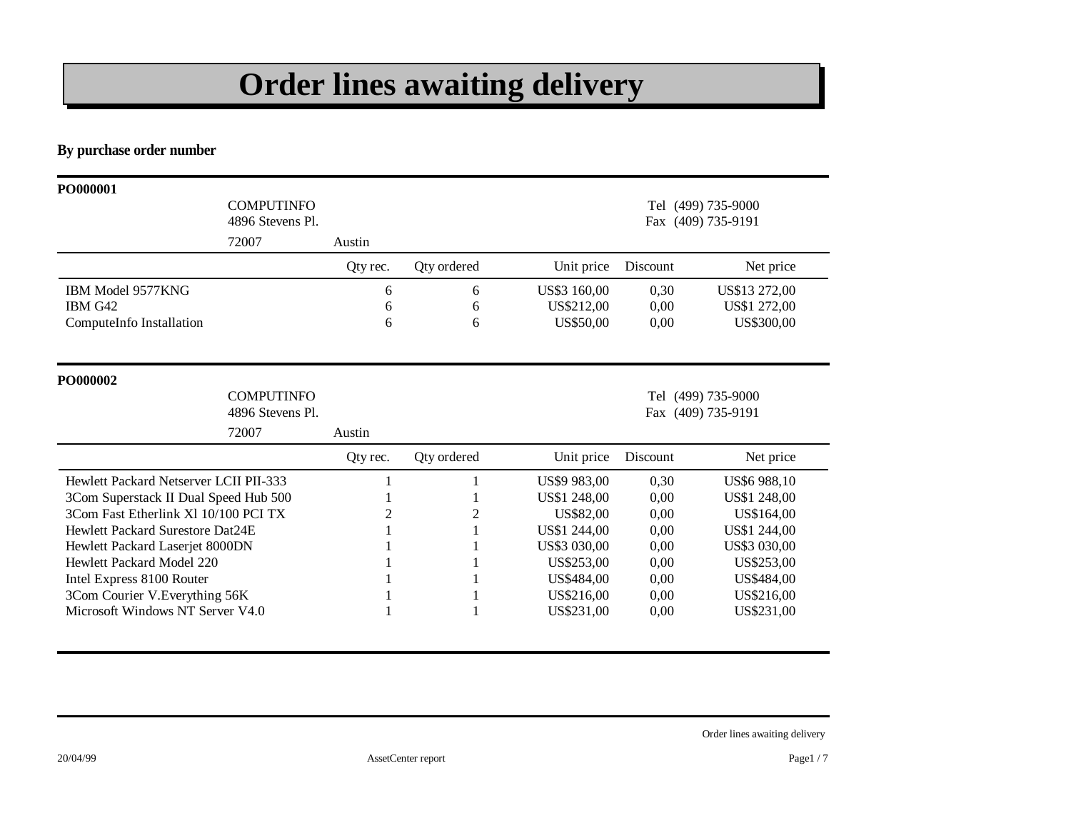# Order lines awaiting delivery

**By purchase order number**

**PO000001**

COMPUTINFO
4896 Stevens Pl.
72007 Austin

Tel (499) 735-9000
Fax (409) 735-9191

| | Qty rec. | Qty ordered | Unit price | Discount | Net price |
|---|---|---|---|---|---|
| IBM Model 9577KNG | 6 | 6 | US$3 160,00 | 0,30 | US$13 272,00 |
| IBM G42 | 6 | 6 | US$212,00 | 0,00 | US$1 272,00 |
| ComputeInfo Installation | 6 | 6 | US$50,00 | 0,00 | US$300,00 |

**PO000002**

COMPUTINFO
4896 Stevens Pl.
72007 Austin

Tel (499) 735-9000
Fax (409) 735-9191

| | Qty rec. | Qty ordered | Unit price | Discount | Net price |
|---|---|---|---|---|---|
| Hewlett Packard Netserver LCII PII-333 | 1 | 1 | US$9 983,00 | 0,30 | US$6 988,10 |
| 3Com Superstack II Dual Speed Hub 500 | 1 | 1 | US$1 248,00 | 0,00 | US$1 248,00 |
| 3Com Fast Etherlink Xl 10/100 PCI TX | 2 | 2 | US$82,00 | 0,00 | US$164,00 |
| Hewlett Packard Surestore Dat24E | 1 | 1 | US$1 244,00 | 0,00 | US$1 244,00 |
| Hewlett Packard Laserjet 8000DN | 1 | 1 | US$3 030,00 | 0,00 | US$3 030,00 |
| Hewlett Packard Model 220 | 1 | 1 | US$253,00 | 0,00 | US$253,00 |
| Intel Express 8100 Router | 1 | 1 | US$484,00 | 0,00 | US$484,00 |
| 3Com Courier V.Everything 56K | 1 | 1 | US$216,00 | 0,00 | US$216,00 |
| Microsoft Windows NT Server V4.0 | 1 | 1 | US$231,00 | 0,00 | US$231,00 |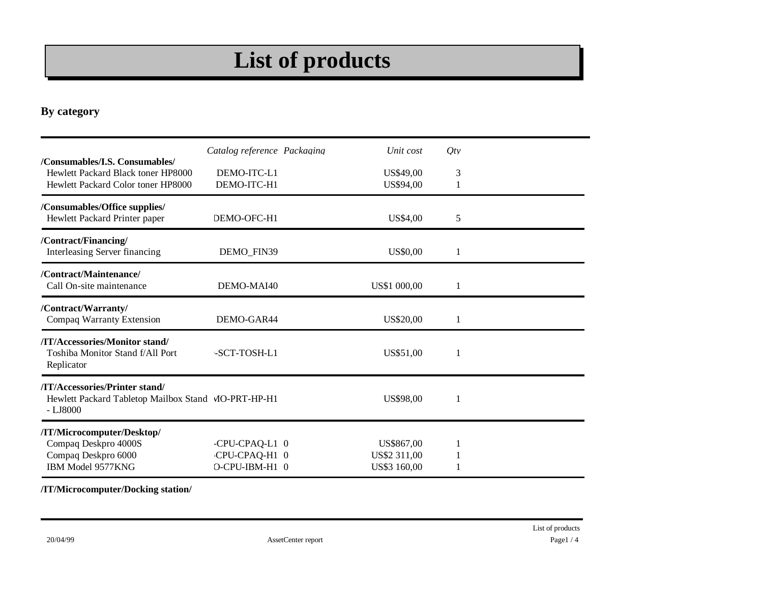# List of products

## By category

| | *Catalog reference* | *Packaging* | *Unit cost* | *Qty* |
|---|---|---|---|---|
| **/Consumables/I.S. Consumables/** | | | | |
| Hewlett Packard Black toner HP8000 | DEMO-ITC-L1 | | US$49,00 | 3 |
| Hewlett Packard Color toner HP8000 | DEMO-ITC-H1 | | US$94,00 | 1 |
| **/Consumables/Office supplies/** | | | | |
| Hewlett Packard Printer paper | DEMO-OFC-H1 | | US$4,00 | 5 |
| **/Contract/Financing/** | | | | |
| Interleasing Server financing | DEMO_FIN39 | | US$0,00 | 1 |
| **/Contract/Maintenance/** | | | | |
| Call On-site maintenance | DEMO-MAI40 | | US$1 000,00 | 1 |
| **/Contract/Warranty/** | | | | |
| Compaq Warranty Extension | DEMO-GAR44 | | US$20,00 | 1 |
| **/IT/Accessories/Monitor stand/** | | | | |
| Toshiba Monitor Stand f/All Port Replicator | -SCT-TOSH-L1 | | US$51,00 | 1 |
| **/IT/Accessories/Printer stand/** | | | | |
| Hewlett Packard Tabletop Mailbox Stand - LJ8000 | MO-PRT-HP-H1 | | US$98,00 | 1 |
| **/IT/Microcomputer/Desktop/** | | | | |
| Compaq Deskpro 4000S | -CPU-CPAQ-L1 | 0 | US$867,00 | 1 |
| Compaq Deskpro 6000 | -CPU-CPAQ-H1 | 0 | US$2 311,00 | 1 |
| IBM Model 9577KNG | O-CPU-IBM-H1 | 0 | US$3 160,00 | 1 |
| **/IT/Microcomputer/Docking station/** | | | | |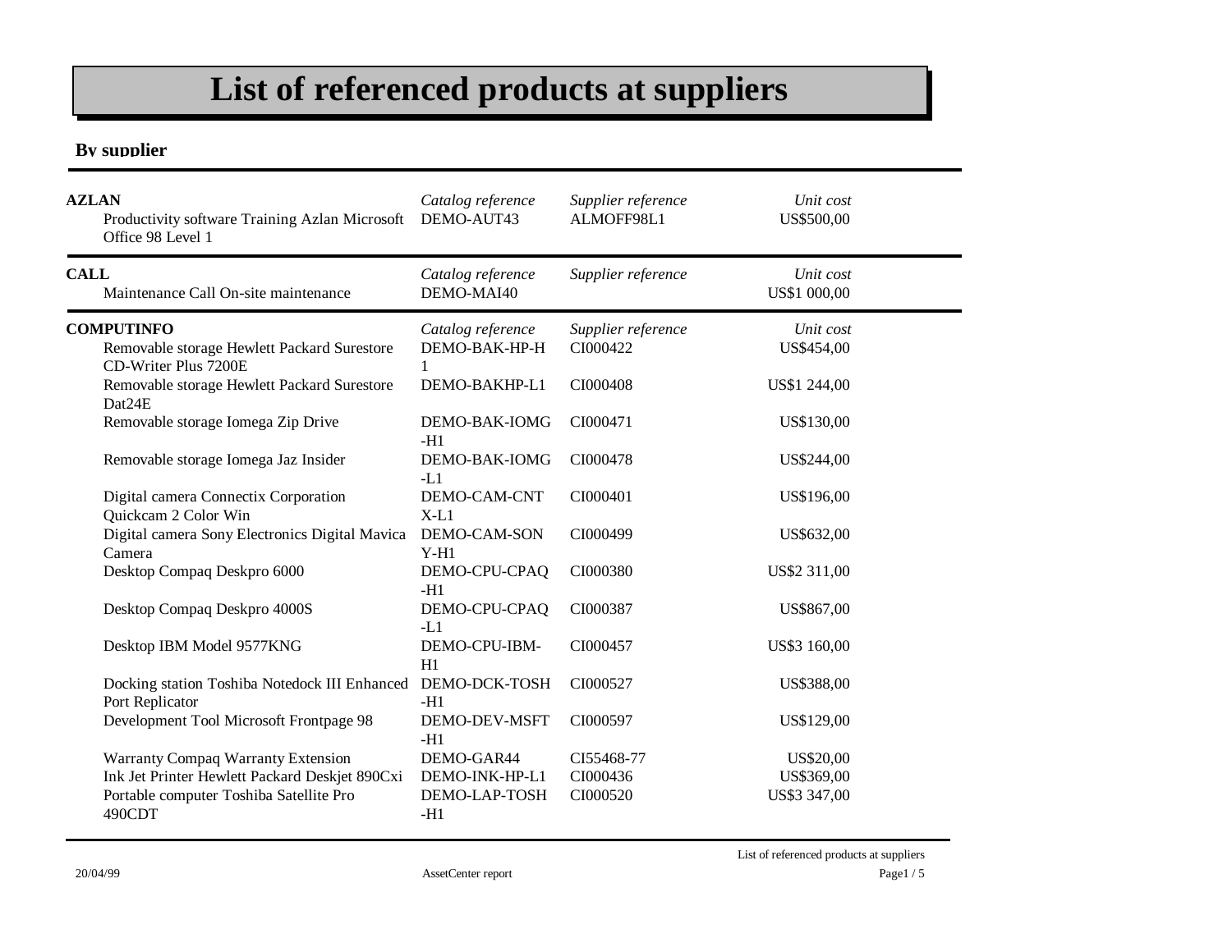# List of referenced products at suppliers

**By supplier**

| **AZLAN** | *Catalog reference* | *Supplier reference* | *Unit cost* |
|---|---|---|---|
| Productivity software Training Azlan Microsoft Office 98 Level 1 | DEMO-AUT43 | ALMOFF98L1 | US$500,00 |

| **CALL** | *Catalog reference* | *Supplier reference* | *Unit cost* |
|---|---|---|---|
| Maintenance Call On-site maintenance | DEMO-MAI40 | | US$1 000,00 |

| **COMPUTINFO** | *Catalog reference* | *Supplier reference* | *Unit cost* |
|---|---|---|---|
| Removable storage Hewlett Packard Surestore CD-Writer Plus 7200E | DEMO-BAK-HP-H1 | CI000422 | US$454,00 |
| Removable storage Hewlett Packard Surestore Dat24E | DEMO-BAKHP-L1 | CI000408 | US$1 244,00 |
| Removable storage Iomega Zip Drive | DEMO-BAK-IOMG-H1 | CI000471 | US$130,00 |
| Removable storage Iomega Jaz Insider | DEMO-BAK-IOMG-L1 | CI000478 | US$244,00 |
| Digital camera Connectix Corporation Quickcam 2 Color Win | DEMO-CAM-CNTX-L1 | CI000401 | US$196,00 |
| Digital camera Sony Electronics Digital Mavica Camera | DEMO-CAM-SONY-H1 | CI000499 | US$632,00 |
| Desktop Compaq Deskpro 6000 | DEMO-CPU-CPAQ-H1 | CI000380 | US$2 311,00 |
| Desktop Compaq Deskpro 4000S | DEMO-CPU-CPAQ-L1 | CI000387 | US$867,00 |
| Desktop IBM Model 9577KNG | DEMO-CPU-IBM-H1 | CI000457 | US$3 160,00 |
| Docking station Toshiba Notedock III Enhanced Port Replicator | DEMO-DCK-TOSH-H1 | CI000527 | US$388,00 |
| Development Tool Microsoft Frontpage 98 | DEMO-DEV-MSFT-H1 | CI000597 | US$129,00 |
| Warranty Compaq Warranty Extension | DEMO-GAR44 | CI55468-77 | US$20,00 |
| Ink Jet Printer Hewlett Packard Deskjet 890Cxi | DEMO-INK-HP-L1 | CI000436 | US$369,00 |
| Portable computer Toshiba Satellite Pro 490CDT | DEMO-LAP-TOSH-H1 | CI000520 | US$3 347,00 |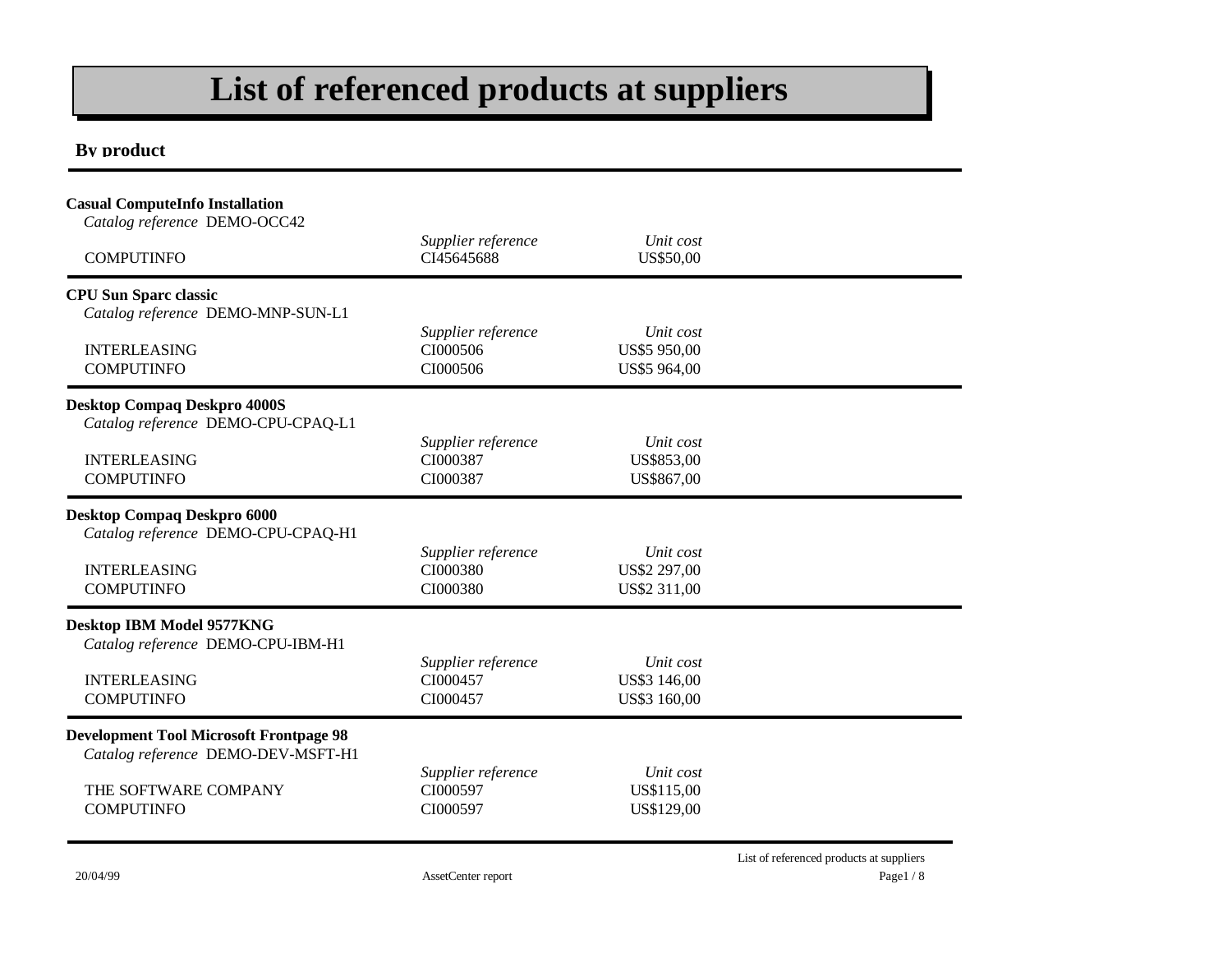# List of referenced products at suppliers

**By product**

---

**Casual ComputeInfo Installation**
*Catalog reference* DEMO-OCC42

| | *Supplier reference* | *Unit cost* |
|---|---|---|
| COMPUTINFO | CI45645688 | US$50,00 |

---

**CPU Sun Sparc classic**
*Catalog reference* DEMO-MNP-SUN-L1

| | *Supplier reference* | *Unit cost* |
|---|---|---|
| INTERLEASING | CI000506 | US$5 950,00 |
| COMPUTINFO | CI000506 | US$5 964,00 |

---

**Desktop Compaq Deskpro 4000S**
*Catalog reference* DEMO-CPU-CPAQ-L1

| | *Supplier reference* | *Unit cost* |
|---|---|---|
| INTERLEASING | CI000387 | US$853,00 |
| COMPUTINFO | CI000387 | US$867,00 |

---

**Desktop Compaq Deskpro 6000**
*Catalog reference* DEMO-CPU-CPAQ-H1

| | *Supplier reference* | *Unit cost* |
|---|---|---|
| INTERLEASING | CI000380 | US$2 297,00 |
| COMPUTINFO | CI000380 | US$2 311,00 |

---

**Desktop IBM Model 9577KNG**
*Catalog reference* DEMO-CPU-IBM-H1

| | *Supplier reference* | *Unit cost* |
|---|---|---|
| INTERLEASING | CI000457 | US$3 146,00 |
| COMPUTINFO | CI000457 | US$3 160,00 |

---

**Development Tool Microsoft Frontpage 98**
*Catalog reference* DEMO-DEV-MSFT-H1

| | *Supplier reference* | *Unit cost* |
|---|---|---|
| THE SOFTWARE COMPANY | CI000597 | US$115,00 |
| COMPUTINFO | CI000597 | US$129,00 |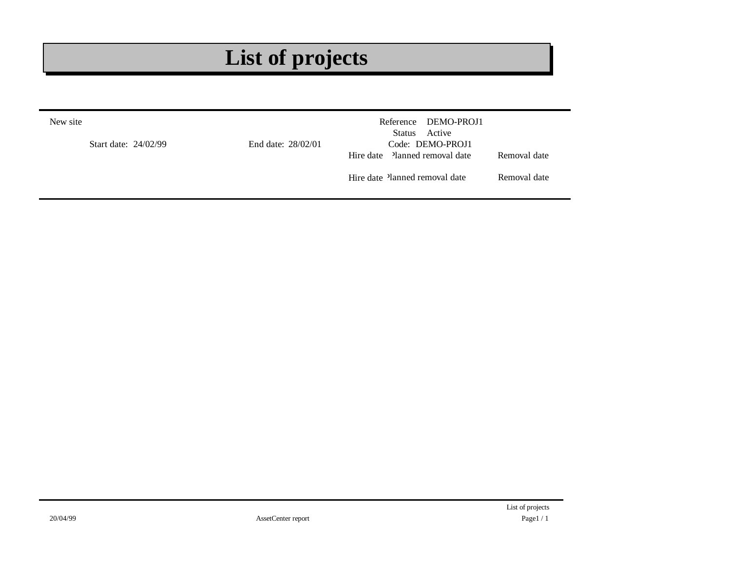# List of projects

New site

Reference DEMO-PROJ1

Status Active

Start date: 24/02/99 End date: 28/02/01 Code: DEMO-PROJ1

| Hire date | Planned removal date | Removal date |
|---|---|---|
| Hire date | Planned removal date | Removal date |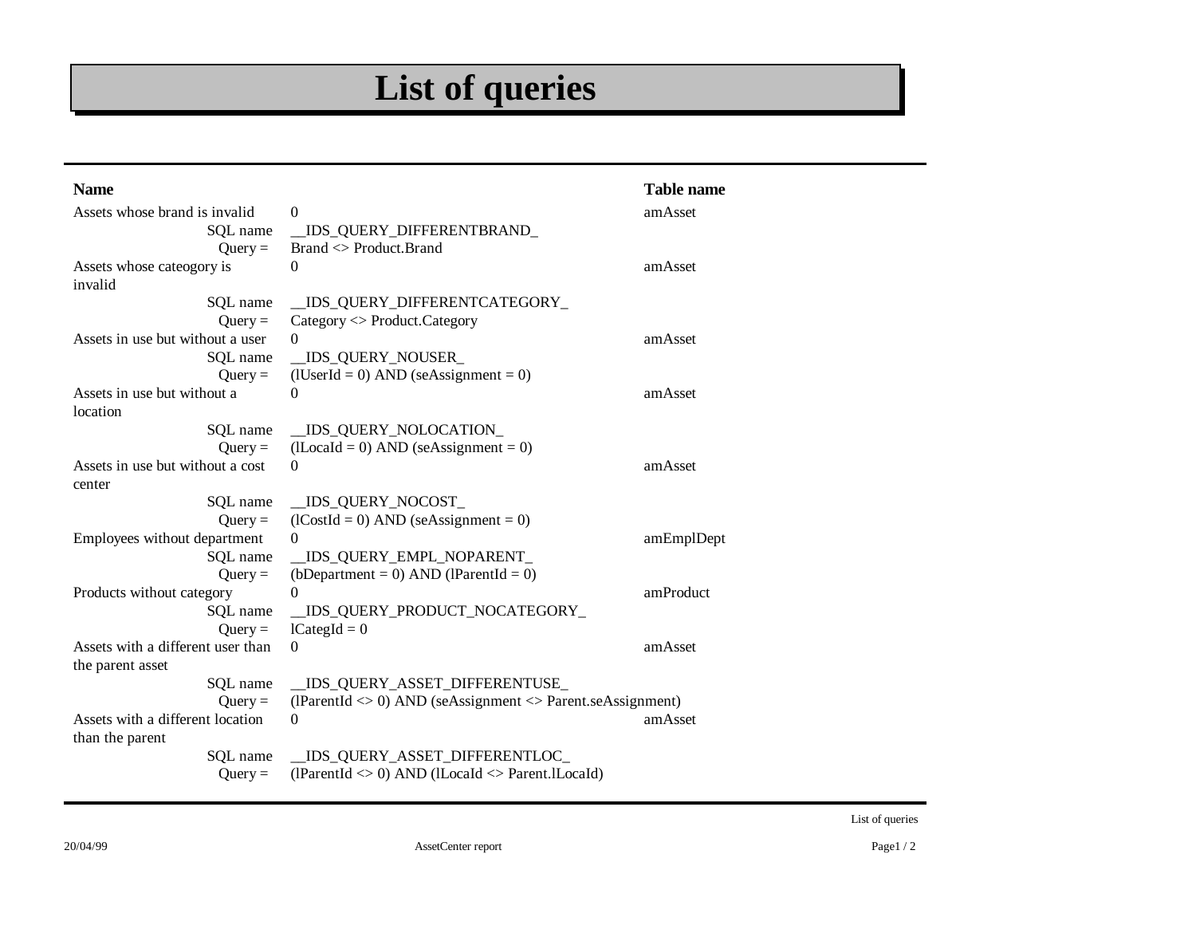# List of queries

| Name | | Table name |
|---|---|---|
| Assets whose brand is invalid | 0 | amAsset |
| SQL name | __IDS_QUERY_DIFFERENTBRAND_ | |
| Query = | Brand <> Product.Brand | |
| Assets whose cateogory is invalid | 0 | amAsset |
| SQL name | __IDS_QUERY_DIFFERENTCATEGORY_ | |
| Query = | Category <> Product.Category | |
| Assets in use but without a user | 0 | amAsset |
| SQL name | __IDS_QUERY_NOUSER_ | |
| Query = | (lUserId = 0) AND (seAssignment = 0) | |
| Assets in use but without a location | 0 | amAsset |
| SQL name | __IDS_QUERY_NOLOCATION_ | |
| Query = | (lLocaId = 0) AND (seAssignment = 0) | |
| Assets in use but without a cost center | 0 | amAsset |
| SQL name | __IDS_QUERY_NOCOST_ | |
| Query = | (lCostId = 0) AND (seAssignment = 0) | |
| Employees without department | 0 | amEmplDept |
| SQL name | __IDS_QUERY_EMPL_NOPARENT_ | |
| Query = | (bDepartment = 0) AND (lParentId = 0) | |
| Products without category | 0 | amProduct |
| SQL name | __IDS_QUERY_PRODUCT_NOCATEGORY_ | |
| Query = | lCategId = 0 | |
| Assets with a different user than the parent asset | 0 | amAsset |
| SQL name | __IDS_QUERY_ASSET_DIFFERENTUSE_ | |
| Query = | (lParentId <> 0) AND (seAssignment <> Parent.seAssignment) | |
| Assets with a different location than the parent | 0 | amAsset |
| SQL name | __IDS_QUERY_ASSET_DIFFERENTLOC_ | |
| Query = | (lParentId <> 0) AND (lLocaId <> Parent.lLocaId) | |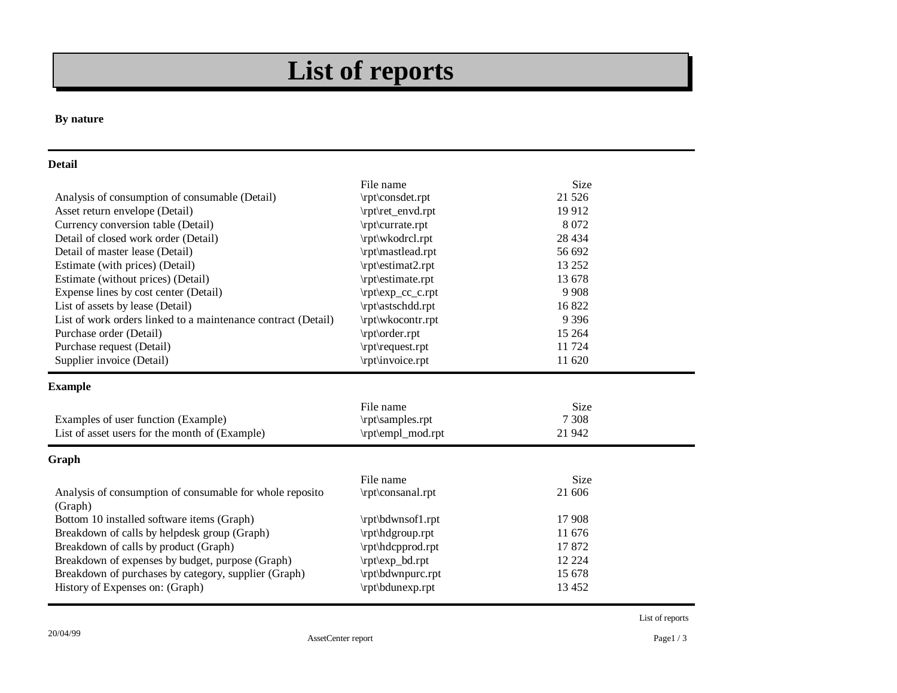# List of reports

**By nature**

### Detail

| | File name | Size |
|---|---|---|
| Analysis of consumption of consumable (Detail) | \rpt\consdet.rpt | 21 526 |
| Asset return envelope (Detail) | \rpt\ret_envd.rpt | 19 912 |
| Currency conversion table (Detail) | \rpt\currate.rpt | 8 072 |
| Detail of closed work order (Detail) | \rpt\wkodrcl.rpt | 28 434 |
| Detail of master lease (Detail) | \rpt\mastlead.rpt | 56 692 |
| Estimate (with prices) (Detail) | \rpt\estimat2.rpt | 13 252 |
| Estimate (without prices) (Detail) | \rpt\estimate.rpt | 13 678 |
| Expense lines by cost center (Detail) | \rpt\exp_cc_c.rpt | 9 908 |
| List of assets by lease (Detail) | \rpt\astschdd.rpt | 16 822 |
| List of work orders linked to a maintenance contract (Detail) | \rpt\wkocontr.rpt | 9 396 |
| Purchase order (Detail) | \rpt\order.rpt | 15 264 |
| Purchase request (Detail) | \rpt\request.rpt | 11 724 |
| Supplier invoice (Detail) | \rpt\invoice.rpt | 11 620 |

### Example

| | File name | Size |
|---|---|---|
| Examples of user function (Example) | \rpt\samples.rpt | 7 308 |
| List of asset users for the month of (Example) | \rpt\empl_mod.rpt | 21 942 |

### Graph

| | File name | Size |
|---|---|---|
| Analysis of consumption of consumable for whole reposito (Graph) | \rpt\consanal.rpt | 21 606 |
| Bottom 10 installed software items (Graph) | \rpt\bdwnsof1.rpt | 17 908 |
| Breakdown of calls by helpdesk group (Graph) | \rpt\hdgroup.rpt | 11 676 |
| Breakdown of calls by product (Graph) | \rpt\hdcpprod.rpt | 17 872 |
| Breakdown of expenses by budget, purpose (Graph) | \rpt\exp_bd.rpt | 12 224 |
| Breakdown of purchases by category, supplier (Graph) | \rpt\bdwnpurc.rpt | 15 678 |
| History of Expenses on: (Graph) | \rpt\bdunexp.rpt | 13 452 |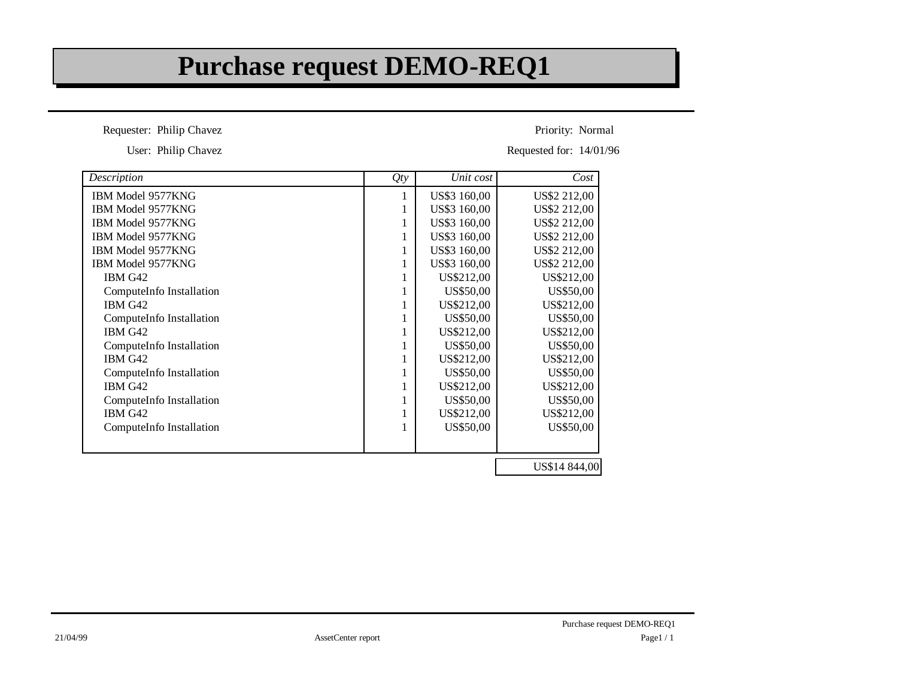# Purchase request DEMO-REQ1

Requester: Philip Chavez

User: Philip Chavez

Priority: Normal

Requested for: 14/01/96

| *Description* | *Qty* | *Unit cost* | *Cost* |
|---|---|---|---|
| IBM Model 9577KNG | 1 | US$3 160,00 | US$2 212,00 |
| IBM Model 9577KNG | 1 | US$3 160,00 | US$2 212,00 |
| IBM Model 9577KNG | 1 | US$3 160,00 | US$2 212,00 |
| IBM Model 9577KNG | 1 | US$3 160,00 | US$2 212,00 |
| IBM Model 9577KNG | 1 | US$3 160,00 | US$2 212,00 |
| IBM Model 9577KNG | 1 | US$3 160,00 | US$2 212,00 |
| IBM G42 | 1 | US$212,00 | US$212,00 |
| ComputeInfo Installation | 1 | US$50,00 | US$50,00 |
| IBM G42 | 1 | US$212,00 | US$212,00 |
| ComputeInfo Installation | 1 | US$50,00 | US$50,00 |
| IBM G42 | 1 | US$212,00 | US$212,00 |
| ComputeInfo Installation | 1 | US$50,00 | US$50,00 |
| IBM G42 | 1 | US$212,00 | US$212,00 |
| ComputeInfo Installation | 1 | US$50,00 | US$50,00 |
| IBM G42 | 1 | US$212,00 | US$212,00 |
| ComputeInfo Installation | 1 | US$50,00 | US$50,00 |
| IBM G42 | 1 | US$212,00 | US$212,00 |
| ComputeInfo Installation | 1 | US$50,00 | US$50,00 |
| | | | US$14 844,00 |

21/04/99 AssetCenter report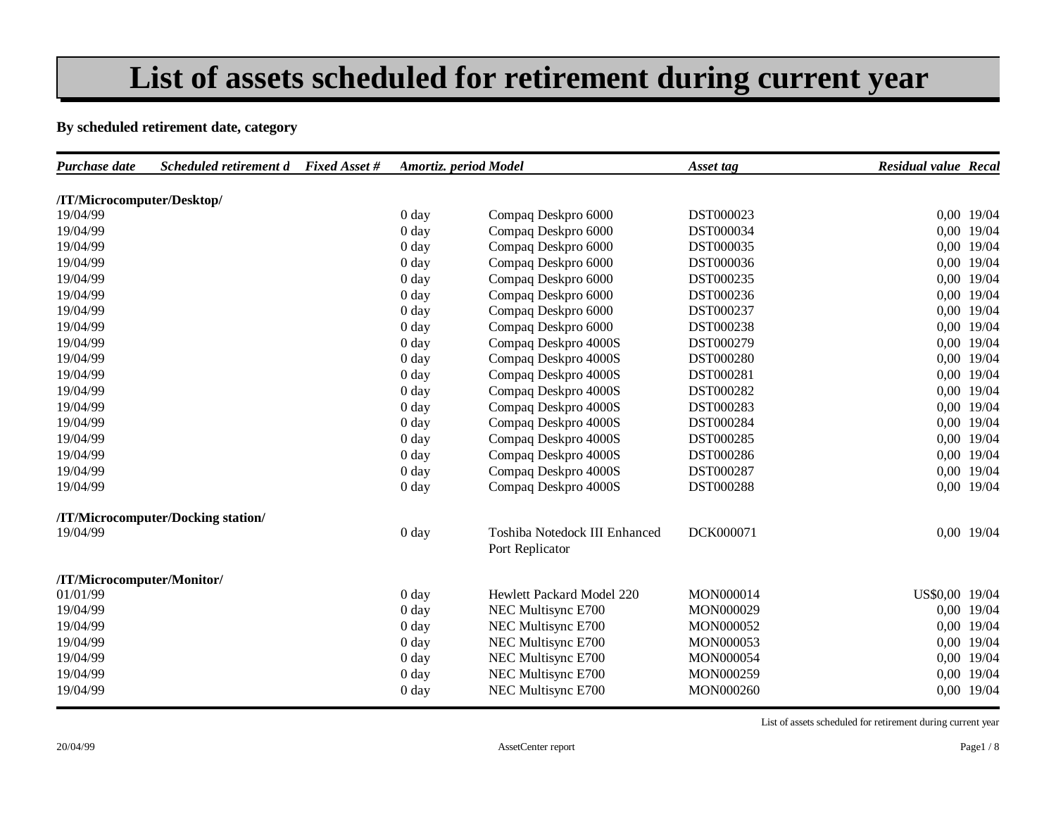# List of assets scheduled for retirement during current year

**By scheduled retirement date, category**

| *Purchase date* | *Scheduled retirement d* | *Fixed Asset #* | *Amortiz. period* | *Model* | *Asset tag* | *Residual value* | *Recal* |
|---|---|---|---|---|---|---|---|
| **/IT/Microcomputer/Desktop/** | | | | | | | |
| 19/04/99 | | | 0 day | Compaq Deskpro 6000 | DST000023 | 0,00 | 19/04 |
| 19/04/99 | | | 0 day | Compaq Deskpro 6000 | DST000034 | 0,00 | 19/04 |
| 19/04/99 | | | 0 day | Compaq Deskpro 6000 | DST000035 | 0,00 | 19/04 |
| 19/04/99 | | | 0 day | Compaq Deskpro 6000 | DST000036 | 0,00 | 19/04 |
| 19/04/99 | | | 0 day | Compaq Deskpro 6000 | DST000235 | 0,00 | 19/04 |
| 19/04/99 | | | 0 day | Compaq Deskpro 6000 | DST000236 | 0,00 | 19/04 |
| 19/04/99 | | | 0 day | Compaq Deskpro 6000 | DST000237 | 0,00 | 19/04 |
| 19/04/99 | | | 0 day | Compaq Deskpro 6000 | DST000238 | 0,00 | 19/04 |
| 19/04/99 | | | 0 day | Compaq Deskpro 4000S | DST000279 | 0,00 | 19/04 |
| 19/04/99 | | | 0 day | Compaq Deskpro 4000S | DST000280 | 0,00 | 19/04 |
| 19/04/99 | | | 0 day | Compaq Deskpro 4000S | DST000281 | 0,00 | 19/04 |
| 19/04/99 | | | 0 day | Compaq Deskpro 4000S | DST000282 | 0,00 | 19/04 |
| 19/04/99 | | | 0 day | Compaq Deskpro 4000S | DST000283 | 0,00 | 19/04 |
| 19/04/99 | | | 0 day | Compaq Deskpro 4000S | DST000284 | 0,00 | 19/04 |
| 19/04/99 | | | 0 day | Compaq Deskpro 4000S | DST000285 | 0,00 | 19/04 |
| 19/04/99 | | | 0 day | Compaq Deskpro 4000S | DST000286 | 0,00 | 19/04 |
| 19/04/99 | | | 0 day | Compaq Deskpro 4000S | DST000287 | 0,00 | 19/04 |
| 19/04/99 | | | 0 day | Compaq Deskpro 4000S | DST000288 | 0,00 | 19/04 |
| **/IT/Microcomputer/Docking station/** | | | | | | | |
| 19/04/99 | | | 0 day | Toshiba Notedock III Enhanced Port Replicator | DCK000071 | 0,00 | 19/04 |
| **/IT/Microcomputer/Monitor/** | | | | | | | |
| 01/01/99 | | | 0 day | Hewlett Packard Model 220 | MON000014 | US$0,00 | 19/04 |
| 19/04/99 | | | 0 day | NEC Multisync E700 | MON000029 | 0,00 | 19/04 |
| 19/04/99 | | | 0 day | NEC Multisync E700 | MON000052 | 0,00 | 19/04 |
| 19/04/99 | | | 0 day | NEC Multisync E700 | MON000053 | 0,00 | 19/04 |
| 19/04/99 | | | 0 day | NEC Multisync E700 | MON000054 | 0,00 | 19/04 |
| 19/04/99 | | | 0 day | NEC Multisync E700 | MON000259 | 0,00 | 19/04 |
| 19/04/99 | | | 0 day | NEC Multisync E700 | MON000260 | 0,00 | 19/04 |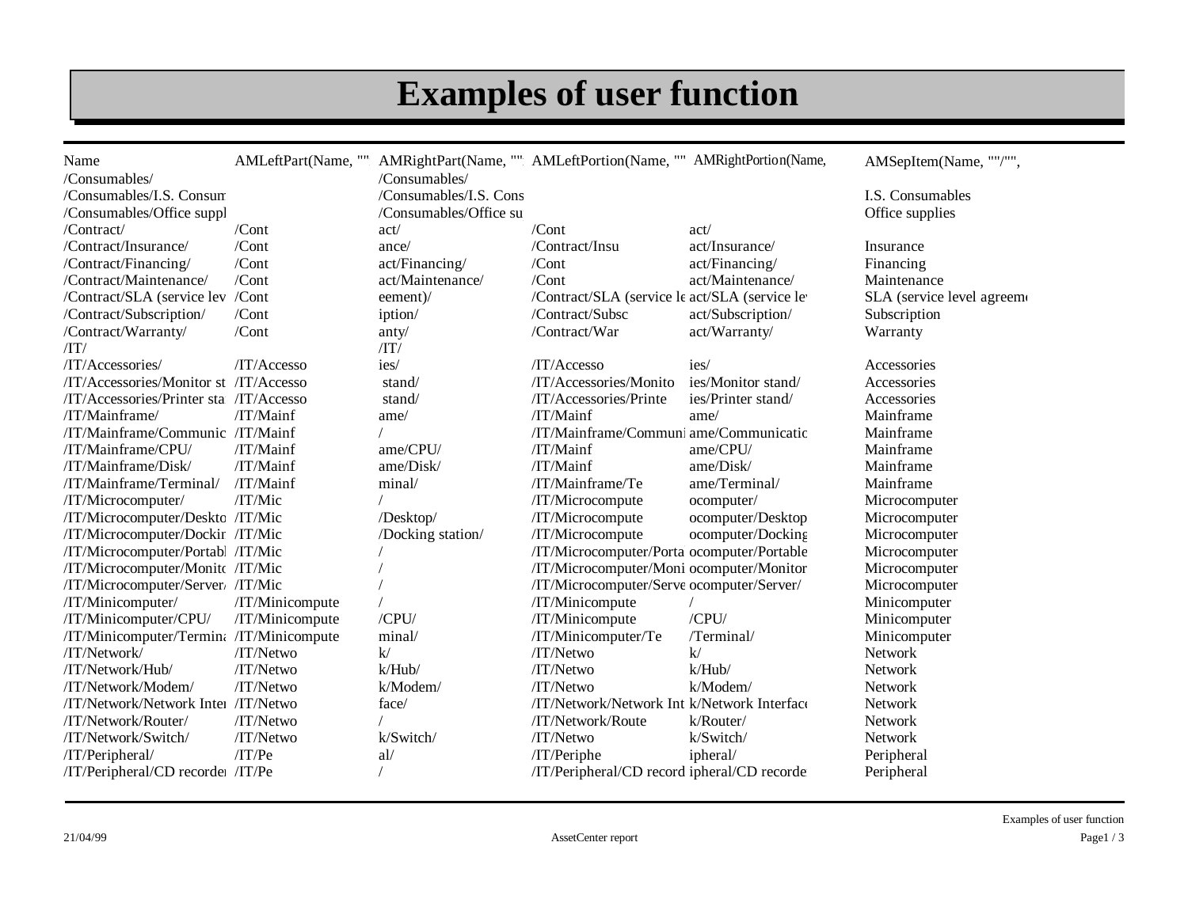# Examples of user function

| Name | AMLeftPart(Name, "" | AMRightPart(Name, "" | AMLeftPortion(Name, "" | AMRightPortion(Name, | AMSepItem(Name, ""/"", |
|---|---|---|---|---|---|
| /Consumables/ | | /Consumables/ | | | |
| /Consumables/I.S. Consum | | /Consumables/I.S. Cons | | | I.S. Consumables |
| /Consumables/Office suppl | | /Consumables/Office su | | | Office supplies |
| /Contract/ | /Cont | act/ | /Cont | act/ | |
| /Contract/Insurance/ | /Cont | ance/ | /Contract/Insu | act/Insurance/ | Insurance |
| /Contract/Financing/ | /Cont | act/Financing/ | /Cont | act/Financing/ | Financing |
| /Contract/Maintenance/ | /Cont | act/Maintenance/ | /Cont | act/Maintenance/ | Maintenance |
| /Contract/SLA (service lev | /Cont | eement)/ | /Contract/SLA (service le | act/SLA (service lev | SLA (service level agreem |
| /Contract/Subscription/ | /Cont | iption/ | /Contract/Subsc | act/Subscription/ | Subscription |
| /Contract/Warranty/ | /Cont | anty/ | /Contract/War | act/Warranty/ | Warranty |
| /IT/ | | /IT/ | | | |
| /IT/Accessories/ | /IT/Accesso | ies/ | /IT/Accesso | ies/ | Accessories |
| /IT/Accessories/Monitor st | /IT/Accesso | stand/ | /IT/Accessories/Monito | ies/Monitor stand/ | Accessories |
| /IT/Accessories/Printer sta | /IT/Accesso | stand/ | /IT/Accessories/Printe | ies/Printer stand/ | Accessories |
| /IT/Mainframe/ | /IT/Mainf | ame/ | /IT/Mainf | ame/ | Mainframe |
| /IT/Mainframe/Communic | /IT/Mainf | / | /IT/Mainframe/Communi | ame/Communicatic | Mainframe |
| /IT/Mainframe/CPU/ | /IT/Mainf | ame/CPU/ | /IT/Mainf | ame/CPU/ | Mainframe |
| /IT/Mainframe/Disk/ | /IT/Mainf | ame/Disk/ | /IT/Mainf | ame/Disk/ | Mainframe |
| /IT/Mainframe/Terminal/ | /IT/Mainf | minal/ | /IT/Mainframe/Te | ame/Terminal/ | Mainframe |
| /IT/Microcomputer/ | /IT/Mic | / | /IT/Microcompute | ocomputer/ | Microcomputer |
| /IT/Microcomputer/Deskto | /IT/Mic | /Desktop/ | /IT/Microcompute | ocomputer/Desktop | Microcomputer |
| /IT/Microcomputer/Dockir | /IT/Mic | /Docking station/ | /IT/Microcompute | ocomputer/Docking | Microcomputer |
| /IT/Microcomputer/Portabl | /IT/Mic | / | /IT/Microcomputer/Porta | ocomputer/Portable | Microcomputer |
| /IT/Microcomputer/Monitc | /IT/Mic | / | /IT/Microcomputer/Moni | ocomputer/Monitor | Microcomputer |
| /IT/Microcomputer/Server/ | /IT/Mic | / | /IT/Microcomputer/Serve | ocomputer/Server/ | Microcomputer |
| /IT/Minicomputer/ | /IT/Minicompute | / | /IT/Minicompute | / | Minicomputer |
| /IT/Minicomputer/CPU/ | /IT/Minicompute | /CPU/ | /IT/Minicompute | /CPU/ | Minicomputer |
| /IT/Minicomputer/Termina | /IT/Minicompute | minal/ | /IT/Minicomputer/Te | /Terminal/ | Minicomputer |
| /IT/Network/ | /IT/Netwo | k/ | /IT/Netwo | k/ | Network |
| /IT/Network/Hub/ | /IT/Netwo | k/Hub/ | /IT/Netwo | k/Hub/ | Network |
| /IT/Network/Modem/ | /IT/Netwo | k/Modem/ | /IT/Netwo | k/Modem/ | Network |
| /IT/Network/Network Inter | /IT/Netwo | face/ | /IT/Network/Network Int | k/Network Interface | Network |
| /IT/Network/Router/ | /IT/Netwo | / | /IT/Network/Route | k/Router/ | Network |
| /IT/Network/Switch/ | /IT/Netwo | k/Switch/ | /IT/Netwo | k/Switch/ | Network |
| /IT/Peripheral/ | /IT/Pe | al/ | /IT/Periphe | ipheral/ | Peripheral |
| /IT/Peripheral/CD recorder | /IT/Pe | / | /IT/Peripheral/CD record | ipheral/CD recorde | Peripheral |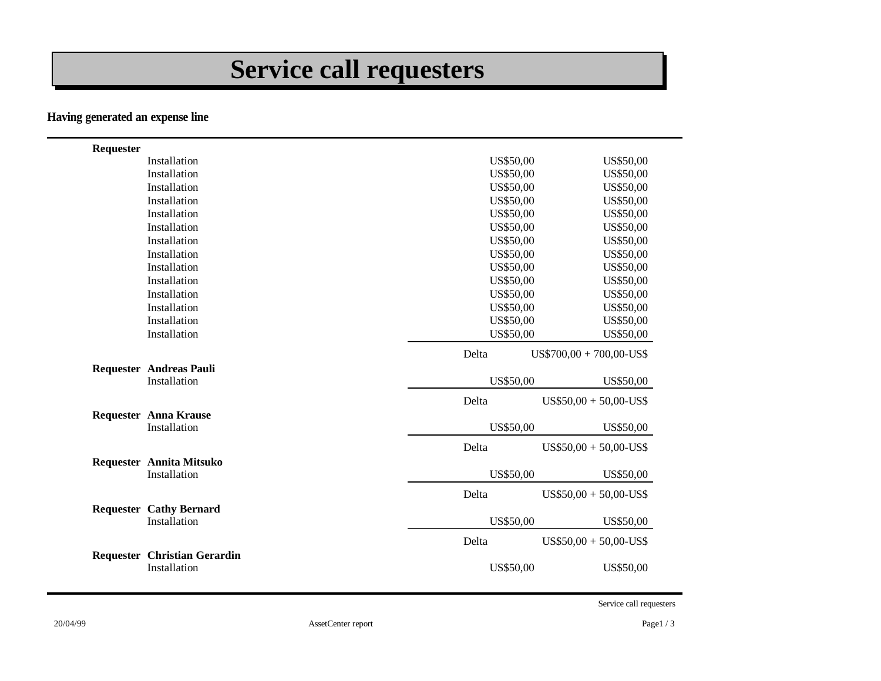# Service call requesters

**Having generated an expense line**

| | | | |
|---|---|---|---|
| **Requester** | | | |
| | Installation | US$50,00 | US$50,00 |
| | Installation | US$50,00 | US$50,00 |
| | Installation | US$50,00 | US$50,00 |
| | Installation | US$50,00 | US$50,00 |
| | Installation | US$50,00 | US$50,00 |
| | Installation | US$50,00 | US$50,00 |
| | Installation | US$50,00 | US$50,00 |
| | Installation | US$50,00 | US$50,00 |
| | Installation | US$50,00 | US$50,00 |
| | Installation | US$50,00 | US$50,00 |
| | Installation | US$50,00 | US$50,00 |
| | Installation | US$50,00 | US$50,00 |
| | Installation | US$50,00 | US$50,00 |
| | Installation | US$50,00 | US$50,00 |
| | | Delta | US$700,00 + 700,00-US$ |
| **Requester** | **Andreas Pauli** | | |
| | Installation | US$50,00 | US$50,00 |
| | | Delta | US$50,00 + 50,00-US$ |
| **Requester** | **Anna Krause** | | |
| | Installation | US$50,00 | US$50,00 |
| | | Delta | US$50,00 + 50,00-US$ |
| **Requester** | **Annita Mitsuko** | | |
| | Installation | US$50,00 | US$50,00 |
| | | Delta | US$50,00 + 50,00-US$ |
| **Requester** | **Cathy Bernard** | | |
| | Installation | US$50,00 | US$50,00 |
| | | Delta | US$50,00 + 50,00-US$ |
| **Requester** | **Christian Gerardin** | | |
| | Installation | US$50,00 | US$50,00 |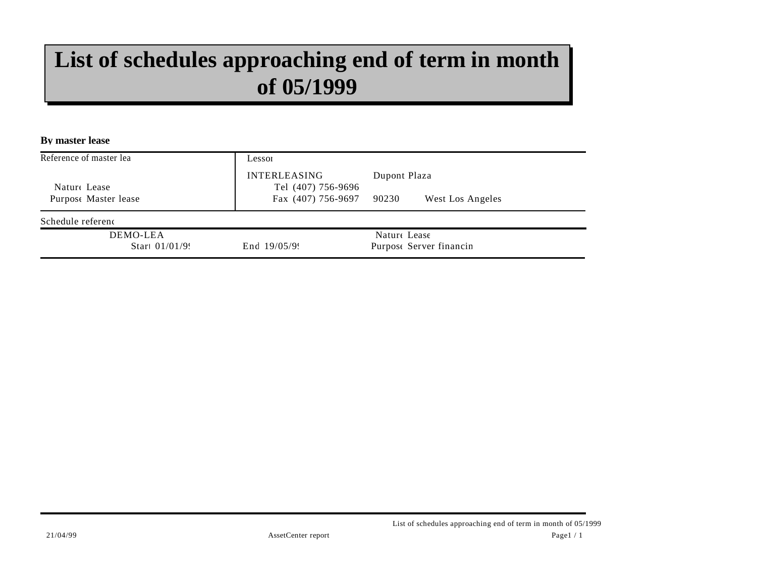# List of schedules approaching end of term in month of 05/1999

**By master lease**

| Reference of master lea | Lessor | | |
|---|---|---|---|
| | INTERLEASING | Dupont Plaza | |
| Nature Lease | Tel (407) 756-9696 | | |
| Purpose Master lease | Fax (407) 756-9697 | 90230 | West Los Angeles |

| Schedule referenc | | |
|---|---|---|
| DEMO-LEA | | Nature Lease |
| Start 01/01/9! | End 19/05/9! | Purpose Server financin |

21/04/99 AssetCenter report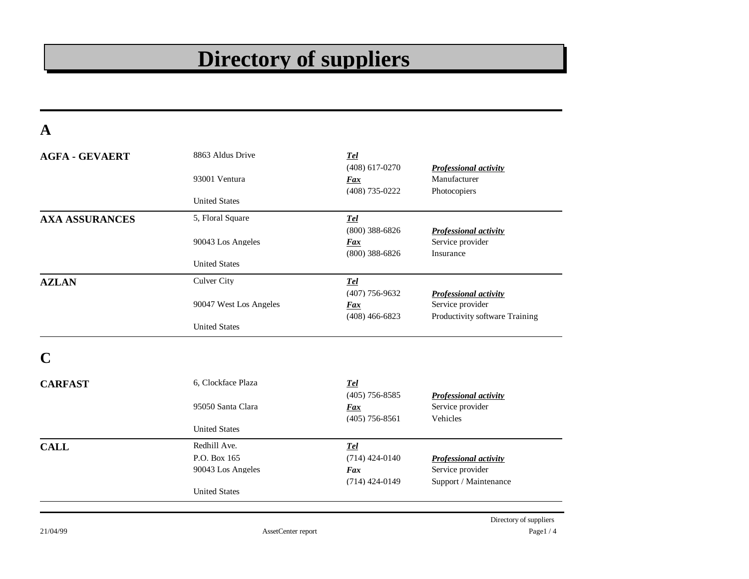# Directory of suppliers

## A

**AGFA - GEVAERT**

8863 Aldus Drive

93001 Ventura

United States

***Tel***
(408) 617-0270
***Fax***
(408) 735-0222

***Professional activity***
Manufacturer
Photocopiers

---

**AXA ASSURANCES**

5, Floral Square

90043 Los Angeles

United States

***Tel***
(800) 388-6826
***Fax***
(800) 388-6826

***Professional activity***
Service provider
Insurance

---

**AZLAN**

Culver City

90047 West Los Angeles

United States

***Tel***
(407) 756-9632
***Fax***
(408) 466-6823

***Professional activity***
Service provider
Productivity software Training

---

## C

**CARFAST**

6, Clockface Plaza

95050 Santa Clara

United States

***Tel***
(405) 756-8585
***Fax***
(405) 756-8561

***Professional activity***
Service provider
Vehicles

---

**CALL**

Redhill Ave.
P.O. Box 165
90043 Los Angeles

United States

***Tel***
(714) 424-0140
***Fax***
(714) 424-0149

***Professional activity***
Service provider
Support / Maintenance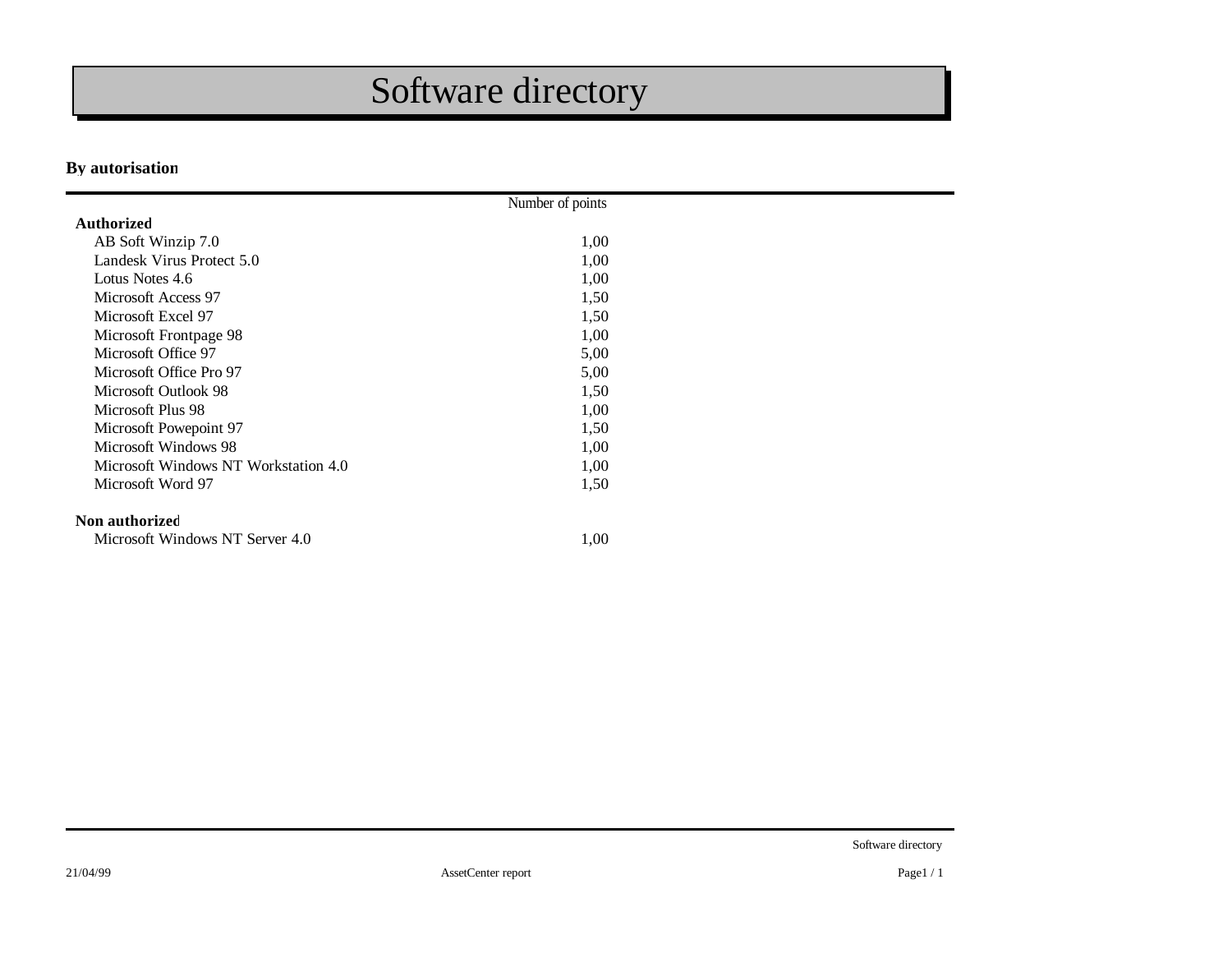# Software directory

**By autorisation**

| | Number of points |
|---|---|
| **Authorized** | |
| AB Soft Winzip 7.0 | 1,00 |
| Landesk Virus Protect 5.0 | 1,00 |
| Lotus Notes 4.6 | 1,00 |
| Microsoft Access 97 | 1,50 |
| Microsoft Excel 97 | 1,50 |
| Microsoft Frontpage 98 | 1,00 |
| Microsoft Office 97 | 5,00 |
| Microsoft Office Pro 97 | 5,00 |
| Microsoft Outlook 98 | 1,50 |
| Microsoft Plus 98 | 1,00 |
| Microsoft Powepoint 97 | 1,50 |
| Microsoft Windows 98 | 1,00 |
| Microsoft Windows NT Workstation 4.0 | 1,00 |
| Microsoft Word 97 | 1,50 |
| **Non authorized** | |
| Microsoft Windows NT Server 4.0 | 1,00 |

21/04/99 AssetCenter report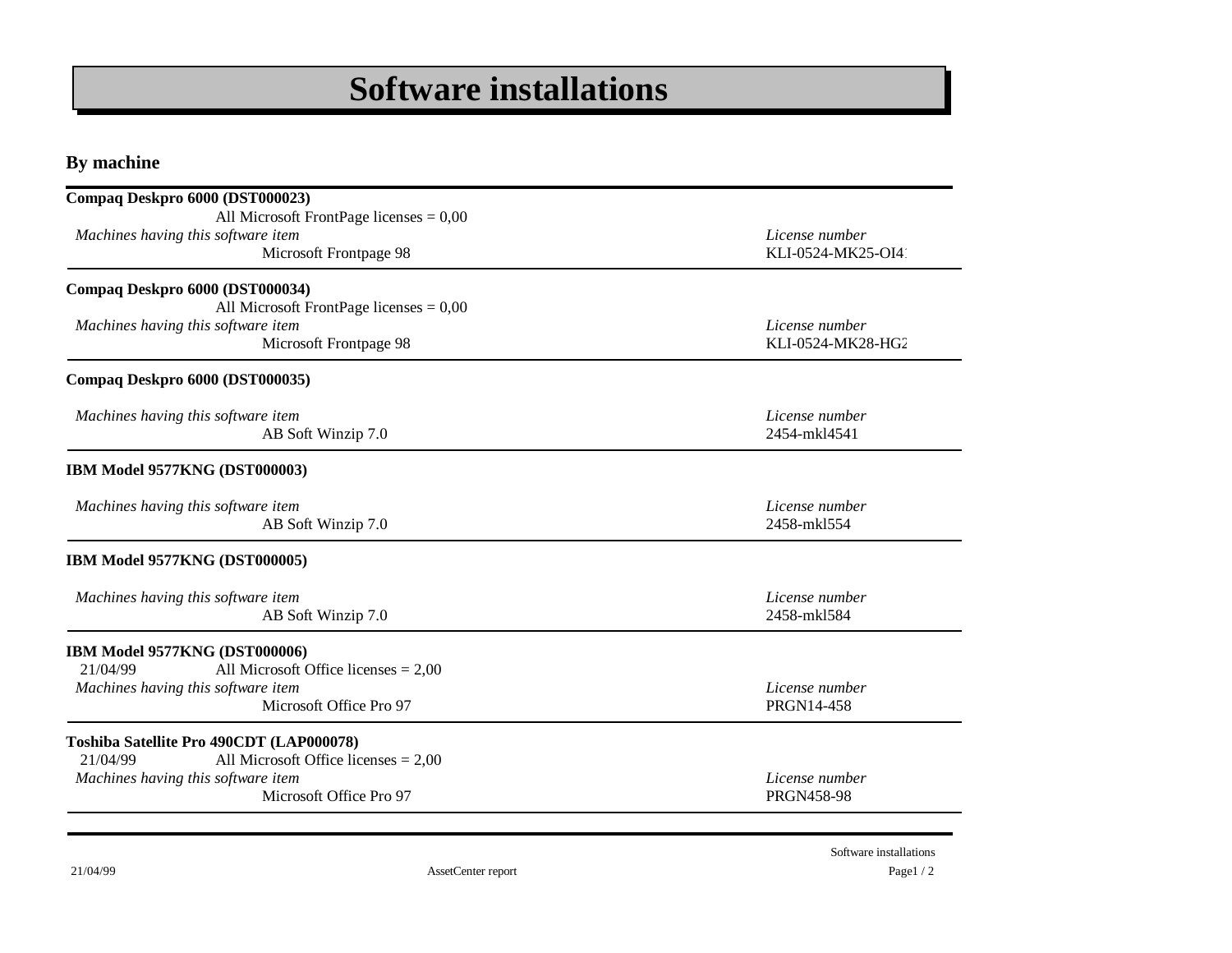# Software installations

## By machine

**Compaq Deskpro 6000 (DST000023)**

All Microsoft FrontPage licenses = 0,00

| *Machines having this software item* | *License number* |
|---|---|
| Microsoft Frontpage 98 | KLI-0524-MK25-OI4 |

**Compaq Deskpro 6000 (DST000034)**

All Microsoft FrontPage licenses = 0,00

| *Machines having this software item* | *License number* |
|---|---|
| Microsoft Frontpage 98 | KLI-0524-MK28-HG2 |

**Compaq Deskpro 6000 (DST000035)**

| *Machines having this software item* | *License number* |
|---|---|
| AB Soft Winzip 7.0 | 2454-mkl4541 |

**IBM Model 9577KNG (DST000003)**

| *Machines having this software item* | *License number* |
|---|---|
| AB Soft Winzip 7.0 | 2458-mkl554 |

**IBM Model 9577KNG (DST000005)**

| *Machines having this software item* | *License number* |
|---|---|
| AB Soft Winzip 7.0 | 2458-mkl584 |

**IBM Model 9577KNG (DST000006)**

21/04/99 All Microsoft Office licenses = 2,00

| *Machines having this software item* | *License number* |
|---|---|
| Microsoft Office Pro 97 | PRGN14-458 |

**Toshiba Satellite Pro 490CDT (LAP000078)**

21/04/99 All Microsoft Office licenses = 2,00

| *Machines having this software item* | *License number* |
|---|---|
| Microsoft Office Pro 97 | PRGN458-98 |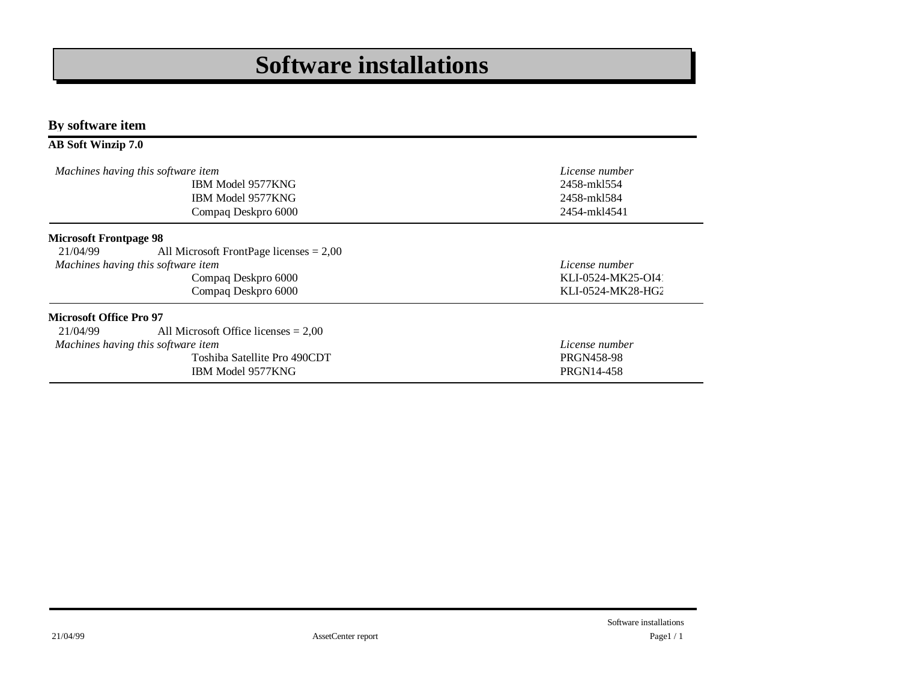# Software installations

## By software item

### AB Soft Winzip 7.0

| *Machines having this software item* | *License number* |
|---|---|
| IBM Model 9577KNG | 2458-mkl554 |
| IBM Model 9577KNG | 2458-mkl584 |
| Compaq Deskpro 6000 | 2454-mkl4541 |

### Microsoft Frontpage 98

21/04/99 All Microsoft FrontPage licenses = 2,00

| *Machines having this software item* | *License number* |
|---|---|
| Compaq Deskpro 6000 | KLI-0524-MK25-OI4 |
| Compaq Deskpro 6000 | KLI-0524-MK28-HG2 |

### Microsoft Office Pro 97

21/04/99 All Microsoft Office licenses = 2,00

| *Machines having this software item* | *License number* |
|---|---|
| Toshiba Satellite Pro 490CDT | PRGN458-98 |
| IBM Model 9577KNG | PRGN14-458 |

21/04/99 AssetCenter report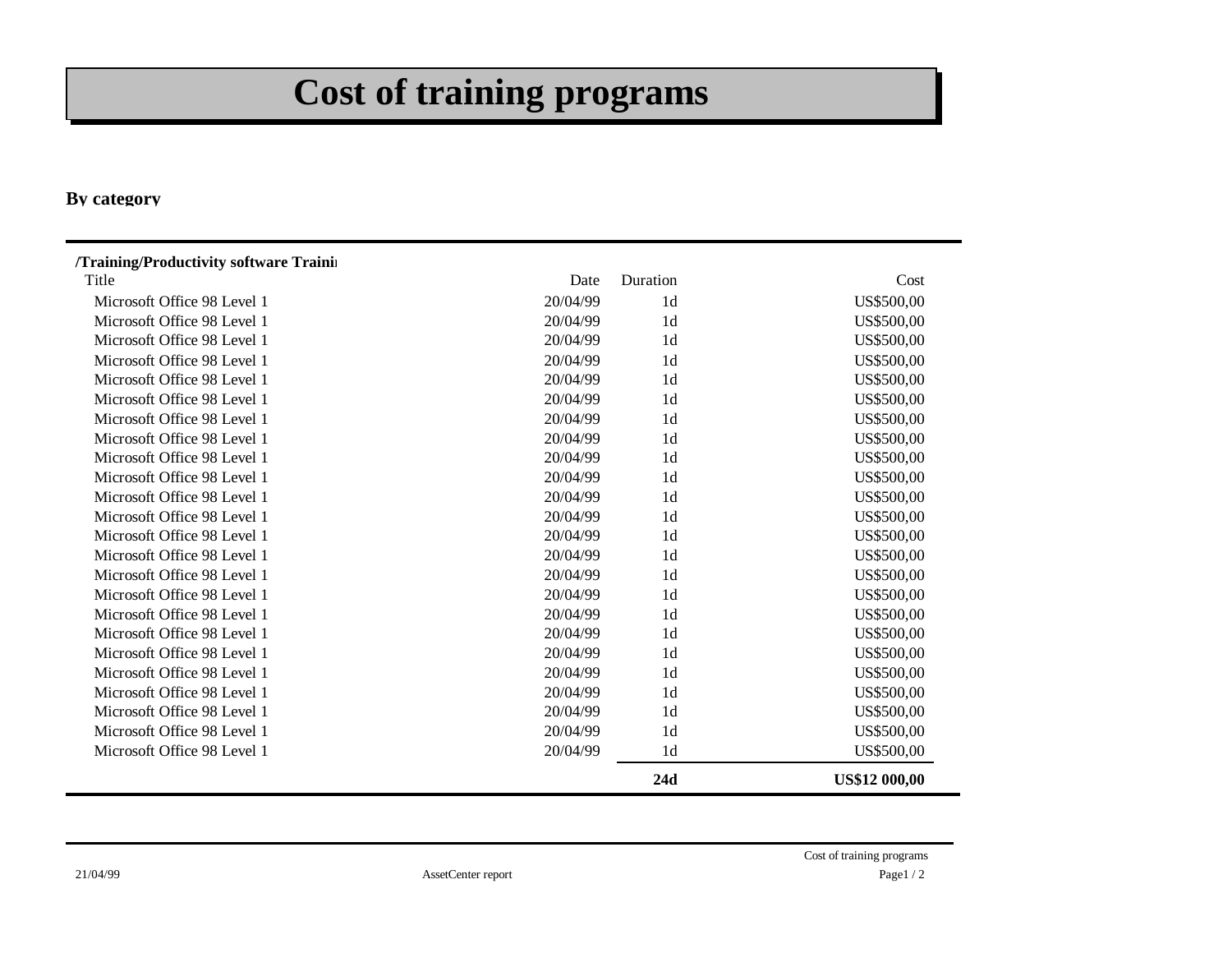# Cost of training programs

**By category**

**/Training/Productivity software Traini**

| Title | Date | Duration | Cost |
|---|---|---|---|
| Microsoft Office 98 Level 1 | 20/04/99 | 1d | US$500,00 |
| Microsoft Office 98 Level 1 | 20/04/99 | 1d | US$500,00 |
| Microsoft Office 98 Level 1 | 20/04/99 | 1d | US$500,00 |
| Microsoft Office 98 Level 1 | 20/04/99 | 1d | US$500,00 |
| Microsoft Office 98 Level 1 | 20/04/99 | 1d | US$500,00 |
| Microsoft Office 98 Level 1 | 20/04/99 | 1d | US$500,00 |
| Microsoft Office 98 Level 1 | 20/04/99 | 1d | US$500,00 |
| Microsoft Office 98 Level 1 | 20/04/99 | 1d | US$500,00 |
| Microsoft Office 98 Level 1 | 20/04/99 | 1d | US$500,00 |
| Microsoft Office 98 Level 1 | 20/04/99 | 1d | US$500,00 |
| Microsoft Office 98 Level 1 | 20/04/99 | 1d | US$500,00 |
| Microsoft Office 98 Level 1 | 20/04/99 | 1d | US$500,00 |
| Microsoft Office 98 Level 1 | 20/04/99 | 1d | US$500,00 |
| Microsoft Office 98 Level 1 | 20/04/99 | 1d | US$500,00 |
| Microsoft Office 98 Level 1 | 20/04/99 | 1d | US$500,00 |
| Microsoft Office 98 Level 1 | 20/04/99 | 1d | US$500,00 |
| Microsoft Office 98 Level 1 | 20/04/99 | 1d | US$500,00 |
| Microsoft Office 98 Level 1 | 20/04/99 | 1d | US$500,00 |
| Microsoft Office 98 Level 1 | 20/04/99 | 1d | US$500,00 |
| Microsoft Office 98 Level 1 | 20/04/99 | 1d | US$500,00 |
| Microsoft Office 98 Level 1 | 20/04/99 | 1d | US$500,00 |
| Microsoft Office 98 Level 1 | 20/04/99 | 1d | US$500,00 |
| Microsoft Office 98 Level 1 | 20/04/99 | 1d | US$500,00 |
| Microsoft Office 98 Level 1 | 20/04/99 | 1d | US$500,00 |
| | | **24d** | **US$12 000,00** |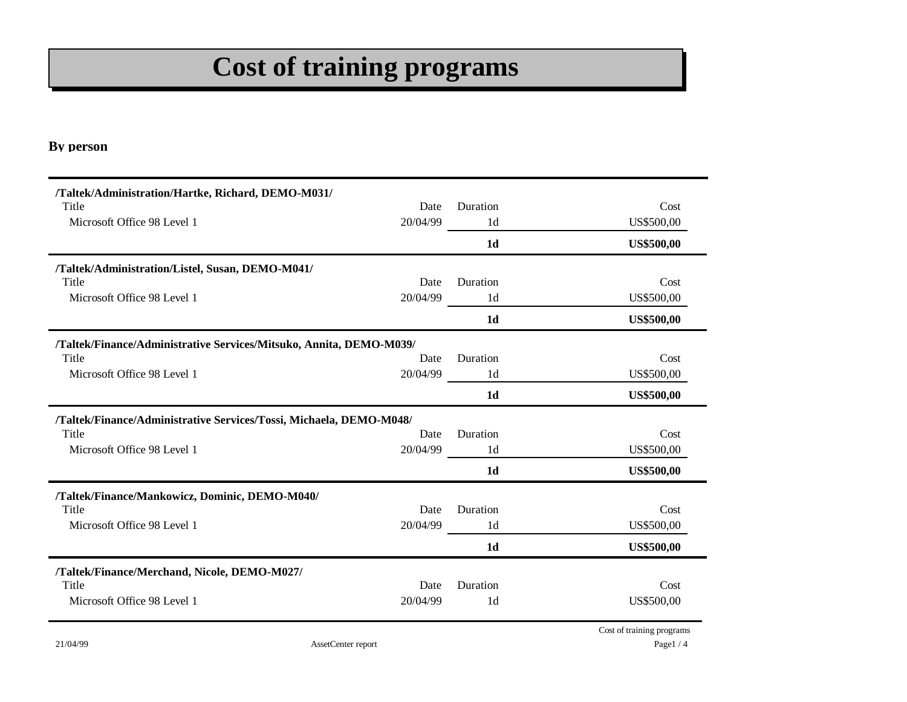# Cost of training programs

**By person**

**/Taltek/Administration/Hartke, Richard, DEMO-M031/**

| Title | Date | Duration | Cost |
|---|---|---|---|
| Microsoft Office 98 Level 1 | 20/04/99 | 1d | US$500,00 |
| | | **1d** | **US$500,00** |

**/Taltek/Administration/Listel, Susan, DEMO-M041/**

| Title | Date | Duration | Cost |
|---|---|---|---|
| Microsoft Office 98 Level 1 | 20/04/99 | 1d | US$500,00 |
| | | **1d** | **US$500,00** |

**/Taltek/Finance/Administrative Services/Mitsuko, Annita, DEMO-M039/**

| Title | Date | Duration | Cost |
|---|---|---|---|
| Microsoft Office 98 Level 1 | 20/04/99 | 1d | US$500,00 |
| | | **1d** | **US$500,00** |

**/Taltek/Finance/Administrative Services/Tossi, Michaela, DEMO-M048/**

| Title | Date | Duration | Cost |
|---|---|---|---|
| Microsoft Office 98 Level 1 | 20/04/99 | 1d | US$500,00 |
| | | **1d** | **US$500,00** |

**/Taltek/Finance/Mankowicz, Dominic, DEMO-M040/**

| Title | Date | Duration | Cost |
|---|---|---|---|
| Microsoft Office 98 Level 1 | 20/04/99 | 1d | US$500,00 |
| | | **1d** | **US$500,00** |

**/Taltek/Finance/Merchand, Nicole, DEMO-M027/**

| Title | Date | Duration | Cost |
|---|---|---|---|
| Microsoft Office 98 Level 1 | 20/04/99 | 1d | US$500,00 |

21/04/99 AssetCenter report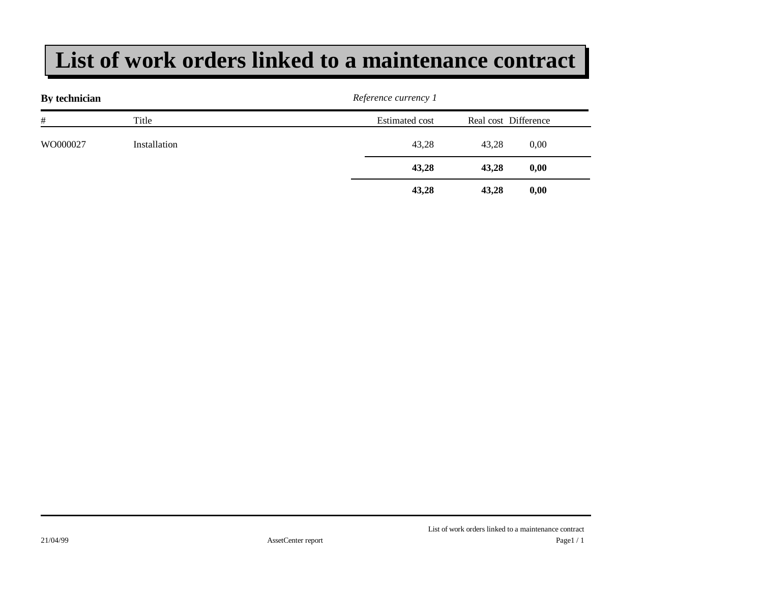# List of work orders linked to a maintenance contract

**By technician** *Reference currency 1*

| # | Title | Estimated cost | Real cost | Difference |
|---|---|---|---|---|
| WO000027 | Installation | 43,28 | 43,28 | 0,00 |
| | | **43,28** | **43,28** | **0,00** |
| | | **43,28** | **43,28** | **0,00** |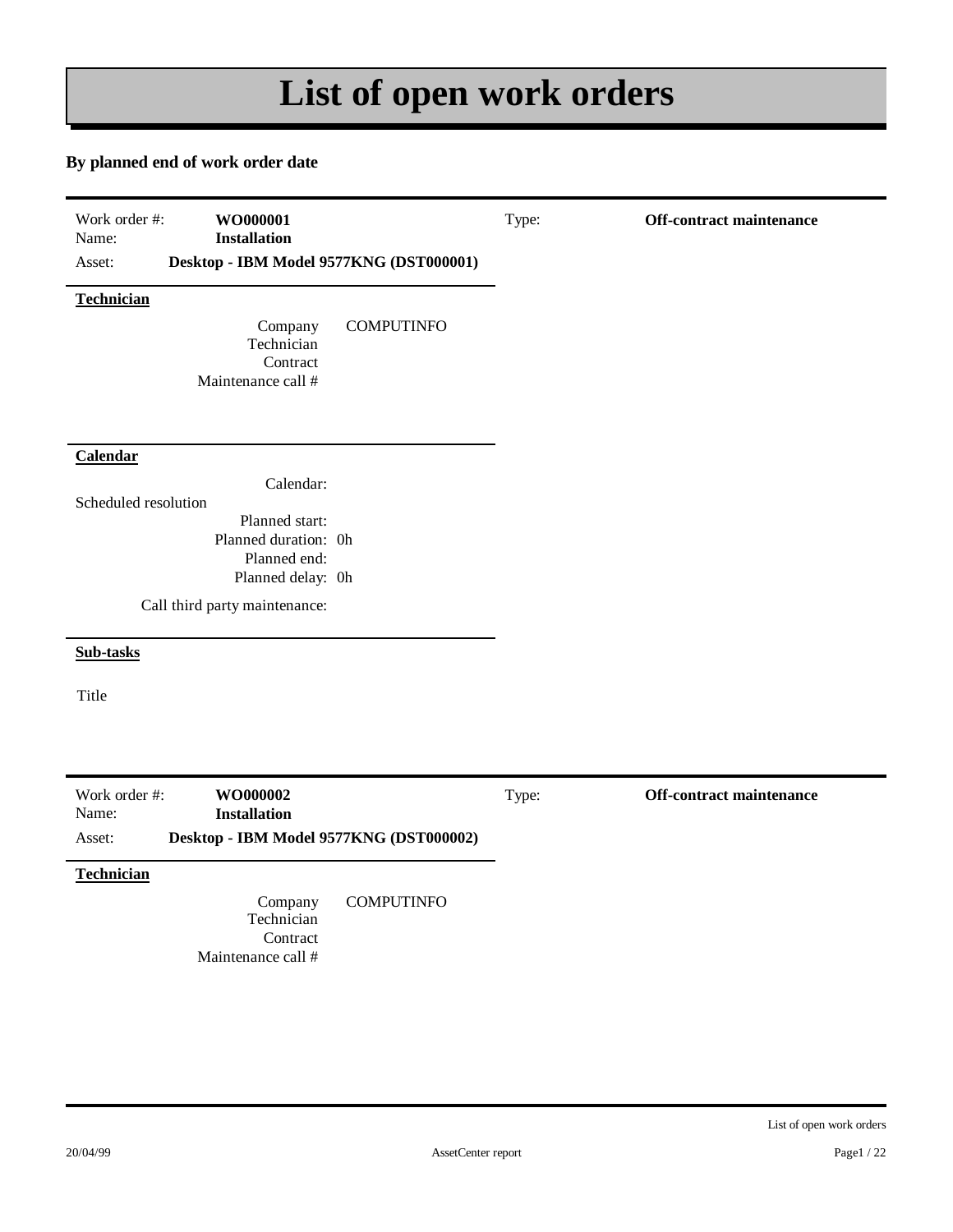# List of open work orders

**By planned end of work order date**

| | | | |
|---|---|---|---|
| Work order #: | **WO000001** | Type: | **Off-contract maintenance** |
| Name: | **Installation** | | |
| Asset: | **Desktop - IBM Model 9577KNG (DST000001)** | | |

**Technician**

| | |
|---|---|
| Company | COMPUTINFO |
| Technician | |
| Contract | |
| Maintenance call # | |

**Calendar**

Calendar:

Scheduled resolution

Planned start:
Planned duration: 0h
Planned end:
Planned delay: 0h

Call third party maintenance:

**Sub-tasks**

Title

| | | | |
|---|---|---|---|
| Work order #: | **WO000002** | Type: | **Off-contract maintenance** |
| Name: | **Installation** | | |
| Asset: | **Desktop - IBM Model 9577KNG (DST000002)** | | |

**Technician**

| | |
|---|---|
| Company | COMPUTINFO |
| Technician | |
| Contract | |
| Maintenance call # | |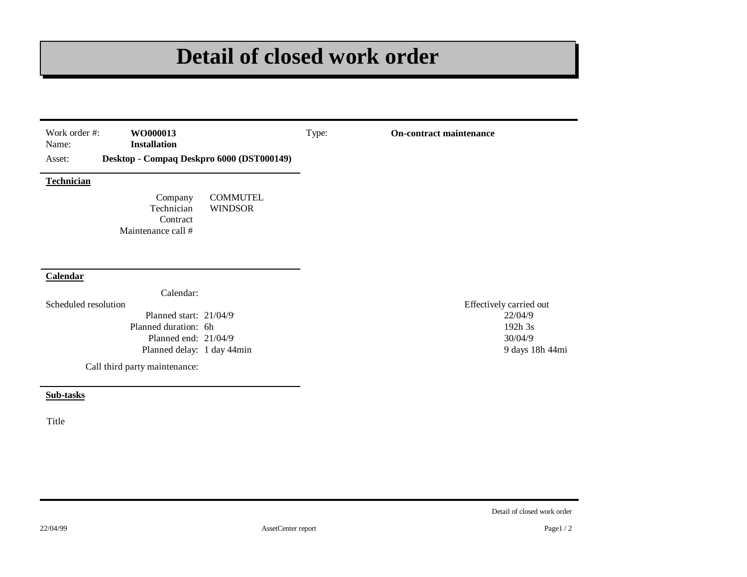# Detail of closed work order

Work order #: **WO000013**
Name: **Installation**
Asset: **Desktop - Compaq Deskpro 6000 (DST000149)**

Type: **On-contract maintenance**

**Technician**

| | |
|---|---|
| Company | COMMUTEL |
| Technician | WINDSOR |
| Contract | |
| Maintenance call # | |

**Calendar**

Calendar:

| Scheduled resolution | | Effectively carried out |
|---|---|---|
| Planned start: | 21/04/9 | 22/04/9 |
| Planned duration: | 6h | 192h 3s |
| Planned end: | 21/04/9 | 30/04/9 |
| Planned delay: | 1 day 44min | 9 days 18h 44mi |

Call third party maintenance:

**Sub-tasks**

Title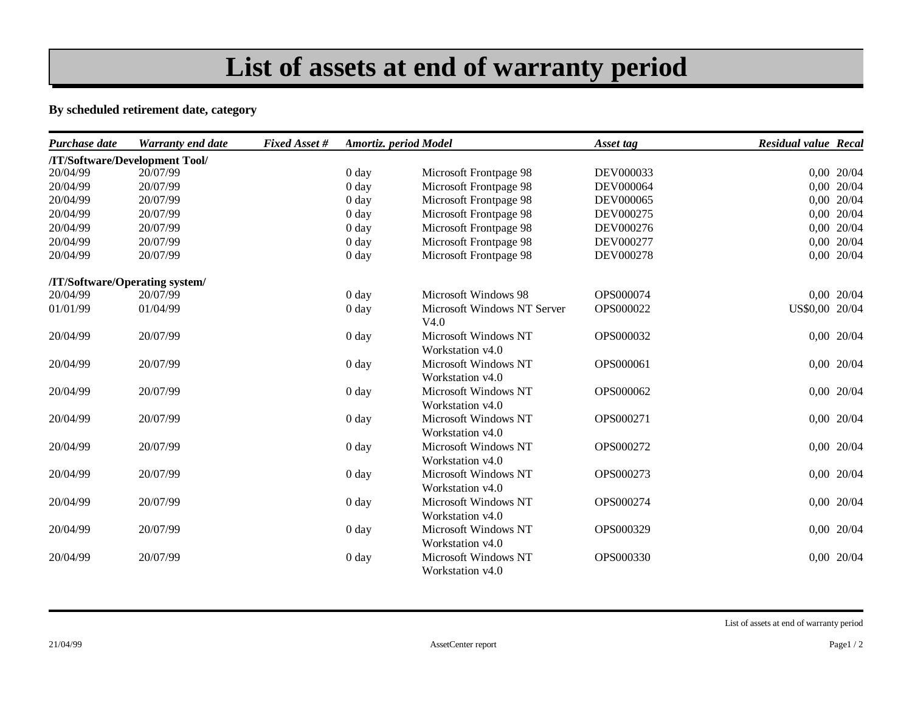# List of assets at end of warranty period

**By scheduled retirement date, category**

| *Purchase date* | *Warranty end date* | *Fixed Asset #* | *Amortiz. period* | *Model* | *Asset tag* | *Residual value* | *Recal* |
|---|---|---|---|---|---|---|---|
| **/IT/Software/Development Tool/** | | | | | | | |
| 20/04/99 | 20/07/99 | | 0 day | Microsoft Frontpage 98 | DEV000033 | 0,00 | 20/04 |
| 20/04/99 | 20/07/99 | | 0 day | Microsoft Frontpage 98 | DEV000064 | 0,00 | 20/04 |
| 20/04/99 | 20/07/99 | | 0 day | Microsoft Frontpage 98 | DEV000065 | 0,00 | 20/04 |
| 20/04/99 | 20/07/99 | | 0 day | Microsoft Frontpage 98 | DEV000275 | 0,00 | 20/04 |
| 20/04/99 | 20/07/99 | | 0 day | Microsoft Frontpage 98 | DEV000276 | 0,00 | 20/04 |
| 20/04/99 | 20/07/99 | | 0 day | Microsoft Frontpage 98 | DEV000277 | 0,00 | 20/04 |
| 20/04/99 | 20/07/99 | | 0 day | Microsoft Frontpage 98 | DEV000278 | 0,00 | 20/04 |
| **/IT/Software/Operating system/** | | | | | | | |
| 20/04/99 | 20/07/99 | | 0 day | Microsoft Windows 98 | OPS000074 | 0,00 | 20/04 |
| 01/01/99 | 01/04/99 | | 0 day | Microsoft Windows NT Server V4.0 | OPS000022 | US$0,00 | 20/04 |
| 20/04/99 | 20/07/99 | | 0 day | Microsoft Windows NT Workstation v4.0 | OPS000032 | 0,00 | 20/04 |
| 20/04/99 | 20/07/99 | | 0 day | Microsoft Windows NT Workstation v4.0 | OPS000061 | 0,00 | 20/04 |
| 20/04/99 | 20/07/99 | | 0 day | Microsoft Windows NT Workstation v4.0 | OPS000062 | 0,00 | 20/04 |
| 20/04/99 | 20/07/99 | | 0 day | Microsoft Windows NT Workstation v4.0 | OPS000271 | 0,00 | 20/04 |
| 20/04/99 | 20/07/99 | | 0 day | Microsoft Windows NT Workstation v4.0 | OPS000272 | 0,00 | 20/04 |
| 20/04/99 | 20/07/99 | | 0 day | Microsoft Windows NT Workstation v4.0 | OPS000273 | 0,00 | 20/04 |
| 20/04/99 | 20/07/99 | | 0 day | Microsoft Windows NT Workstation v4.0 | OPS000274 | 0,00 | 20/04 |
| 20/04/99 | 20/07/99 | | 0 day | Microsoft Windows NT Workstation v4.0 | OPS000329 | 0,00 | 20/04 |
| 20/04/99 | 20/07/99 | | 0 day | Microsoft Windows NT Workstation v4.0 | OPS000330 | 0,00 | 20/04 |

21/04/99 AssetCenter report